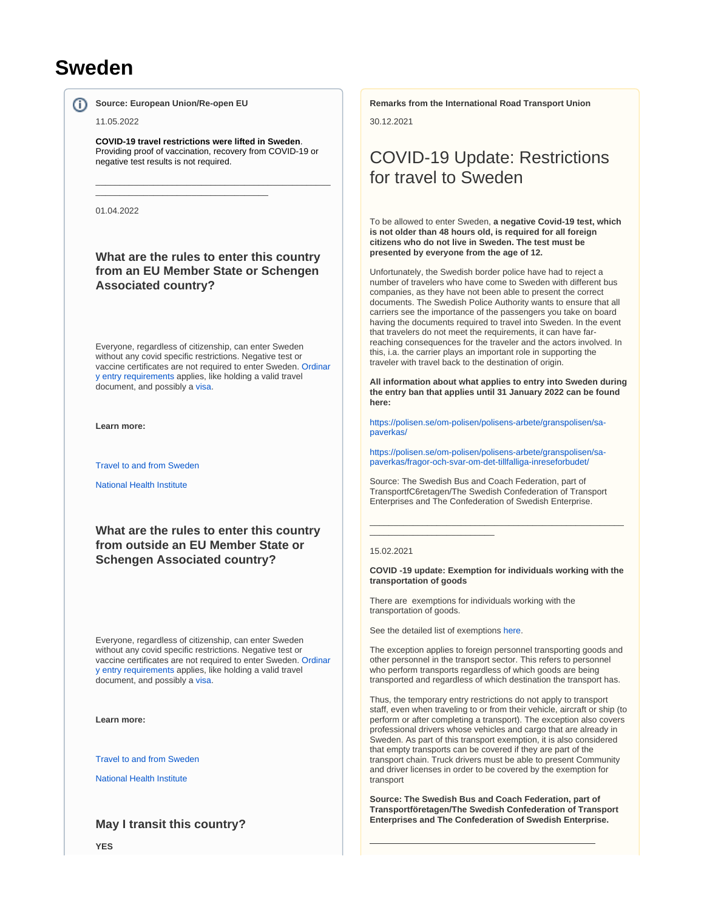# Sweden

**Source: European Union/Re-open EU**

11.05.2022

**COVID-19 travel restrictions were lifted in Sweden**. Providing proof of vaccination, recovery from COVID-19 or negative test results is not required.

---

01.04.2022

### What are the rules to enter this country from an EU Member State or Schengen Associated country?

Everyone, regardless of citizenship, can enter Sweden without any covid specific restrictions. Negative test or vaccine certificates are not required to enter Sweden. Ordinary entry requirements applies, like holding a valid travel document, and possibly a visa.

**Learn more:**

Travel to and from Sweden

National Health Institute

### What are the rules to enter this country from outside an EU Member State or Schengen Associated country?

Everyone, regardless of citizenship, can enter Sweden without any covid specific restrictions. Negative test or vaccine certificates are not required to enter Sweden. Ordinary entry requirements applies, like holding a valid travel document, and possibly a visa.

**Learn more:**

Travel to and from Sweden

National Health Institute

### May I transit this country?

**YES**

**Remarks from the International Road Transport Union**

30.12.2021

## COVID-19 Update: Restrictions for travel to Sweden

To be allowed to enter Sweden, **a negative Covid-19 test, which is not older than 48 hours old, is required for all foreign citizens who do not live in Sweden. The test must be presented by everyone from the age of 12.**

Unfortunately, the Swedish border police have had to reject a number of travelers who have come to Sweden with different bus companies, as they have not been able to present the correct documents. The Swedish Police Authority wants to ensure that all carriers see the importance of the passengers you take on board having the documents required to travel into Sweden. In the event that travelers do not meet the requirements, it can have far-reaching consequences for the traveler and the actors involved. In this, i.a. the carrier plays an important role in supporting the traveler with travel back to the destination of origin.

**All information about what applies to entry into Sweden during the entry ban that applies until 31 January 2022 can be found here:**

https://polisen.se/om-polisen/polisens-arbete/granspolisen/sa-paverkas/

https://polisen.se/om-polisen/polisens-arbete/granspolisen/sa-paverkas/fragor-och-svar-om-det-tillfalliga-inreseforbudet/

Source: The Swedish Bus and Coach Federation, part of TransportfC6retagen/The Swedish Confederation of Transport Enterprises and The Confederation of Swedish Enterprise.

---

15.02.2021

**COVID -19 update: Exemption for individuals working with the transportation of goods**

There are exemptions for individuals working with the transportation of goods.

See the detailed list of exemptions here.

The exception applies to foreign personnel transporting goods and other personnel in the transport sector. This refers to personnel who perform transports regardless of which goods are being transported and regardless of which destination the transport has.

Thus, the temporary entry restrictions do not apply to transport staff, even when traveling to or from their vehicle, aircraft or ship (to perform or after completing a transport). The exception also covers professional drivers whose vehicles and cargo that are already in Sweden. As part of this transport exemption, it is also considered that empty transports can be covered if they are part of the transport chain. Truck drivers must be able to present Community and driver licenses in order to be covered by the exemption for transport

**Source: The Swedish Bus and Coach Federation, part of Transportföretagen/The Swedish Confederation of Transport Enterprises and The Confederation of Swedish Enterprise.**

---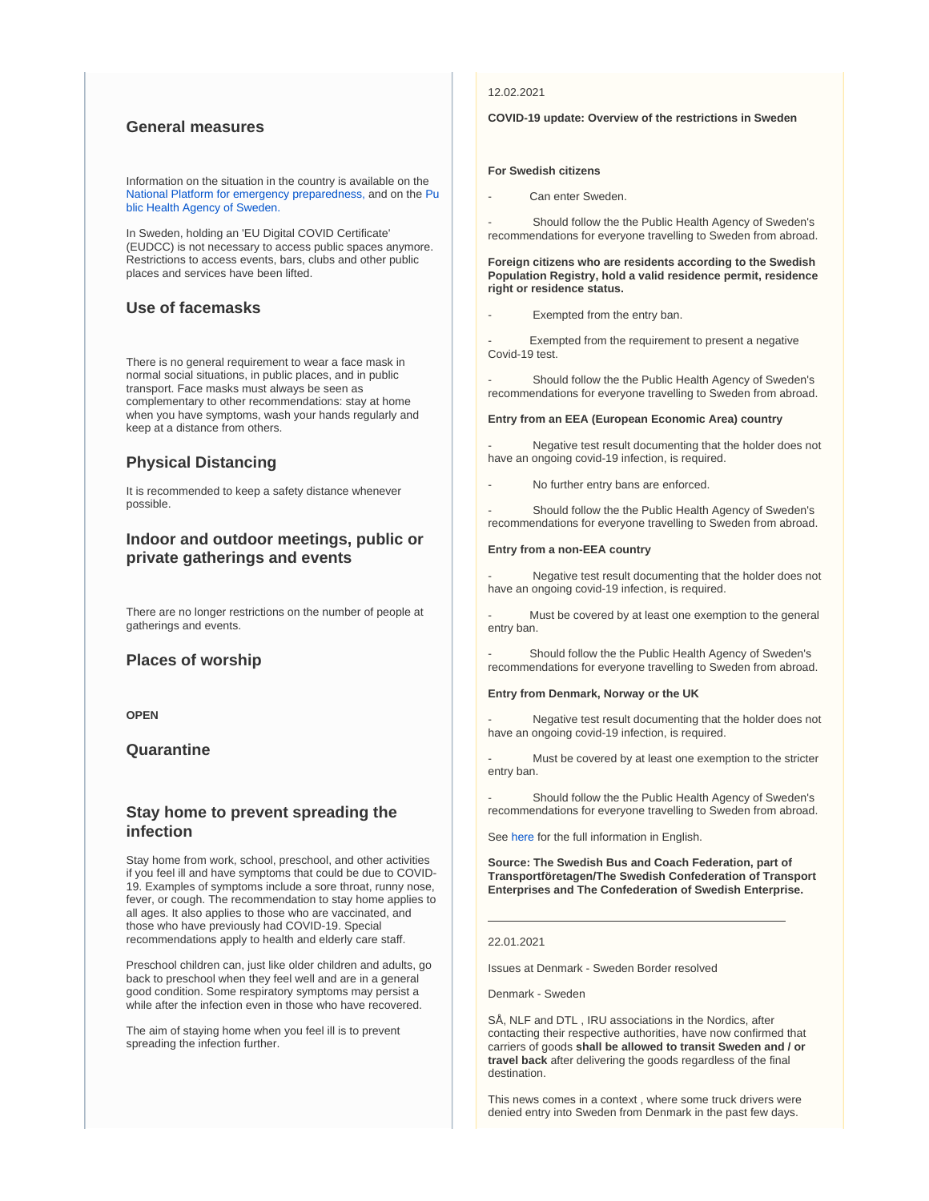## General measures

Information on the situation in the country is available on the National Platform for emergency preparedness, and on the Public Health Agency of Sweden.

In Sweden, holding an 'EU Digital COVID Certificate' (EUDCC) is not necessary to access public spaces anymore. Restrictions to access events, bars, clubs and other public places and services have been lifted.

## Use of facemasks

There is no general requirement to wear a face mask in normal social situations, in public places, and in public transport. Face masks must always be seen as complementary to other recommendations: stay at home when you have symptoms, wash your hands regularly and keep at a distance from others.

## Physical Distancing

It is recommended to keep a safety distance whenever possible.

## Indoor and outdoor meetings, public or private gatherings and events

There are no longer restrictions on the number of people at gatherings and events.

## Places of worship

**OPEN**

## Quarantine

## Stay home to prevent spreading the infection

Stay home from work, school, preschool, and other activities if you feel ill and have symptoms that could be due to COVID-19. Examples of symptoms include a sore throat, runny nose, fever, or cough. The recommendation to stay home applies to all ages. It also applies to those who are vaccinated, and those who have previously had COVID-19. Special recommendations apply to health and elderly care staff.

Preschool children can, just like older children and adults, go back to preschool when they feel well and are in a general good condition. Some respiratory symptoms may persist a while after the infection even in those who have recovered.

The aim of staying home when you feel ill is to prevent spreading the infection further.

12.02.2021

**COVID-19 update: Overview of the restrictions in Sweden**

**For Swedish citizens**

- Can enter Sweden.
- Should follow the the Public Health Agency of Sweden's recommendations for everyone travelling to Sweden from abroad.

**Foreign citizens who are residents according to the Swedish Population Registry, hold a valid residence permit, residence right or residence status.**

- Exempted from the entry ban.
- Exempted from the requirement to present a negative Covid-19 test.
- Should follow the the Public Health Agency of Sweden's recommendations for everyone travelling to Sweden from abroad.

**Entry from an EEA (European Economic Area) country**

- Negative test result documenting that the holder does not have an ongoing covid-19 infection, is required.
- No further entry bans are enforced.
- Should follow the the Public Health Agency of Sweden's recommendations for everyone travelling to Sweden from abroad.

**Entry from a non-EEA country**

- Negative test result documenting that the holder does not have an ongoing covid-19 infection, is required.
- Must be covered by at least one exemption to the general entry ban.
- Should follow the the Public Health Agency of Sweden's recommendations for everyone travelling to Sweden from abroad.

**Entry from Denmark, Norway or the UK**

- Negative test result documenting that the holder does not have an ongoing covid-19 infection, is required.
- Must be covered by at least one exemption to the stricter entry ban.
- Should follow the the Public Health Agency of Sweden's recommendations for everyone travelling to Sweden from abroad.

See here for the full information in English.

**Source: The Swedish Bus and Coach Federation, part of Transportföretagen/The Swedish Confederation of Transport Enterprises and The Confederation of Swedish Enterprise.**

---

22.01.2021

Issues at Denmark - Sweden Border resolved

Denmark - Sweden

SÅ, NLF and DTL , IRU associations in the Nordics, after contacting their respective authorities, have now confirmed that carriers of goods **shall be allowed to transit Sweden and / or travel back** after delivering the goods regardless of the final destination.

This news comes in a context , where some truck drivers were denied entry into Sweden from Denmark in the past few days.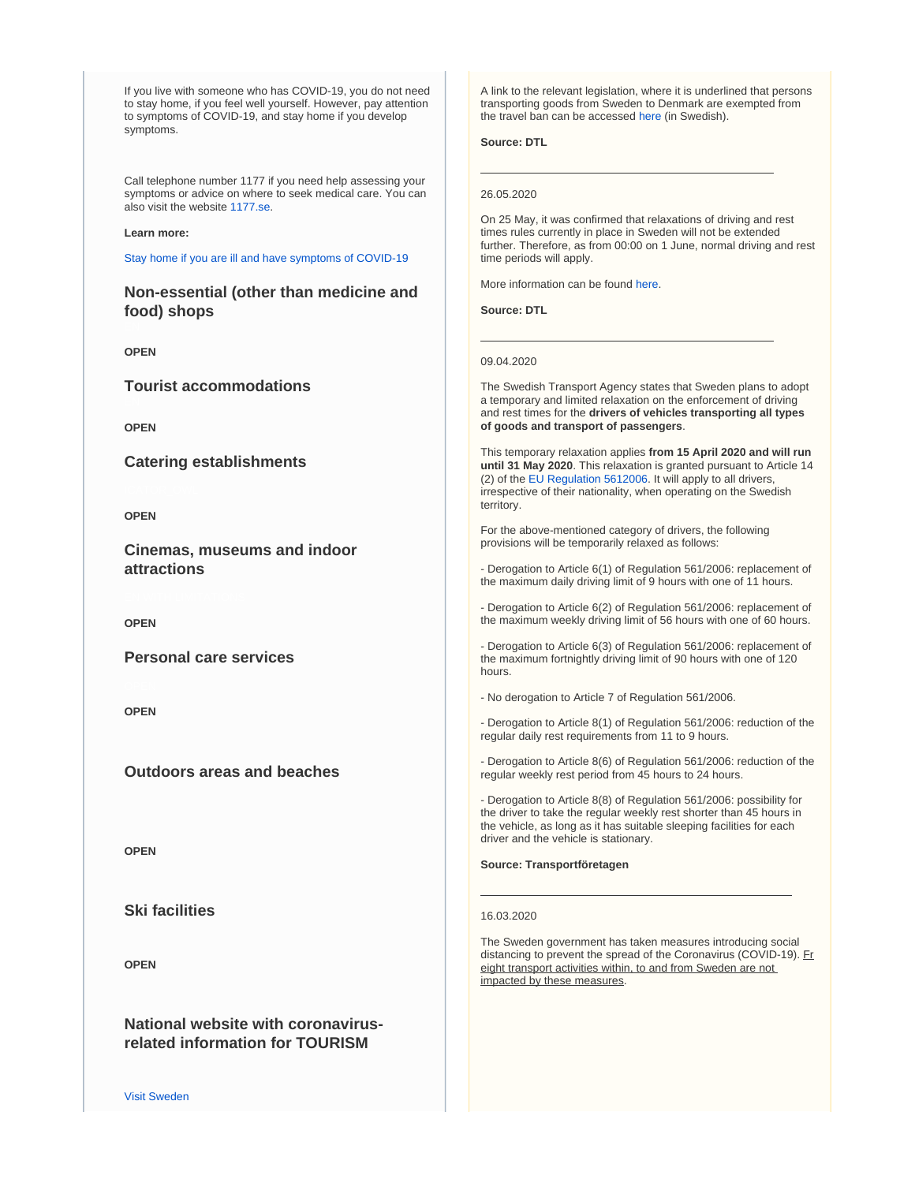If you live with someone who has COVID-19, you do not need to stay home, if you feel well yourself. However, pay attention to symptoms of COVID-19, and stay home if you develop symptoms.

Call telephone number 1177 if you need help assessing your symptoms or advice on where to seek medical care. You can also visit the website 1177.se.

**Learn more:**

Stay home if you are ill and have symptoms of COVID-19

### Non-essential (other than medicine and food) shops

**OPEN**

### Tourist accommodations

**OPEN**

### Catering establishments

**OPEN**

### Cinemas, museums and indoor attractions

**OPEN**

### Personal care services

**OPEN**

### Outdoors areas and beaches

**OPEN**

### Ski facilities

**OPEN**

### National website with coronavirus-related information for TOURISM

Visit Sweden

A link to the relevant legislation, where it is underlined that persons transporting goods from Sweden to Denmark are exempted from the travel ban can be accessed here (in Swedish).

**Source: DTL**

---

26.05.2020

On 25 May, it was confirmed that relaxations of driving and rest times rules currently in place in Sweden will not be extended further. Therefore, as from 00:00 on 1 June, normal driving and rest time periods will apply.

More information can be found here.

**Source: DTL**

---

09.04.2020

The Swedish Transport Agency states that Sweden plans to adopt a temporary and limited relaxation on the enforcement of driving and rest times for the **drivers of vehicles transporting all types of goods and transport of passengers**.

This temporary relaxation applies **from 15 April 2020 and will run until 31 May 2020**. This relaxation is granted pursuant to Article 14 (2) of the EU Regulation 5612006. It will apply to all drivers, irrespective of their nationality, when operating on the Swedish territory.

For the above-mentioned category of drivers, the following provisions will be temporarily relaxed as follows:

- Derogation to Article 6(1) of Regulation 561/2006: replacement of the maximum daily driving limit of 9 hours with one of 11 hours.

- Derogation to Article 6(2) of Regulation 561/2006: replacement of the maximum weekly driving limit of 56 hours with one of 60 hours.

- Derogation to Article 6(3) of Regulation 561/2006: replacement of the maximum fortnightly driving limit of 90 hours with one of 120 hours.

- No derogation to Article 7 of Regulation 561/2006.

- Derogation to Article 8(1) of Regulation 561/2006: reduction of the regular daily rest requirements from 11 to 9 hours.

- Derogation to Article 8(6) of Regulation 561/2006: reduction of the regular weekly rest period from 45 hours to 24 hours.

- Derogation to Article 8(8) of Regulation 561/2006: possibility for the driver to take the regular weekly rest shorter than 45 hours in the vehicle, as long as it has suitable sleeping facilities for each driver and the vehicle is stationary.

**Source: Transportföretagen**

---

16.03.2020

The Sweden government has taken measures introducing social distancing to prevent the spread of the Coronavirus (COVID-19). Freight transport activities within, to and from Sweden are not impacted by these measures.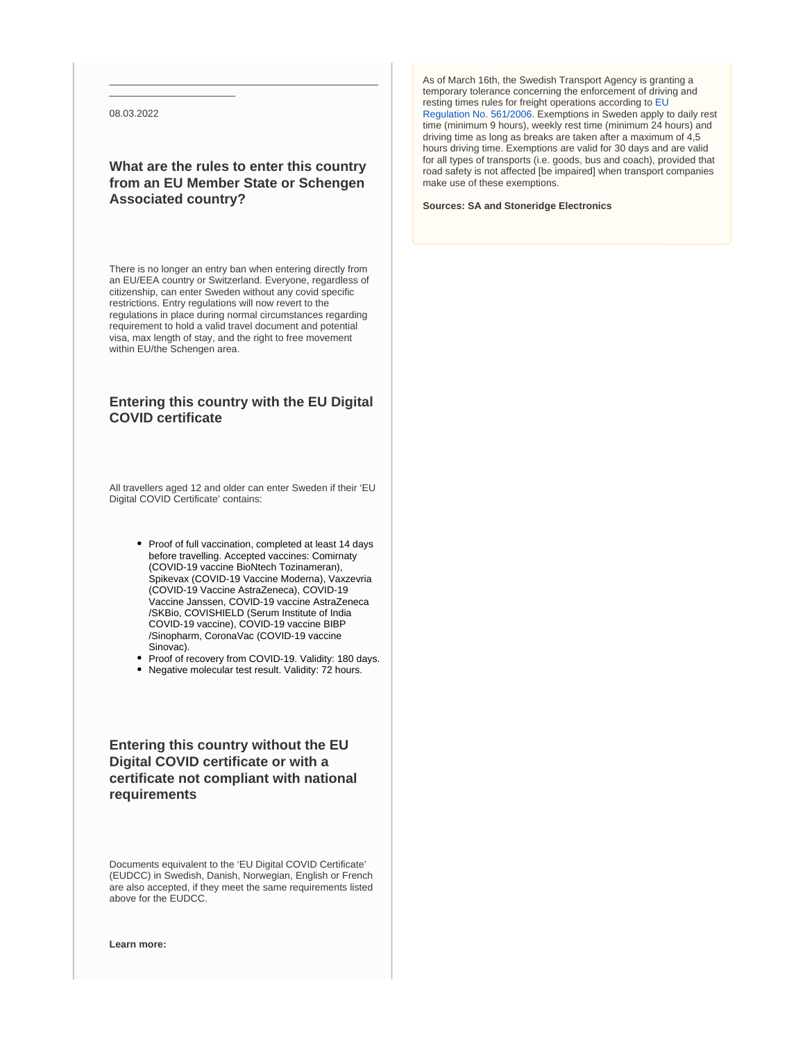08.03.2022

### What are the rules to enter this country from an EU Member State or Schengen Associated country?

There is no longer an entry ban when entering directly from an EU/EEA country or Switzerland. Everyone, regardless of citizenship, can enter Sweden without any covid specific restrictions. Entry regulations will now revert to the regulations in place during normal circumstances regarding requirement to hold a valid travel document and potential visa, max length of stay, and the right to free movement within EU/the Schengen area.

### Entering this country with the EU Digital COVID certificate

All travellers aged 12 and older can enter Sweden if their 'EU Digital COVID Certificate' contains:

- Proof of full vaccination, completed at least 14 days before travelling. Accepted vaccines: Comirnaty (COVID-19 vaccine BioNtech Tozinameran), Spikevax (COVID-19 Vaccine Moderna), Vaxzevria (COVID-19 Vaccine AstraZeneca), COVID-19 Vaccine Janssen, COVID-19 vaccine AstraZeneca /SKBio, COVISHIELD (Serum Institute of India COVID-19 vaccine), COVID-19 vaccine BIBP /Sinopharm, CoronaVac (COVID-19 vaccine Sinovac).
- Proof of recovery from COVID-19. Validity: 180 days.
- Negative molecular test result. Validity: 72 hours.

### Entering this country without the EU Digital COVID certificate or with a certificate not compliant with national requirements

Documents equivalent to the 'EU Digital COVID Certificate' (EUDCC) in Swedish, Danish, Norwegian, English or French are also accepted, if they meet the same requirements listed above for the EUDCC.

**Learn more:**

As of March 16th, the Swedish Transport Agency is granting a temporary tolerance concerning the enforcement of driving and resting times rules for freight operations according to EU Regulation No. 561/2006. Exemptions in Sweden apply to daily rest time (minimum 9 hours), weekly rest time (minimum 24 hours) and driving time as long as breaks are taken after a maximum of 4,5 hours driving time. Exemptions are valid for 30 days and are valid for all types of transports (i.e. goods, bus and coach), provided that road safety is not affected [be impaired] when transport companies make use of these exemptions.

**Sources: SA and Stoneridge Electronics**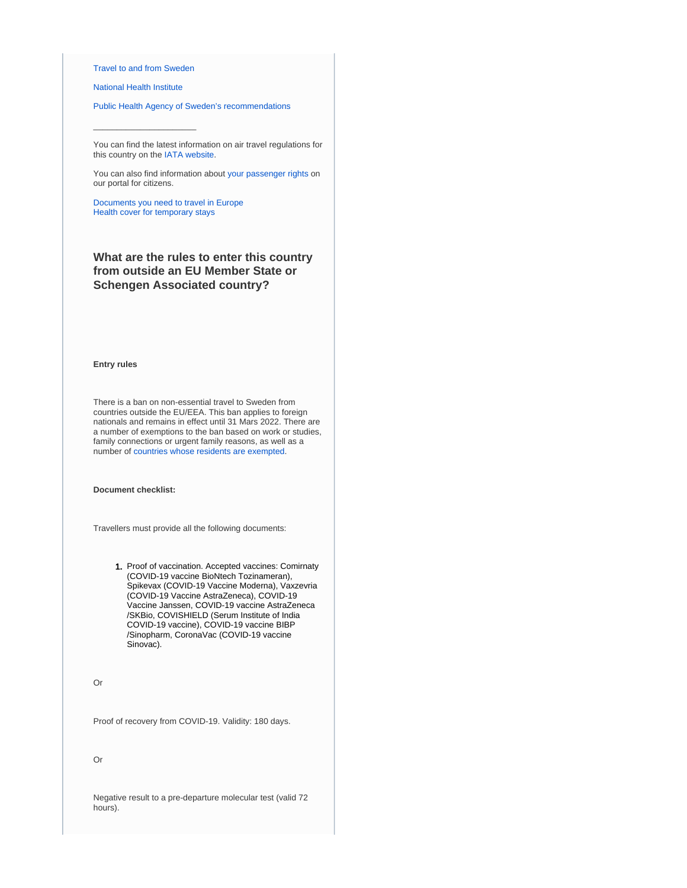Travel to and from Sweden

National Health Institute

Public Health Agency of Sweden's recommendations

---

You can find the latest information on air travel regulations for this country on the IATA website.

You can also find information about your passenger rights on our portal for citizens.

Documents you need to travel in Europe
Health cover for temporary stays

### What are the rules to enter this country from outside an EU Member State or Schengen Associated country?

**Entry rules**

There is a ban on non-essential travel to Sweden from countries outside the EU/EEA. This ban applies to foreign nationals and remains in effect until 31 Mars 2022. There are a number of exemptions to the ban based on work or studies, family connections or urgent family reasons, as well as a number of countries whose residents are exempted.

**Document checklist:**

Travellers must provide all the following documents:

1. Proof of vaccination. Accepted vaccines: Comirnaty (COVID-19 vaccine BioNtech Tozinameran), Spikevax (COVID-19 Vaccine Moderna), Vaxzevria (COVID-19 Vaccine AstraZeneca), COVID-19 Vaccine Janssen, COVID-19 vaccine AstraZeneca /SKBio, COVISHIELD (Serum Institute of India COVID-19 vaccine), COVID-19 vaccine BIBP /Sinopharm, CoronaVac (COVID-19 vaccine Sinovac).

Or

Proof of recovery from COVID-19. Validity: 180 days.

Or

Negative result to a pre-departure molecular test (valid 72 hours).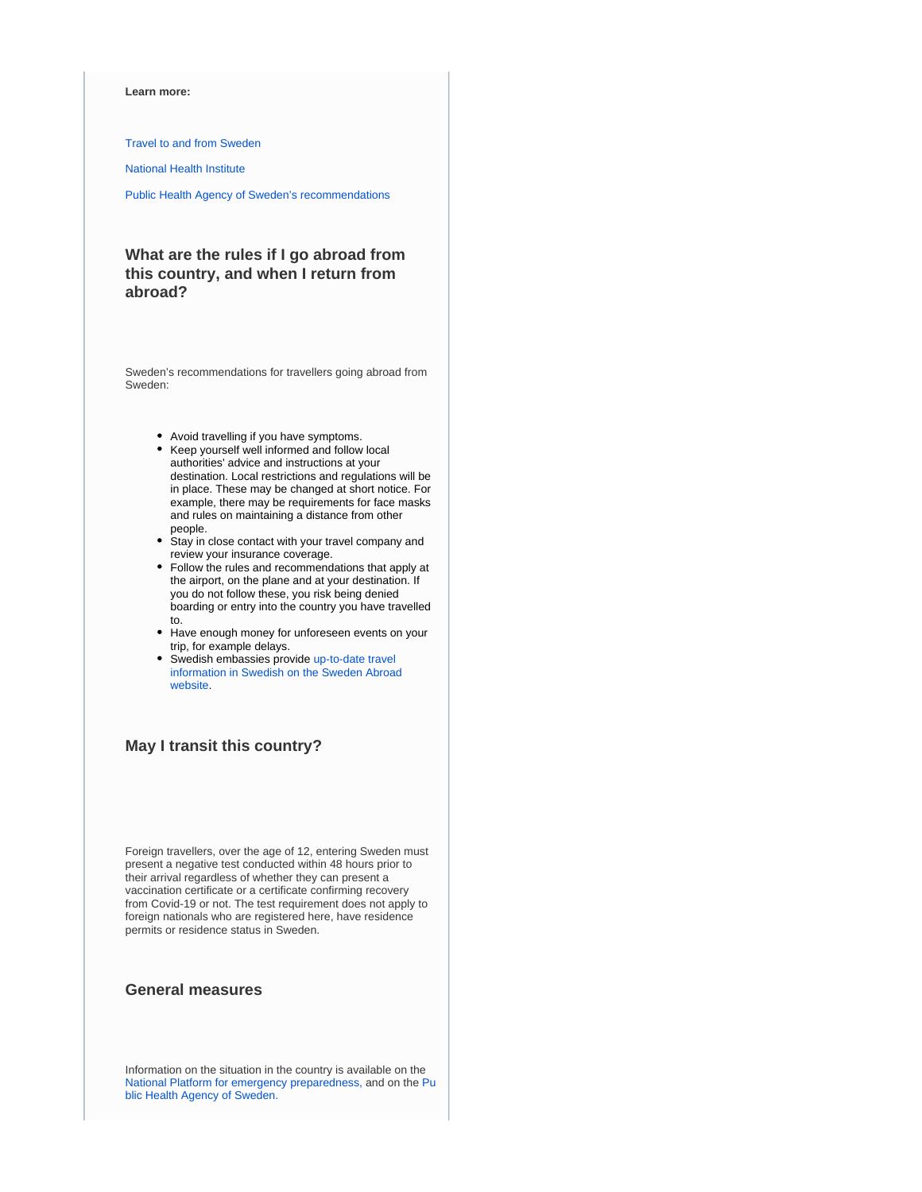**Learn more:**

Travel to and from Sweden

National Health Institute

Public Health Agency of Sweden's recommendations

### What are the rules if I go abroad from this country, and when I return from abroad?

Sweden's recommendations for travellers going abroad from Sweden:

- Avoid travelling if you have symptoms.
- Keep yourself well informed and follow local authorities' advice and instructions at your destination. Local restrictions and regulations will be in place. These may be changed at short notice. For example, there may be requirements for face masks and rules on maintaining a distance from other people.
- Stay in close contact with your travel company and review your insurance coverage.
- Follow the rules and recommendations that apply at the airport, on the plane and at your destination. If you do not follow these, you risk being denied boarding or entry into the country you have travelled to.
- Have enough money for unforeseen events on your trip, for example delays.
- Swedish embassies provide up-to-date travel information in Swedish on the Sweden Abroad website.

### May I transit this country?

Foreign travellers, over the age of 12, entering Sweden must present a negative test conducted within 48 hours prior to their arrival regardless of whether they can present a vaccination certificate or a certificate confirming recovery from Covid-19 or not. The test requirement does not apply to foreign nationals who are registered here, have residence permits or residence status in Sweden.

### General measures

Information on the situation in the country is available on the National Platform for emergency preparedness, and on the Public Health Agency of Sweden.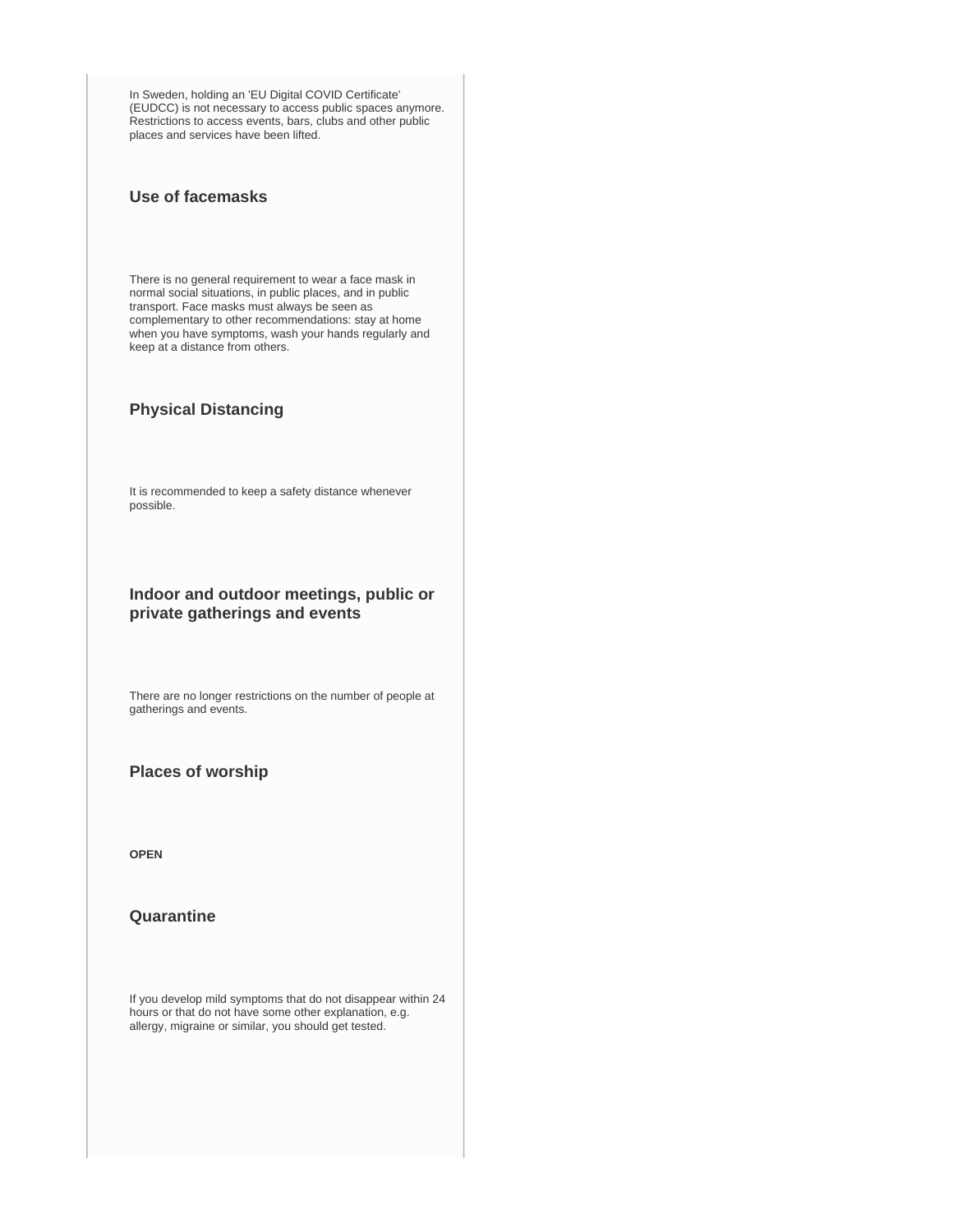In Sweden, holding an 'EU Digital COVID Certificate' (EUDCC) is not necessary to access public spaces anymore. Restrictions to access events, bars, clubs and other public places and services have been lifted.

### Use of facemasks

There is no general requirement to wear a face mask in normal social situations, in public places, and in public transport. Face masks must always be seen as complementary to other recommendations: stay at home when you have symptoms, wash your hands regularly and keep at a distance from others.

### Physical Distancing

It is recommended to keep a safety distance whenever possible.

### Indoor and outdoor meetings, public or private gatherings and events

There are no longer restrictions on the number of people at gatherings and events.

### Places of worship

**OPEN**

### Quarantine

If you develop mild symptoms that do not disappear within 24 hours or that do not have some other explanation, e.g. allergy, migraine or similar, you should get tested.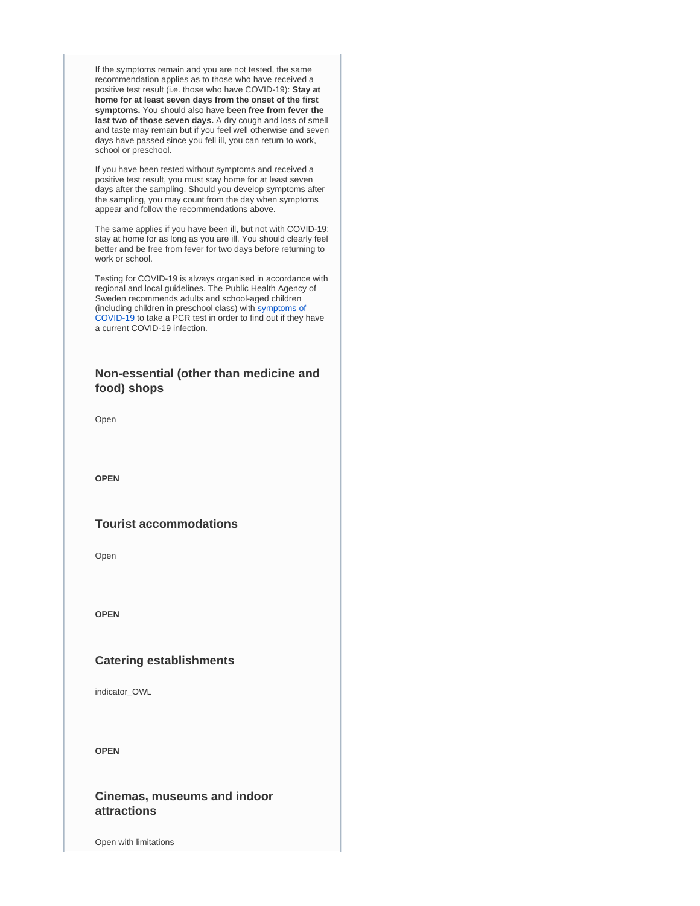If the symptoms remain and you are not tested, the same recommendation applies as to those who have received a positive test result (i.e. those who have COVID-19): **Stay at home for at least seven days from the onset of the first symptoms.** You should also have been **free from fever the last two of those seven days.** A dry cough and loss of smell and taste may remain but if you feel well otherwise and seven days have passed since you fell ill, you can return to work, school or preschool.

If you have been tested without symptoms and received a positive test result, you must stay home for at least seven days after the sampling. Should you develop symptoms after the sampling, you may count from the day when symptoms appear and follow the recommendations above.

The same applies if you have been ill, but not with COVID-19: stay at home for as long as you are ill. You should clearly feel better and be free from fever for two days before returning to work or school.

Testing for COVID-19 is always organised in accordance with regional and local guidelines. The Public Health Agency of Sweden recommends adults and school-aged children (including children in preschool class) with symptoms of COVID-19 to take a PCR test in order to find out if they have a current COVID-19 infection.

### Non-essential (other than medicine and food) shops

Open

**OPEN**

### Tourist accommodations

Open

**OPEN**

### Catering establishments

indicator_OWL

**OPEN**

### Cinemas, museums and indoor attractions

Open with limitations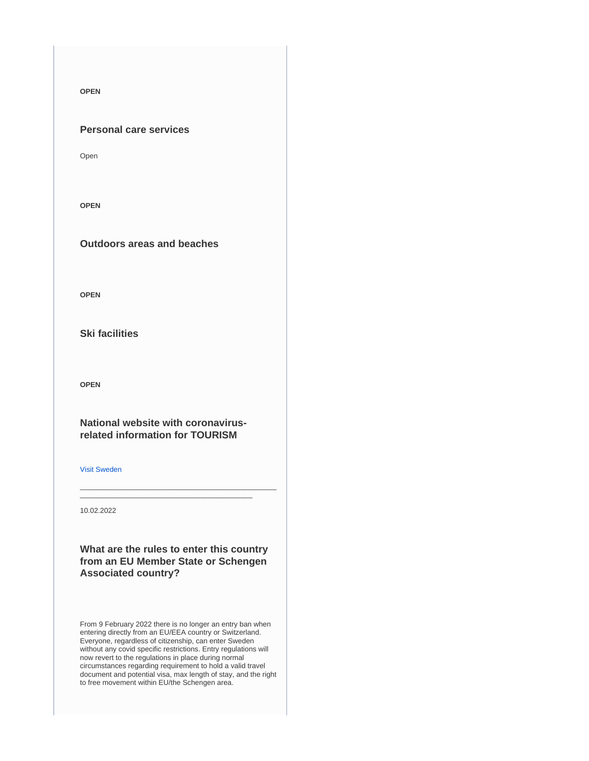**OPEN**

### Personal care services

Open

**OPEN**

### Outdoors areas and beaches

**OPEN**

### Ski facilities

**OPEN**

### National website with coronavirus-related information for TOURISM

Visit Sweden

---

10.02.2022

### What are the rules to enter this country from an EU Member State or Schengen Associated country?

From 9 February 2022 there is no longer an entry ban when entering directly from an EU/EEA country or Switzerland. Everyone, regardless of citizenship, can enter Sweden without any covid specific restrictions. Entry regulations will now revert to the regulations in place during normal circumstances regarding requirement to hold a valid travel document and potential visa, max length of stay, and the right to free movement within EU/the Schengen area.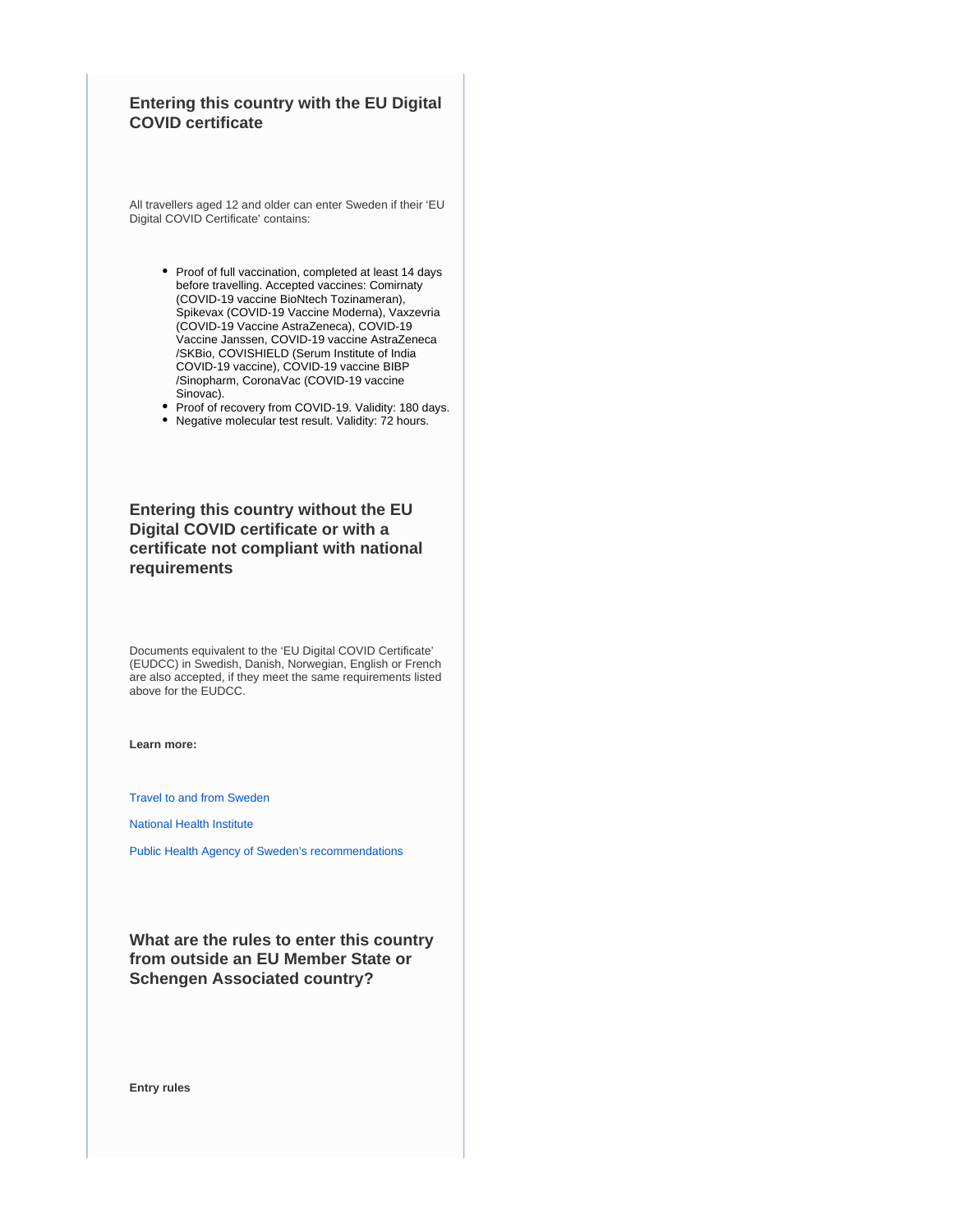### Entering this country with the EU Digital COVID certificate

All travellers aged 12 and older can enter Sweden if their 'EU Digital COVID Certificate' contains:

- Proof of full vaccination, completed at least 14 days before travelling. Accepted vaccines: Comirnaty (COVID-19 vaccine BioNtech Tozinameran), Spikevax (COVID-19 Vaccine Moderna), Vaxzevria (COVID-19 Vaccine AstraZeneca), COVID-19 Vaccine Janssen, COVID-19 vaccine AstraZeneca /SKBio, COVISHIELD (Serum Institute of India COVID-19 vaccine), COVID-19 vaccine BIBP /Sinopharm, CoronaVac (COVID-19 vaccine Sinovac).
- Proof of recovery from COVID-19. Validity: 180 days.
- Negative molecular test result. Validity: 72 hours.

### Entering this country without the EU Digital COVID certificate or with a certificate not compliant with national requirements

Documents equivalent to the 'EU Digital COVID Certificate' (EUDCC) in Swedish, Danish, Norwegian, English or French are also accepted, if they meet the same requirements listed above for the EUDCC.

**Learn more:**

Travel to and from Sweden

National Health Institute

Public Health Agency of Sweden's recommendations

### What are the rules to enter this country from outside an EU Member State or Schengen Associated country?

**Entry rules**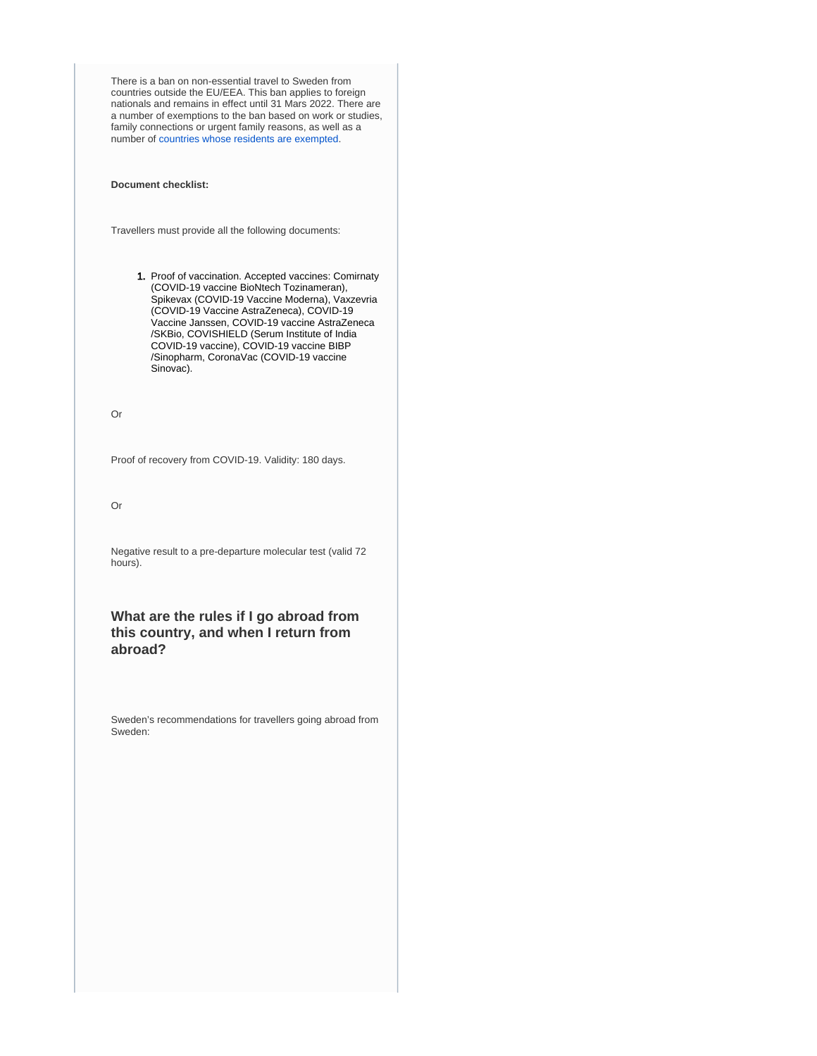There is a ban on non-essential travel to Sweden from countries outside the EU/EEA. This ban applies to foreign nationals and remains in effect until 31 Mars 2022. There are a number of exemptions to the ban based on work or studies, family connections or urgent family reasons, as well as a number of countries whose residents are exempted.

**Document checklist:**

Travellers must provide all the following documents:

1. Proof of vaccination. Accepted vaccines: Comirnaty (COVID-19 vaccine BioNtech Tozinameran), Spikevax (COVID-19 Vaccine Moderna), Vaxzevria (COVID-19 Vaccine AstraZeneca), COVID-19 Vaccine Janssen, COVID-19 vaccine AstraZeneca /SKBio, COVISHIELD (Serum Institute of India COVID-19 vaccine), COVID-19 vaccine BIBP /Sinopharm, CoronaVac (COVID-19 vaccine Sinovac).

Or

Proof of recovery from COVID-19. Validity: 180 days.

Or

Negative result to a pre-departure molecular test (valid 72 hours).

### What are the rules if I go abroad from this country, and when I return from abroad?

Sweden's recommendations for travellers going abroad from Sweden: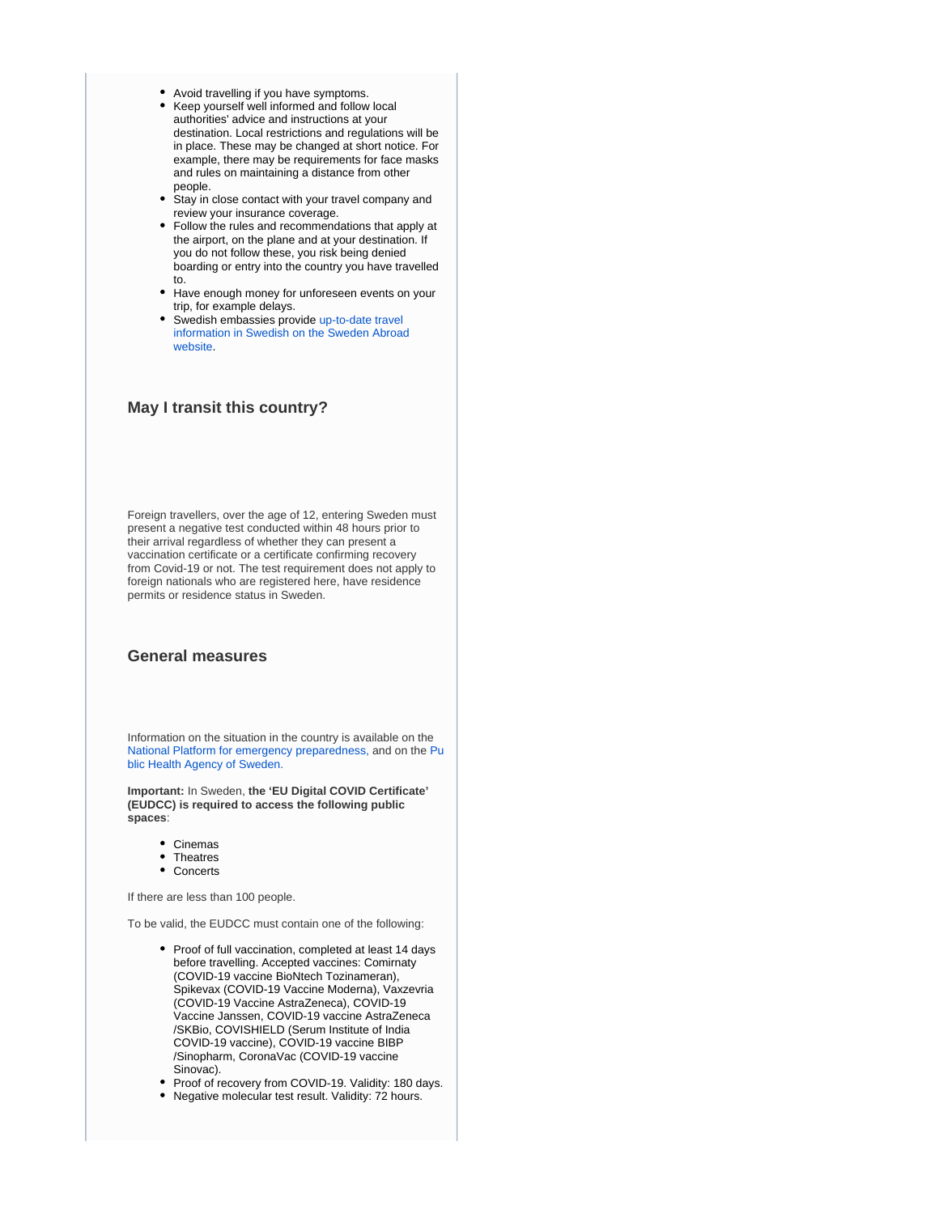- Avoid travelling if you have symptoms.
- Keep yourself well informed and follow local authorities' advice and instructions at your destination. Local restrictions and regulations will be in place. These may be changed at short notice. For example, there may be requirements for face masks and rules on maintaining a distance from other people.
- Stay in close contact with your travel company and review your insurance coverage.
- Follow the rules and recommendations that apply at the airport, on the plane and at your destination. If you do not follow these, you risk being denied boarding or entry into the country you have travelled to.
- Have enough money for unforeseen events on your trip, for example delays.
- Swedish embassies provide up-to-date travel information in Swedish on the Sweden Abroad website.

### May I transit this country?

Foreign travellers, over the age of 12, entering Sweden must present a negative test conducted within 48 hours prior to their arrival regardless of whether they can present a vaccination certificate or a certificate confirming recovery from Covid-19 or not. The test requirement does not apply to foreign nationals who are registered here, have residence permits or residence status in Sweden.

### General measures

Information on the situation in the country is available on the National Platform for emergency preparedness, and on the Public Health Agency of Sweden.

**Important:** In Sweden, **the 'EU Digital COVID Certificate' (EUDCC) is required to access the following public spaces**:

- Cinemas
- Theatres
- Concerts

If there are less than 100 people.

To be valid, the EUDCC must contain one of the following:

- Proof of full vaccination, completed at least 14 days before travelling. Accepted vaccines: Comirnaty (COVID-19 vaccine BioNtech Tozinameran), Spikevax (COVID-19 Vaccine Moderna), Vaxzevria (COVID-19 Vaccine AstraZeneca), COVID-19 Vaccine Janssen, COVID-19 vaccine AstraZeneca /SKBio, COVISHIELD (Serum Institute of India COVID-19 vaccine), COVID-19 vaccine BIBP /Sinopharm, CoronaVac (COVID-19 vaccine Sinovac).
- Proof of recovery from COVID-19. Validity: 180 days.
- Negative molecular test result. Validity: 72 hours.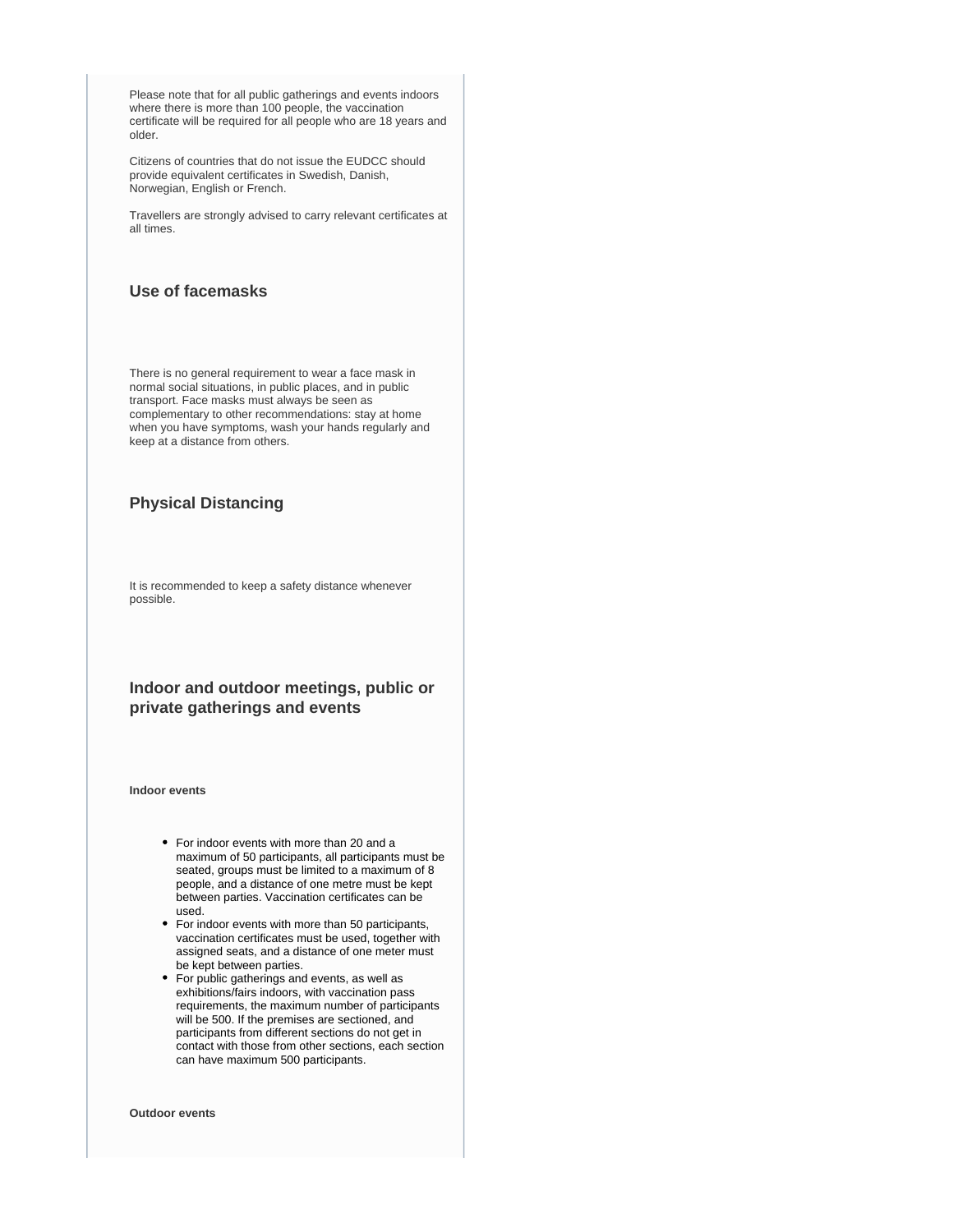Please note that for all public gatherings and events indoors where there is more than 100 people, the vaccination certificate will be required for all people who are 18 years and older.

Citizens of countries that do not issue the EUDCC should provide equivalent certificates in Swedish, Danish, Norwegian, English or French.

Travellers are strongly advised to carry relevant certificates at all times.

### Use of facemasks

There is no general requirement to wear a face mask in normal social situations, in public places, and in public transport. Face masks must always be seen as complementary to other recommendations: stay at home when you have symptoms, wash your hands regularly and keep at a distance from others.

### Physical Distancing

It is recommended to keep a safety distance whenever possible.

### Indoor and outdoor meetings, public or private gatherings and events

**Indoor events**

- For indoor events with more than 20 and a maximum of 50 participants, all participants must be seated, groups must be limited to a maximum of 8 people, and a distance of one metre must be kept between parties. Vaccination certificates can be used.
- For indoor events with more than 50 participants, vaccination certificates must be used, together with assigned seats, and a distance of one meter must be kept between parties.
- For public gatherings and events, as well as exhibitions/fairs indoors, with vaccination pass requirements, the maximum number of participants will be 500. If the premises are sectioned, and participants from different sections do not get in contact with those from other sections, each section can have maximum 500 participants.

**Outdoor events**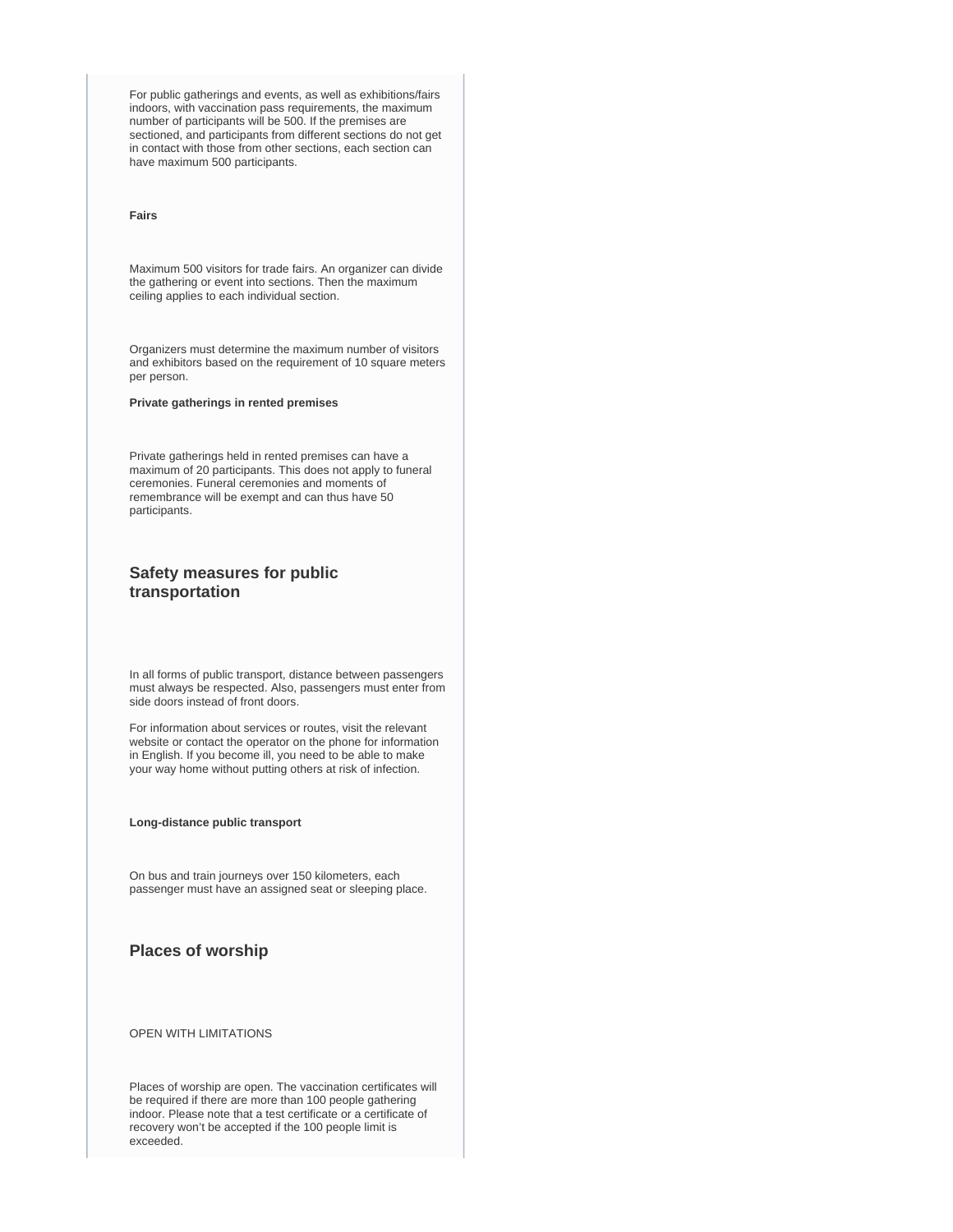For public gatherings and events, as well as exhibitions/fairs indoors, with vaccination pass requirements, the maximum number of participants will be 500. If the premises are sectioned, and participants from different sections do not get in contact with those from other sections, each section can have maximum 500 participants.

**Fairs**

Maximum 500 visitors for trade fairs. An organizer can divide the gathering or event into sections. Then the maximum ceiling applies to each individual section.

Organizers must determine the maximum number of visitors and exhibitors based on the requirement of 10 square meters per person.

**Private gatherings in rented premises**

Private gatherings held in rented premises can have a maximum of 20 participants. This does not apply to funeral ceremonies. Funeral ceremonies and moments of remembrance will be exempt and can thus have 50 participants.

## Safety measures for public transportation

In all forms of public transport, distance between passengers must always be respected. Also, passengers must enter from side doors instead of front doors.

For information about services or routes, visit the relevant website or contact the operator on the phone for information in English. If you become ill, you need to be able to make your way home without putting others at risk of infection.

**Long-distance public transport**

On bus and train journeys over 150 kilometers, each passenger must have an assigned seat or sleeping place.

## Places of worship

OPEN WITH LIMITATIONS

Places of worship are open. The vaccination certificates will be required if there are more than 100 people gathering indoor. Please note that a test certificate or a certificate of recovery won't be accepted if the 100 people limit is exceeded.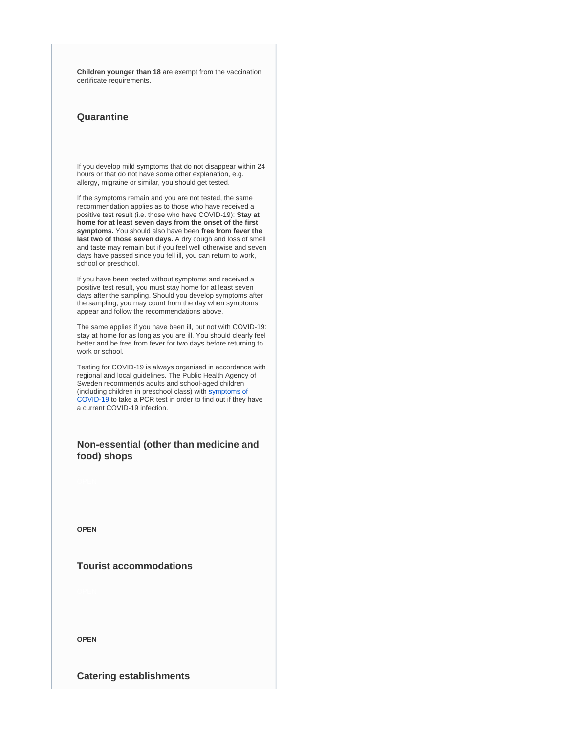**Children younger than 18** are exempt from the vaccination certificate requirements.

### Quarantine

If you develop mild symptoms that do not disappear within 24 hours or that do not have some other explanation, e.g. allergy, migraine or similar, you should get tested.

If the symptoms remain and you are not tested, the same recommendation applies as to those who have received a positive test result (i.e. those who have COVID-19): **Stay at home for at least seven days from the onset of the first symptoms.** You should also have been **free from fever the last two of those seven days.** A dry cough and loss of smell and taste may remain but if you feel well otherwise and seven days have passed since you fell ill, you can return to work, school or preschool.

If you have been tested without symptoms and received a positive test result, you must stay home for at least seven days after the sampling. Should you develop symptoms after the sampling, you may count from the day when symptoms appear and follow the recommendations above.

The same applies if you have been ill, but not with COVID-19: stay at home for as long as you are ill. You should clearly feel better and be free from fever for two days before returning to work or school.

Testing for COVID-19 is always organised in accordance with regional and local guidelines. The Public Health Agency of Sweden recommends adults and school-aged children (including children in preschool class) with symptoms of COVID-19 to take a PCR test in order to find out if they have a current COVID-19 infection.

### Non-essential (other than medicine and food) shops

**OPEN**

### Tourist accommodations

**OPEN**

### Catering establishments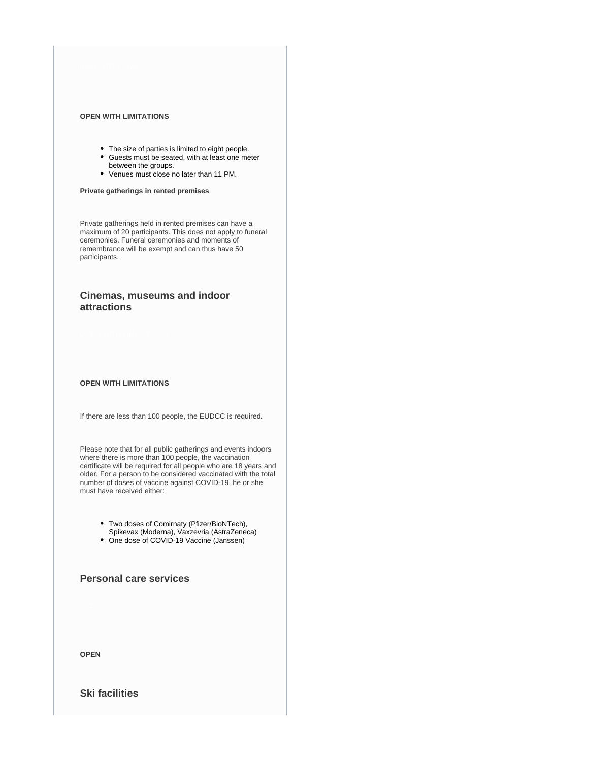**OPEN WITH LIMITATIONS**

- The size of parties is limited to eight people.
- Guests must be seated, with at least one meter between the groups.
- Venues must close no later than 11 PM.

**Private gatherings in rented premises**

Private gatherings held in rented premises can have a maximum of 20 participants. This does not apply to funeral ceremonies. Funeral ceremonies and moments of remembrance will be exempt and can thus have 50 participants.

### Cinemas, museums and indoor attractions

**OPEN WITH LIMITATIONS**

If there are less than 100 people, the EUDCC is required.

Please note that for all public gatherings and events indoors where there is more than 100 people, the vaccination certificate will be required for all people who are 18 years and older. For a person to be considered vaccinated with the total number of doses of vaccine against COVID-19, he or she must have received either:

- Two doses of Comirnaty (Pfizer/BioNTech), Spikevax (Moderna), Vaxzevria (AstraZeneca)
- One dose of COVID-19 Vaccine (Janssen)

### Personal care services

**OPEN**

### Ski facilities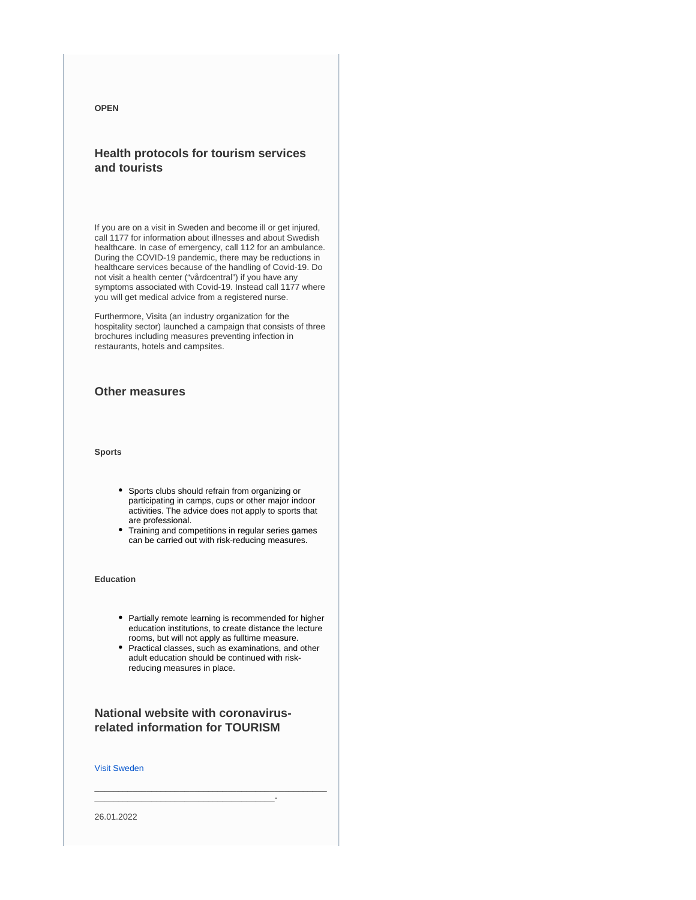**OPEN**

## Health protocols for tourism services and tourists

If you are on a visit in Sweden and become ill or get injured, call 1177 for information about illnesses and about Swedish healthcare. In case of emergency, call 112 for an ambulance. During the COVID-19 pandemic, there may be reductions in healthcare services because of the handling of Covid-19. Do not visit a health center ("vårdcentral") if you have any symptoms associated with Covid-19. Instead call 1177 where you will get medical advice from a registered nurse.

Furthermore, Visita (an industry organization for the hospitality sector) launched a campaign that consists of three brochures including measures preventing infection in restaurants, hotels and campsites.

## Other measures

**Sports**

- Sports clubs should refrain from organizing or participating in camps, cups or other major indoor activities. The advice does not apply to sports that are professional.
- Training and competitions in regular series games can be carried out with risk-reducing measures.

**Education**

- Partially remote learning is recommended for higher education institutions, to create distance the lecture rooms, but will not apply as fulltime measure.
- Practical classes, such as examinations, and other adult education should be continued with risk-reducing measures in place.

## National website with coronavirus-related information for TOURISM

Visit Sweden

_______________________________________________
____________________________________-

26.01.2022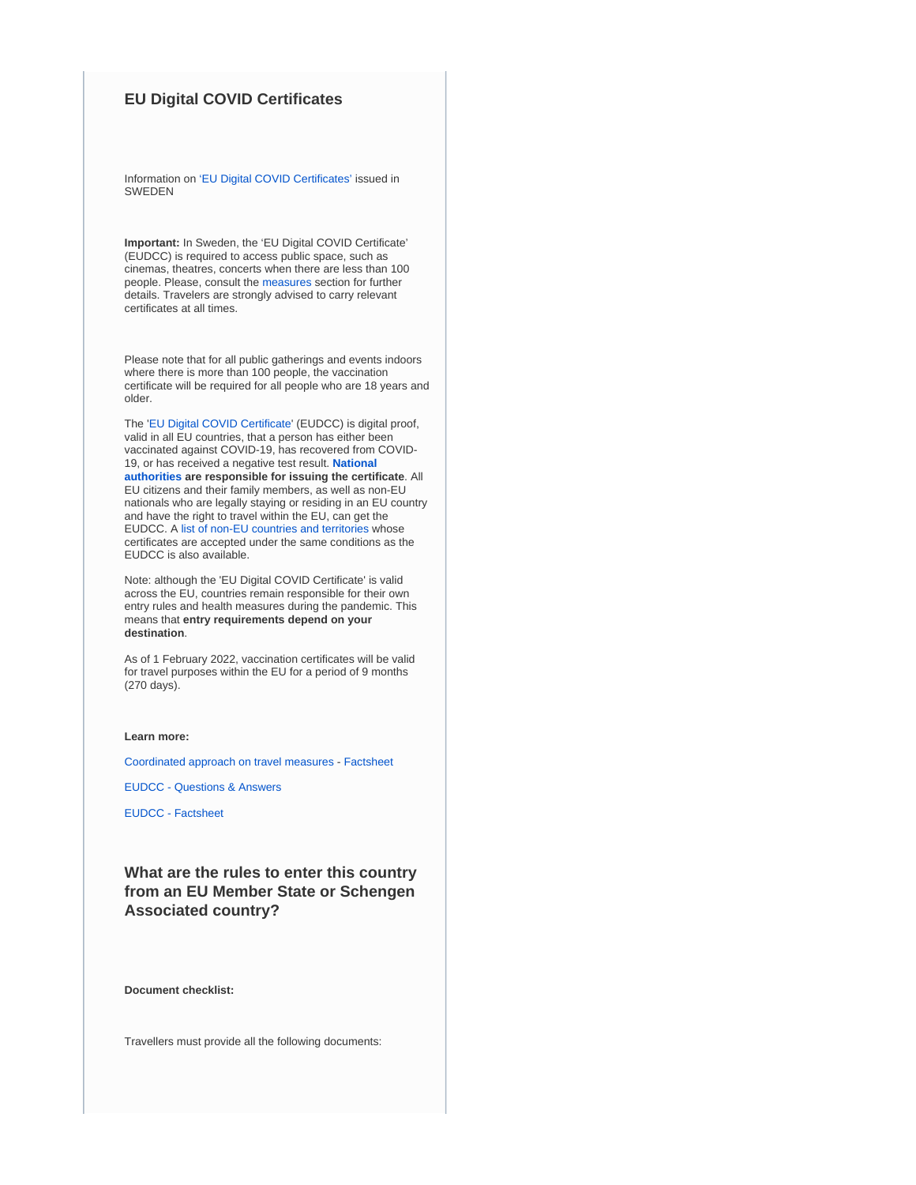## EU Digital COVID Certificates

Information on 'EU Digital COVID Certificates' issued in SWEDEN

**Important:** In Sweden, the 'EU Digital COVID Certificate' (EUDCC) is required to access public space, such as cinemas, theatres, concerts when there are less than 100 people. Please, consult the measures section for further details. Travelers are strongly advised to carry relevant certificates at all times.

Please note that for all public gatherings and events indoors where there is more than 100 people, the vaccination certificate will be required for all people who are 18 years and older.

The 'EU Digital COVID Certificate' (EUDCC) is digital proof, valid in all EU countries, that a person has either been vaccinated against COVID-19, has recovered from COVID-19, or has received a negative test result. **National authorities are responsible for issuing the certificate**. All EU citizens and their family members, as well as non-EU nationals who are legally staying or residing in an EU country and have the right to travel within the EU, can get the EUDCC. A list of non-EU countries and territories whose certificates are accepted under the same conditions as the EUDCC is also available.

Note: although the 'EU Digital COVID Certificate' is valid across the EU, countries remain responsible for their own entry rules and health measures during the pandemic. This means that **entry requirements depend on your destination**.

As of 1 February 2022, vaccination certificates will be valid for travel purposes within the EU for a period of 9 months (270 days).

**Learn more:**

Coordinated approach on travel measures - Factsheet

EUDCC - Questions & Answers

EUDCC - Factsheet

## What are the rules to enter this country from an EU Member State or Schengen Associated country?

**Document checklist:**

Travellers must provide all the following documents: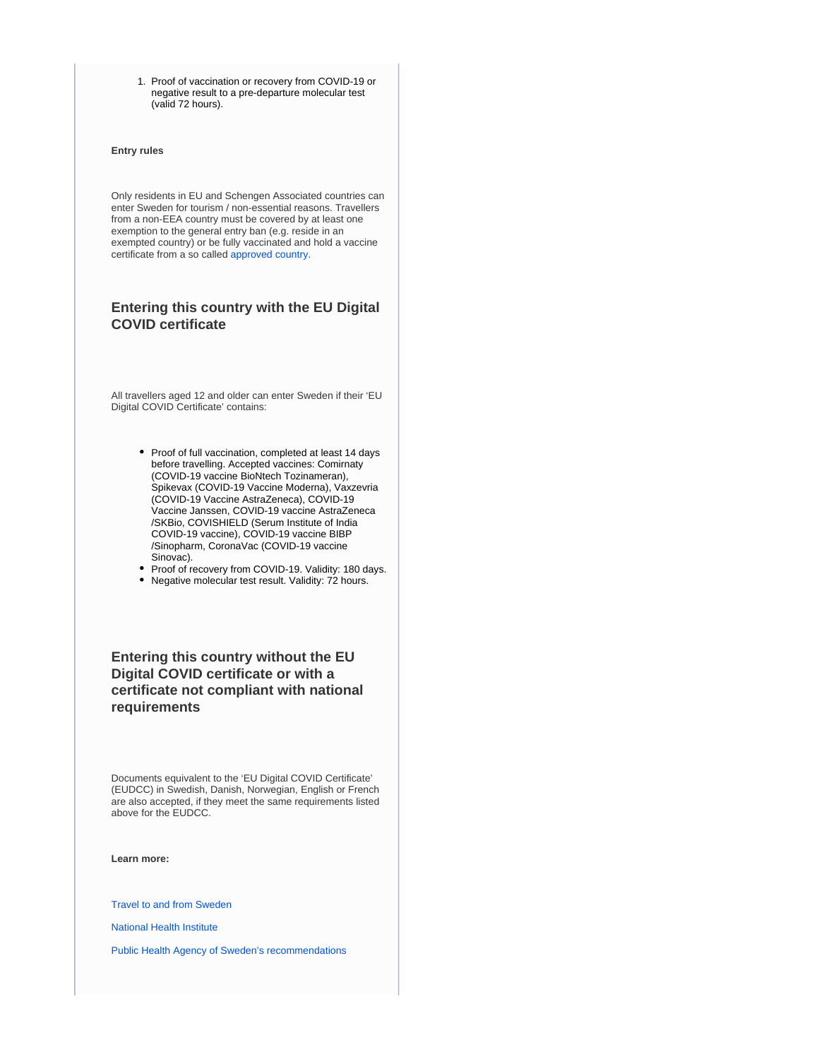1. Proof of vaccination or recovery from COVID-19 or negative result to a pre-departure molecular test (valid 72 hours).

**Entry rules**

Only residents in EU and Schengen Associated countries can enter Sweden for tourism / non-essential reasons. Travellers from a non-EEA country must be covered by at least one exemption to the general entry ban (e.g. reside in an exempted country) or be fully vaccinated and hold a vaccine certificate from a so called approved country.

## Entering this country with the EU Digital COVID certificate

All travellers aged 12 and older can enter Sweden if their 'EU Digital COVID Certificate' contains:

- Proof of full vaccination, completed at least 14 days before travelling. Accepted vaccines: Comirnaty (COVID-19 vaccine BioNtech Tozinameran), Spikevax (COVID-19 Vaccine Moderna), Vaxzevria (COVID-19 Vaccine AstraZeneca), COVID-19 Vaccine Janssen, COVID-19 vaccine AstraZeneca /SKBio, COVISHIELD (Serum Institute of India COVID-19 vaccine), COVID-19 vaccine BIBP /Sinopharm, CoronaVac (COVID-19 vaccine Sinovac).
- Proof of recovery from COVID-19. Validity: 180 days.
- Negative molecular test result. Validity: 72 hours.

## Entering this country without the EU Digital COVID certificate or with a certificate not compliant with national requirements

Documents equivalent to the 'EU Digital COVID Certificate' (EUDCC) in Swedish, Danish, Norwegian, English or French are also accepted, if they meet the same requirements listed above for the EUDCC.

**Learn more:**

Travel to and from Sweden

National Health Institute

Public Health Agency of Sweden's recommendations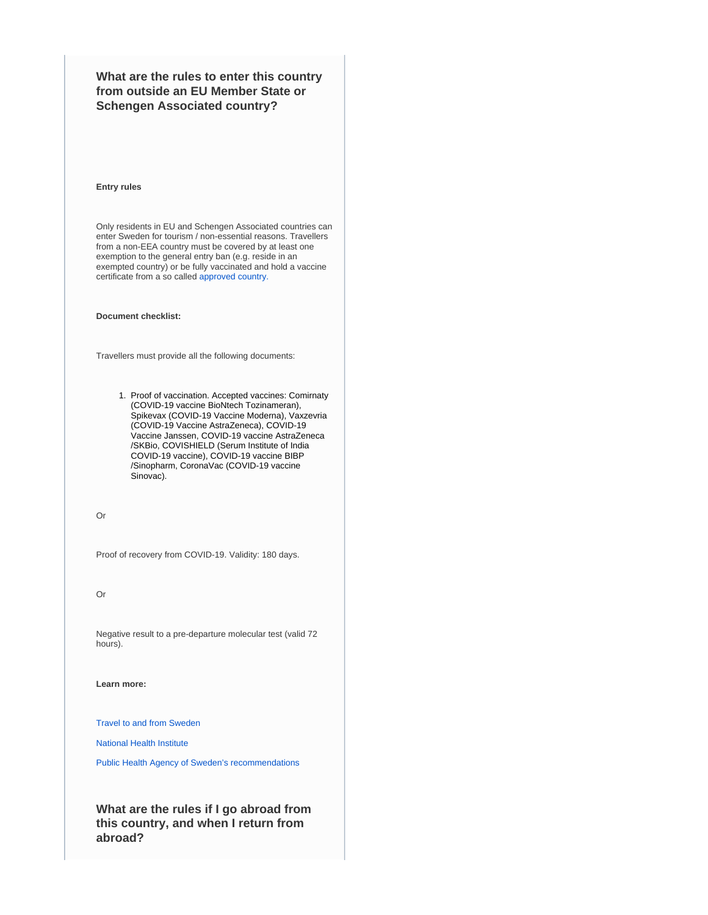### What are the rules to enter this country from outside an EU Member State or Schengen Associated country?

**Entry rules**

Only residents in EU and Schengen Associated countries can enter Sweden for tourism / non-essential reasons. Travellers from a non-EEA country must be covered by at least one exemption to the general entry ban (e.g. reside in an exempted country) or be fully vaccinated and hold a vaccine certificate from a so called approved country.

**Document checklist:**

Travellers must provide all the following documents:

1. Proof of vaccination. Accepted vaccines: Comirnaty (COVID-19 vaccine BioNtech Tozinameran), Spikevax (COVID-19 Vaccine Moderna), Vaxzevria (COVID-19 Vaccine AstraZeneca), COVID-19 Vaccine Janssen, COVID-19 vaccine AstraZeneca /SKBio, COVISHIELD (Serum Institute of India COVID-19 vaccine), COVID-19 vaccine BIBP /Sinopharm, CoronaVac (COVID-19 vaccine Sinovac).

Or

Proof of recovery from COVID-19. Validity: 180 days.

Or

Negative result to a pre-departure molecular test (valid 72 hours).

**Learn more:**

Travel to and from Sweden

National Health Institute

Public Health Agency of Sweden's recommendations

### What are the rules if I go abroad from this country, and when I return from abroad?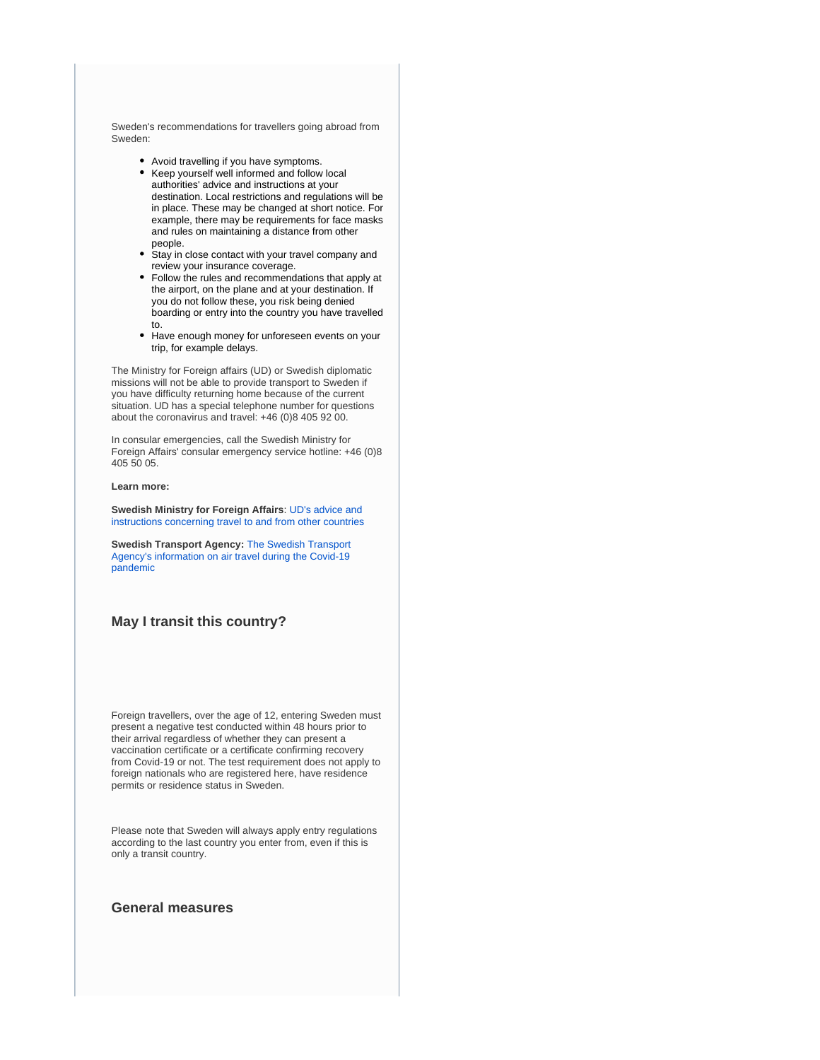Sweden's recommendations for travellers going abroad from Sweden:

- Avoid travelling if you have symptoms.
- Keep yourself well informed and follow local authorities' advice and instructions at your destination. Local restrictions and regulations will be in place. These may be changed at short notice. For example, there may be requirements for face masks and rules on maintaining a distance from other people.
- Stay in close contact with your travel company and review your insurance coverage.
- Follow the rules and recommendations that apply at the airport, on the plane and at your destination. If you do not follow these, you risk being denied boarding or entry into the country you have travelled to.
- Have enough money for unforeseen events on your trip, for example delays.

The Ministry for Foreign affairs (UD) or Swedish diplomatic missions will not be able to provide transport to Sweden if you have difficulty returning home because of the current situation. UD has a special telephone number for questions about the coronavirus and travel: +46 (0)8 405 92 00.

In consular emergencies, call the Swedish Ministry for Foreign Affairs' consular emergency service hotline: +46 (0)8 405 50 05.

**Learn more:**

**Swedish Ministry for Foreign Affairs**: UD's advice and instructions concerning travel to and from other countries

**Swedish Transport Agency:** The Swedish Transport Agency's information on air travel during the Covid-19 pandemic

## May I transit this country?

Foreign travellers, over the age of 12, entering Sweden must present a negative test conducted within 48 hours prior to their arrival regardless of whether they can present a vaccination certificate or a certificate confirming recovery from Covid-19 or not. The test requirement does not apply to foreign nationals who are registered here, have residence permits or residence status in Sweden.

Please note that Sweden will always apply entry regulations according to the last country you enter from, even if this is only a transit country.

## General measures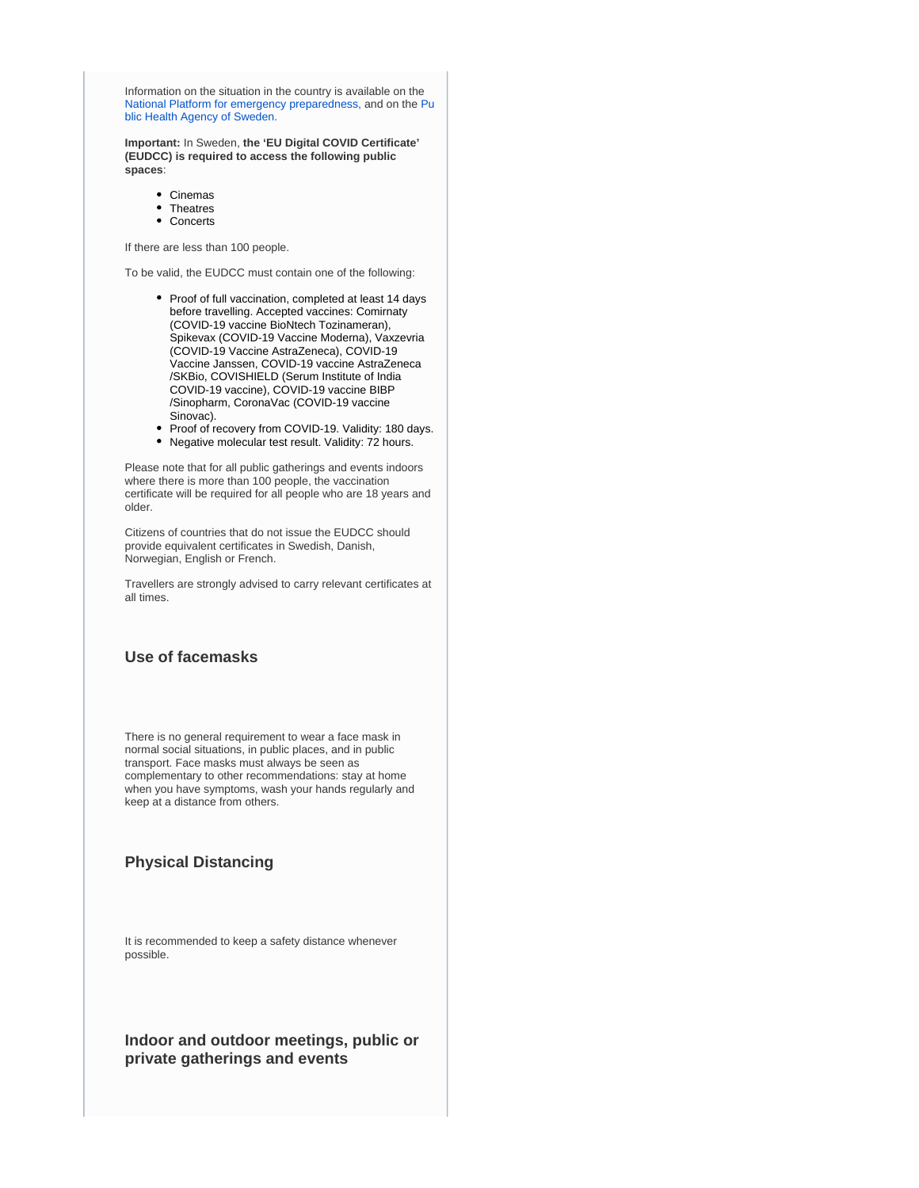Information on the situation in the country is available on the National Platform for emergency preparedness, and on the Public Health Agency of Sweden.

**Important:** In Sweden, **the 'EU Digital COVID Certificate' (EUDCC) is required to access the following public spaces**:

- Cinemas
- Theatres
- Concerts

If there are less than 100 people.

To be valid, the EUDCC must contain one of the following:

- Proof of full vaccination, completed at least 14 days before travelling. Accepted vaccines: Comirnaty (COVID-19 vaccine BioNtech Tozinameran), Spikevax (COVID-19 Vaccine Moderna), Vaxzevria (COVID-19 Vaccine AstraZeneca), COVID-19 Vaccine Janssen, COVID-19 vaccine AstraZeneca /SKBio, COVISHIELD (Serum Institute of India COVID-19 vaccine), COVID-19 vaccine BIBP /Sinopharm, CoronaVac (COVID-19 vaccine Sinovac).
- Proof of recovery from COVID-19. Validity: 180 days.
- Negative molecular test result. Validity: 72 hours.

Please note that for all public gatherings and events indoors where there is more than 100 people, the vaccination certificate will be required for all people who are 18 years and older.

Citizens of countries that do not issue the EUDCC should provide equivalent certificates in Swedish, Danish, Norwegian, English or French.

Travellers are strongly advised to carry relevant certificates at all times.

### Use of facemasks

There is no general requirement to wear a face mask in normal social situations, in public places, and in public transport. Face masks must always be seen as complementary to other recommendations: stay at home when you have symptoms, wash your hands regularly and keep at a distance from others.

### Physical Distancing

It is recommended to keep a safety distance whenever possible.

### Indoor and outdoor meetings, public or private gatherings and events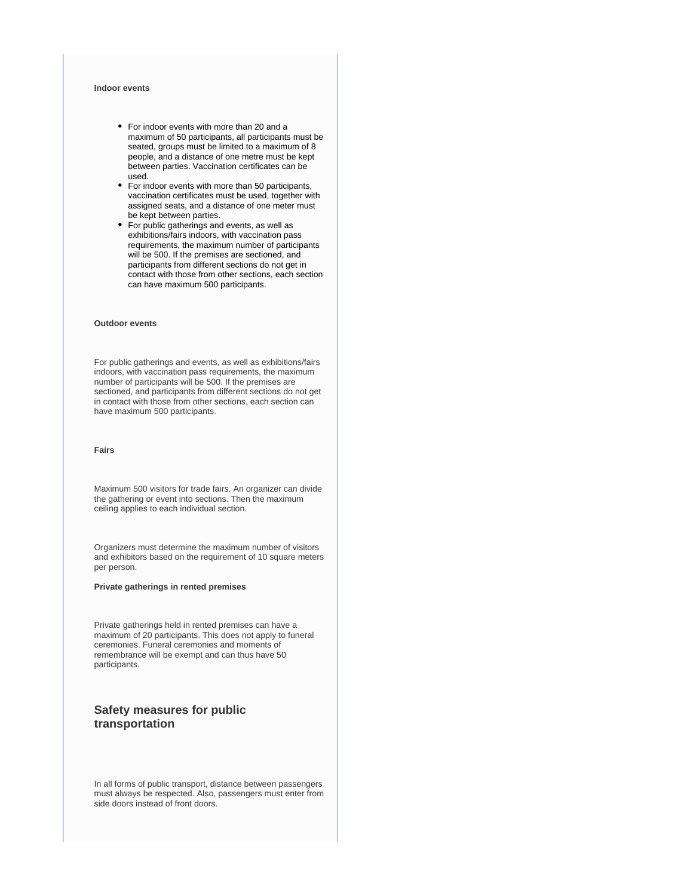**Indoor events**

- For indoor events with more than 20 and a maximum of 50 participants, all participants must be seated, groups must be limited to a maximum of 8 people, and a distance of one metre must be kept between parties. Vaccination certificates can be used.
- For indoor events with more than 50 participants, vaccination certificates must be used, together with assigned seats, and a distance of one meter must be kept between parties.
- For public gatherings and events, as well as exhibitions/fairs indoors, with vaccination pass requirements, the maximum number of participants will be 500. If the premises are sectioned, and participants from different sections do not get in contact with those from other sections, each section can have maximum 500 participants.

**Outdoor events**

For public gatherings and events, as well as exhibitions/fairs indoors, with vaccination pass requirements, the maximum number of participants will be 500. If the premises are sectioned, and participants from different sections do not get in contact with those from other sections, each section can have maximum 500 participants.

**Fairs**

Maximum 500 visitors for trade fairs. An organizer can divide the gathering or event into sections. Then the maximum ceiling applies to each individual section.

Organizers must determine the maximum number of visitors and exhibitors based on the requirement of 10 square meters per person.

**Private gatherings in rented premises**

Private gatherings held in rented premises can have a maximum of 20 participants. This does not apply to funeral ceremonies. Funeral ceremonies and moments of remembrance will be exempt and can thus have 50 participants.

## Safety measures for public transportation

In all forms of public transport, distance between passengers must always be respected. Also, passengers must enter from side doors instead of front doors.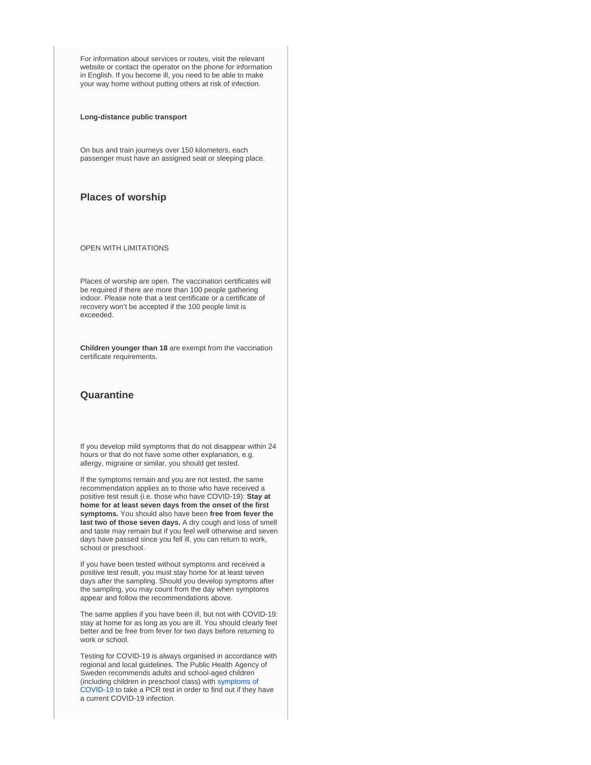For information about services or routes, visit the relevant website or contact the operator on the phone for information in English. If you become ill, you need to be able to make your way home without putting others at risk of infection.

**Long-distance public transport**

On bus and train journeys over 150 kilometers, each passenger must have an assigned seat or sleeping place.

## Places of worship

OPEN WITH LIMITATIONS

Places of worship are open. The vaccination certificates will be required if there are more than 100 people gathering indoor. Please note that a test certificate or a certificate of recovery won't be accepted if the 100 people limit is exceeded.

**Children younger than 18** are exempt from the vaccination certificate requirements.

## Quarantine

If you develop mild symptoms that do not disappear within 24 hours or that do not have some other explanation, e.g. allergy, migraine or similar, you should get tested.

If the symptoms remain and you are not tested, the same recommendation applies as to those who have received a positive test result (i.e. those who have COVID-19): **Stay at home for at least seven days from the onset of the first symptoms.** You should also have been **free from fever the last two of those seven days.** A dry cough and loss of smell and taste may remain but if you feel well otherwise and seven days have passed since you fell ill, you can return to work, school or preschool.

If you have been tested without symptoms and received a positive test result, you must stay home for at least seven days after the sampling. Should you develop symptoms after the sampling, you may count from the day when symptoms appear and follow the recommendations above.

The same applies if you have been ill, but not with COVID-19: stay at home for as long as you are ill. You should clearly feel better and be free from fever for two days before returning to work or school.

Testing for COVID-19 is always organised in accordance with regional and local guidelines. The Public Health Agency of Sweden recommends adults and school-aged children (including children in preschool class) with symptoms of COVID-19 to take a PCR test in order to find out if they have a current COVID-19 infection.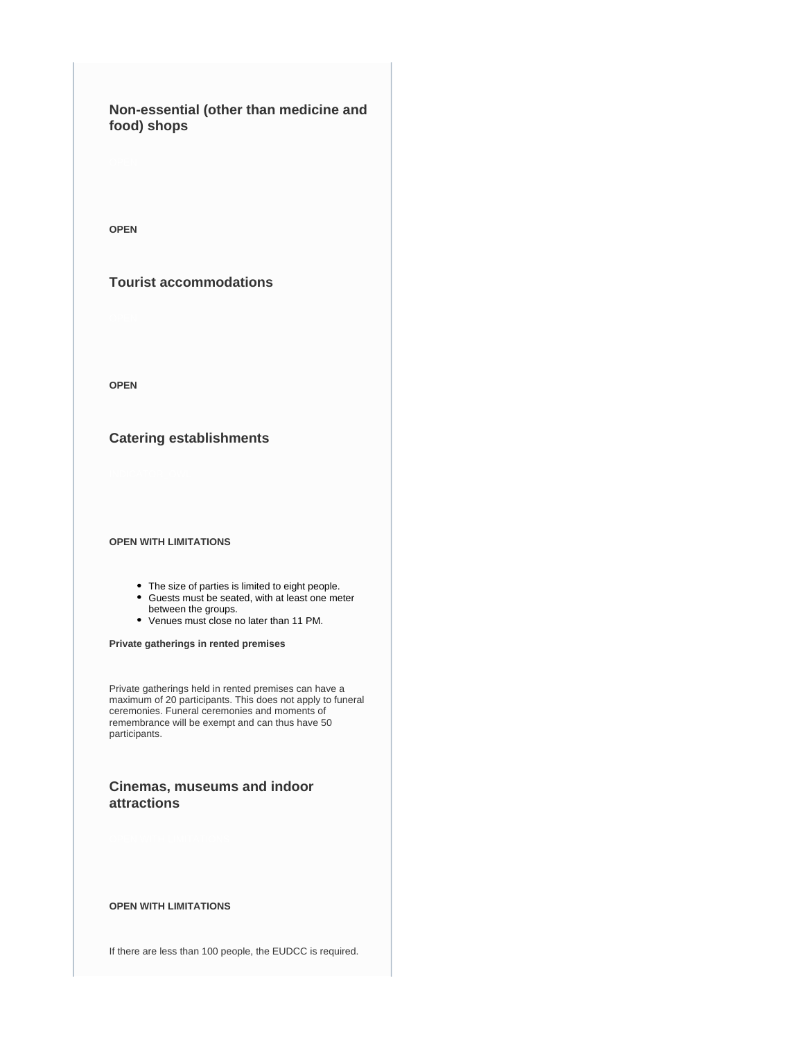### Non-essential (other than medicine and food) shops

**OPEN**

### Tourist accommodations

**OPEN**

### Catering establishments

**OPEN WITH LIMITATIONS**

- The size of parties is limited to eight people.
- Guests must be seated, with at least one meter between the groups.
- Venues must close no later than 11 PM.

**Private gatherings in rented premises**

Private gatherings held in rented premises can have a maximum of 20 participants. This does not apply to funeral ceremonies. Funeral ceremonies and moments of remembrance will be exempt and can thus have 50 participants.

### Cinemas, museums and indoor attractions

**OPEN WITH LIMITATIONS**

If there are less than 100 people, the EUDCC is required.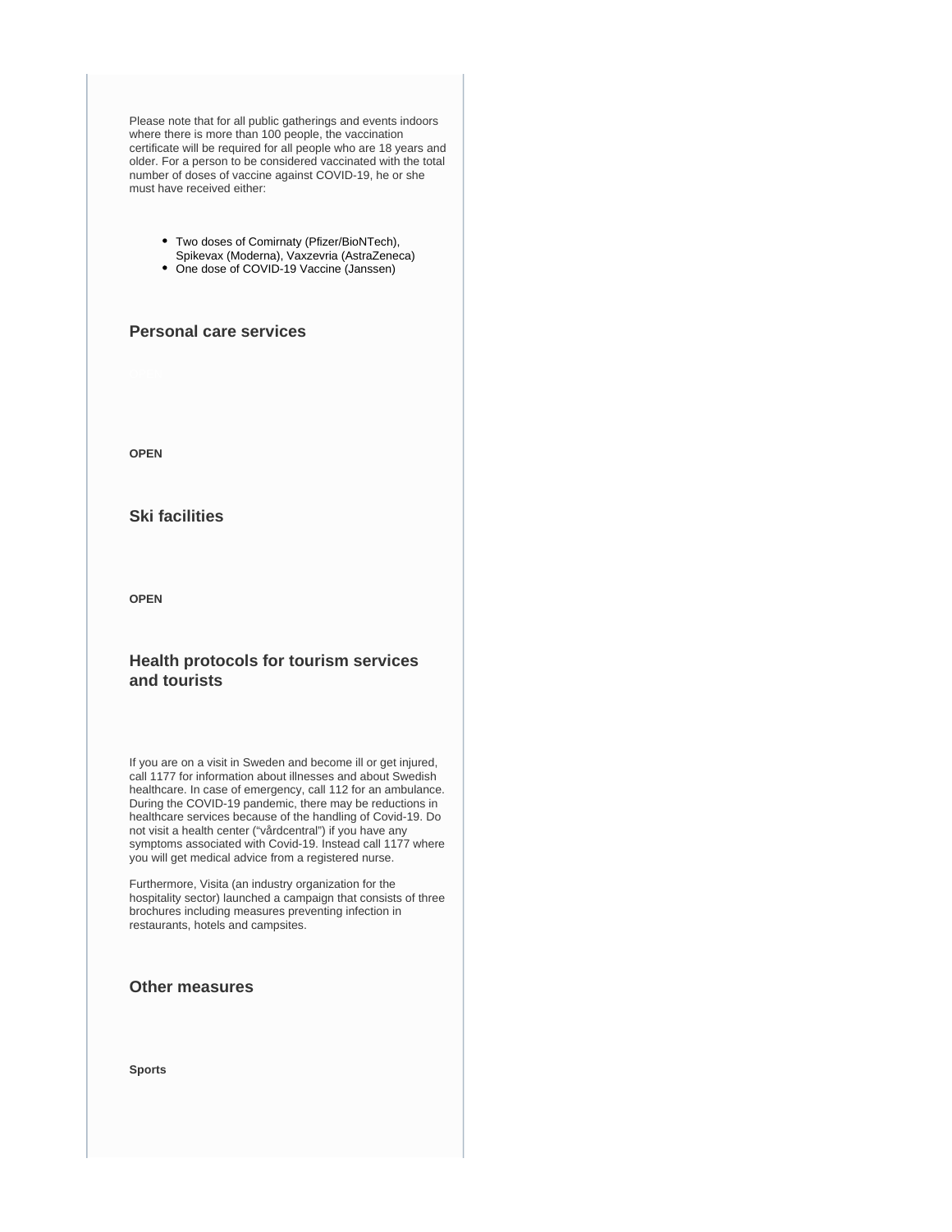Please note that for all public gatherings and events indoors where there is more than 100 people, the vaccination certificate will be required for all people who are 18 years and older. For a person to be considered vaccinated with the total number of doses of vaccine against COVID-19, he or she must have received either:

- Two doses of Comirnaty (Pfizer/BioNTech), Spikevax (Moderna), Vaxzevria (AstraZeneca)
- One dose of COVID-19 Vaccine (Janssen)

### Personal care services

**OPEN**

### Ski facilities

**OPEN**

### Health protocols for tourism services and tourists

If you are on a visit in Sweden and become ill or get injured, call 1177 for information about illnesses and about Swedish healthcare. In case of emergency, call 112 for an ambulance. During the COVID-19 pandemic, there may be reductions in healthcare services because of the handling of Covid-19. Do not visit a health center ("vårdcentral") if you have any symptoms associated with Covid-19. Instead call 1177 where you will get medical advice from a registered nurse.

Furthermore, Visita (an industry organization for the hospitality sector) launched a campaign that consists of three brochures including measures preventing infection in restaurants, hotels and campsites.

### Other measures

**Sports**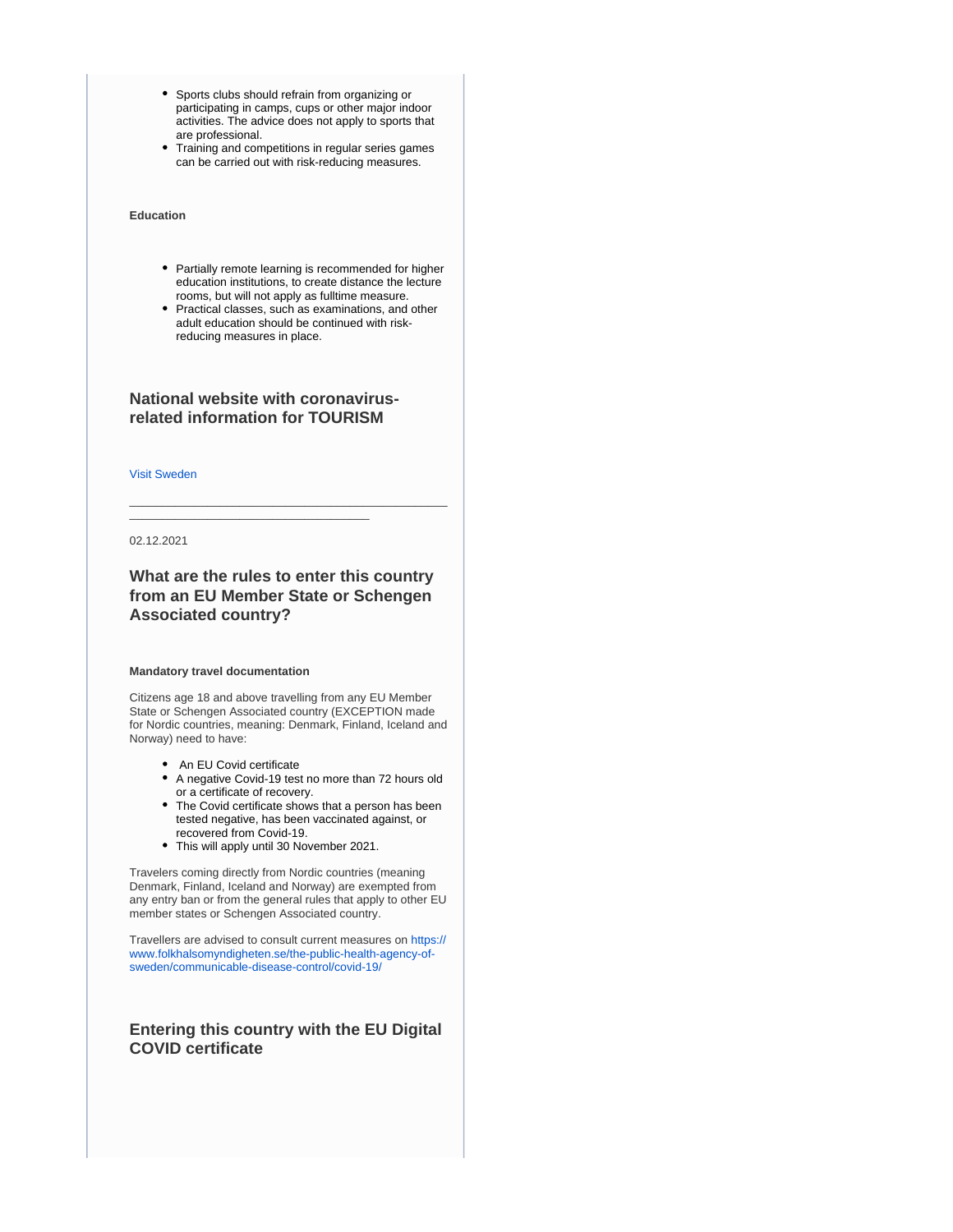- Sports clubs should refrain from organizing or participating in camps, cups or other major indoor activities. The advice does not apply to sports that are professional.
- Training and competitions in regular series games can be carried out with risk-reducing measures.

**Education**

- Partially remote learning is recommended for higher education institutions, to create distance the lecture rooms, but will not apply as fulltime measure.
- Practical classes, such as examinations, and other adult education should be continued with risk-reducing measures in place.

### National website with coronavirus-related information for TOURISM

Visit Sweden

---

02.12.2021

### What are the rules to enter this country from an EU Member State or Schengen Associated country?

**Mandatory travel documentation**

Citizens age 18 and above travelling from any EU Member State or Schengen Associated country (EXCEPTION made for Nordic countries, meaning: Denmark, Finland, Iceland and Norway) need to have:

- An EU Covid certificate
- A negative Covid-19 test no more than 72 hours old or a certificate of recovery.
- The Covid certificate shows that a person has been tested negative, has been vaccinated against, or recovered from Covid-19.
- This will apply until 30 November 2021.

Travelers coming directly from Nordic countries (meaning Denmark, Finland, Iceland and Norway) are exempted from any entry ban or from the general rules that apply to other EU member states or Schengen Associated country.

Travellers are advised to consult current measures on https://www.folkhalsomyndigheten.se/the-public-health-agency-of-sweden/communicable-disease-control/covid-19/

### Entering this country with the EU Digital COVID certificate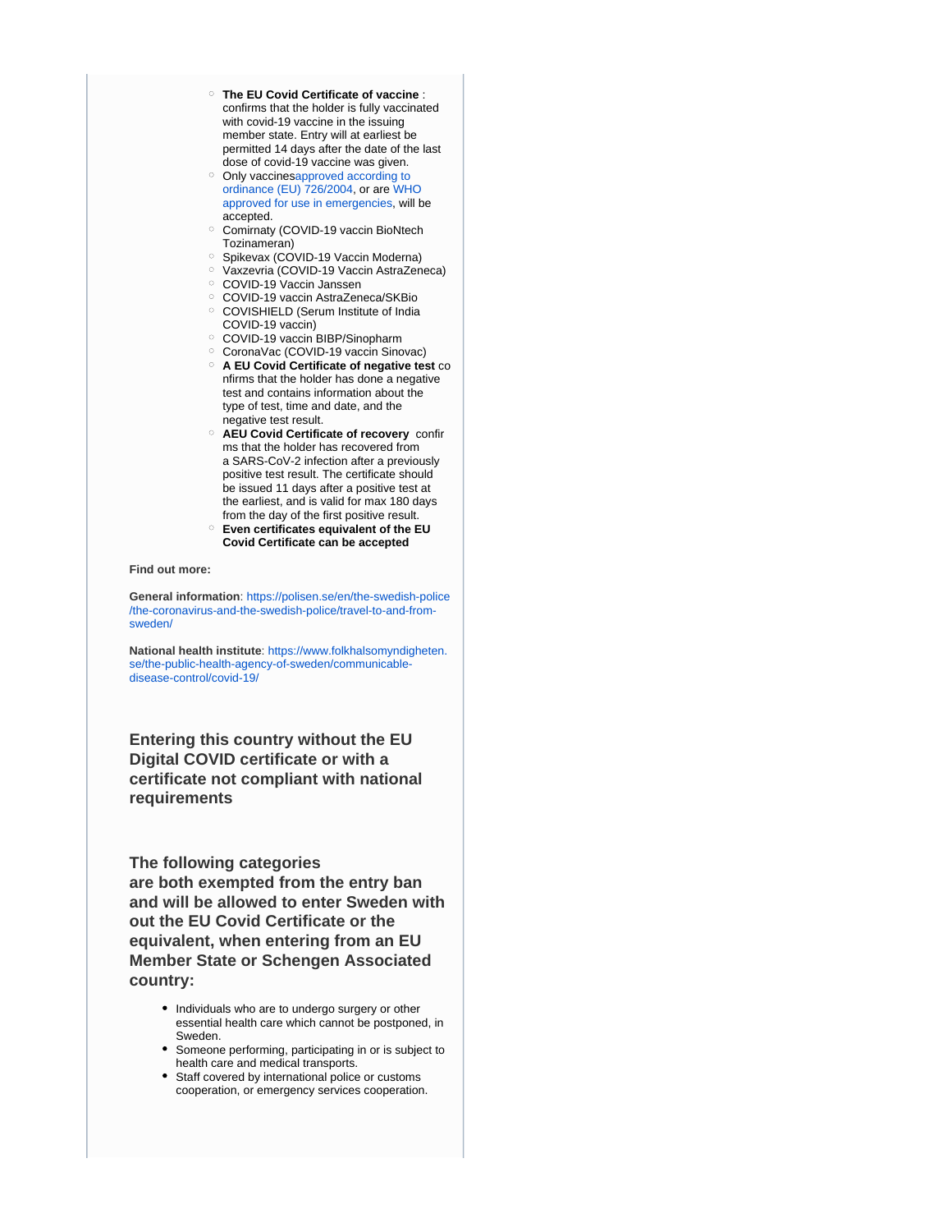- **The EU Covid Certificate of vaccine** : confirms that the holder is fully vaccinated with covid-19 vaccine in the issuing member state. Entry will at earliest be permitted 14 days after the date of the last dose of covid-19 vaccine was given.
- Only vaccinesapproved according to ordinance (EU) 726/2004, or are WHO approved for use in emergencies, will be accepted.
- Comirnaty (COVID-19 vaccin BioNtech Tozinameran)
- Spikevax (COVID-19 Vaccin Moderna)
- Vaxzevria (COVID-19 Vaccin AstraZeneca)
- COVID-19 Vaccin Janssen
- COVID-19 vaccin AstraZeneca/SKBio
- COVISHIELD (Serum Institute of India COVID-19 vaccin)
- COVID-19 vaccin BIBP/Sinopharm
- CoronaVac (COVID-19 vaccin Sinovac)
- **A EU Covid Certificate of negative test** confirms that the holder has done a negative test and contains information about the type of test, time and date, and the negative test result.
- **AEU Covid Certificate of recovery** confirms that the holder has recovered from a SARS-CoV-2 infection after a previously positive test result. The certificate should be issued 11 days after a positive test at the earliest, and is valid for max 180 days from the day of the first positive result.
- **Even certificates equivalent of the EU Covid Certificate can be accepted**

**Find out more:**

**General information**: https://polisen.se/en/the-swedish-police/the-coronavirus-and-the-swedish-police/travel-to-and-from-sweden/

**National health institute**: https://www.folkhalsomyndigheten.se/the-public-health-agency-of-sweden/communicable-disease-control/covid-19/

## Entering this country without the EU Digital COVID certificate or with a certificate not compliant with national requirements

### The following categories are both exempted from the entry ban and will be allowed to enter Sweden without the EU Covid Certificate or the equivalent, when entering from an EU Member State or Schengen Associated country:

- Individuals who are to undergo surgery or other essential health care which cannot be postponed, in Sweden.
- Someone performing, participating in or is subject to health care and medical transports.
- Staff covered by international police or customs cooperation, or emergency services cooperation.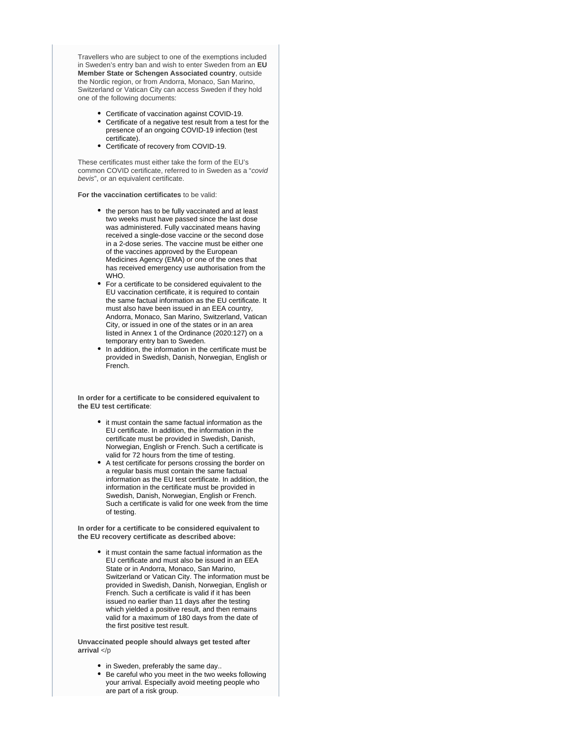Travellers who are subject to one of the exemptions included in Sweden's entry ban and wish to enter Sweden from an **EU Member State or Schengen Associated country**, outside the Nordic region, or from Andorra, Monaco, San Marino, Switzerland or Vatican City can access Sweden if they hold one of the following documents:

- Certificate of vaccination against COVID-19.
- Certificate of a negative test result from a test for the presence of an ongoing COVID-19 infection (test certificate).
- Certificate of recovery from COVID-19.

These certificates must either take the form of the EU's common COVID certificate, referred to in Sweden as a "*covid bevis*", or an equivalent certificate.

**For the vaccination certificates** to be valid:

- the person has to be fully vaccinated and at least two weeks must have passed since the last dose was administered. Fully vaccinated means having received a single-dose vaccine or the second dose in a 2-dose series. The vaccine must be either one of the vaccines approved by the European Medicines Agency (EMA) or one of the ones that has received emergency use authorisation from the WHO.
- For a certificate to be considered equivalent to the EU vaccination certificate, it is required to contain the same factual information as the EU certificate. It must also have been issued in an EEA country, Andorra, Monaco, San Marino, Switzerland, Vatican City, or issued in one of the states or in an area listed in Annex 1 of the Ordinance (2020:127) on a temporary entry ban to Sweden.
- In addition, the information in the certificate must be provided in Swedish, Danish, Norwegian, English or French.

**In order for a certificate to be considered equivalent to the EU test certificate**:

- it must contain the same factual information as the EU certificate. In addition, the information in the certificate must be provided in Swedish, Danish, Norwegian, English or French. Such a certificate is valid for 72 hours from the time of testing.
- A test certificate for persons crossing the border on a regular basis must contain the same factual information as the EU test certificate. In addition, the information in the certificate must be provided in Swedish, Danish, Norwegian, English or French. Such a certificate is valid for one week from the time of testing.

**In order for a certificate to be considered equivalent to the EU recovery certificate as described above:**

- it must contain the same factual information as the EU certificate and must also be issued in an EEA State or in Andorra, Monaco, San Marino, Switzerland or Vatican City. The information must be provided in Swedish, Danish, Norwegian, English or French. Such a certificate is valid if it has been issued no earlier than 11 days after the testing which yielded a positive result, and then remains valid for a maximum of 180 days from the date of the first positive test result.

**Unvaccinated people should always get tested after arrival** </p

- in Sweden, preferably the same day..
- Be careful who you meet in the two weeks following your arrival. Especially avoid meeting people who are part of a risk group.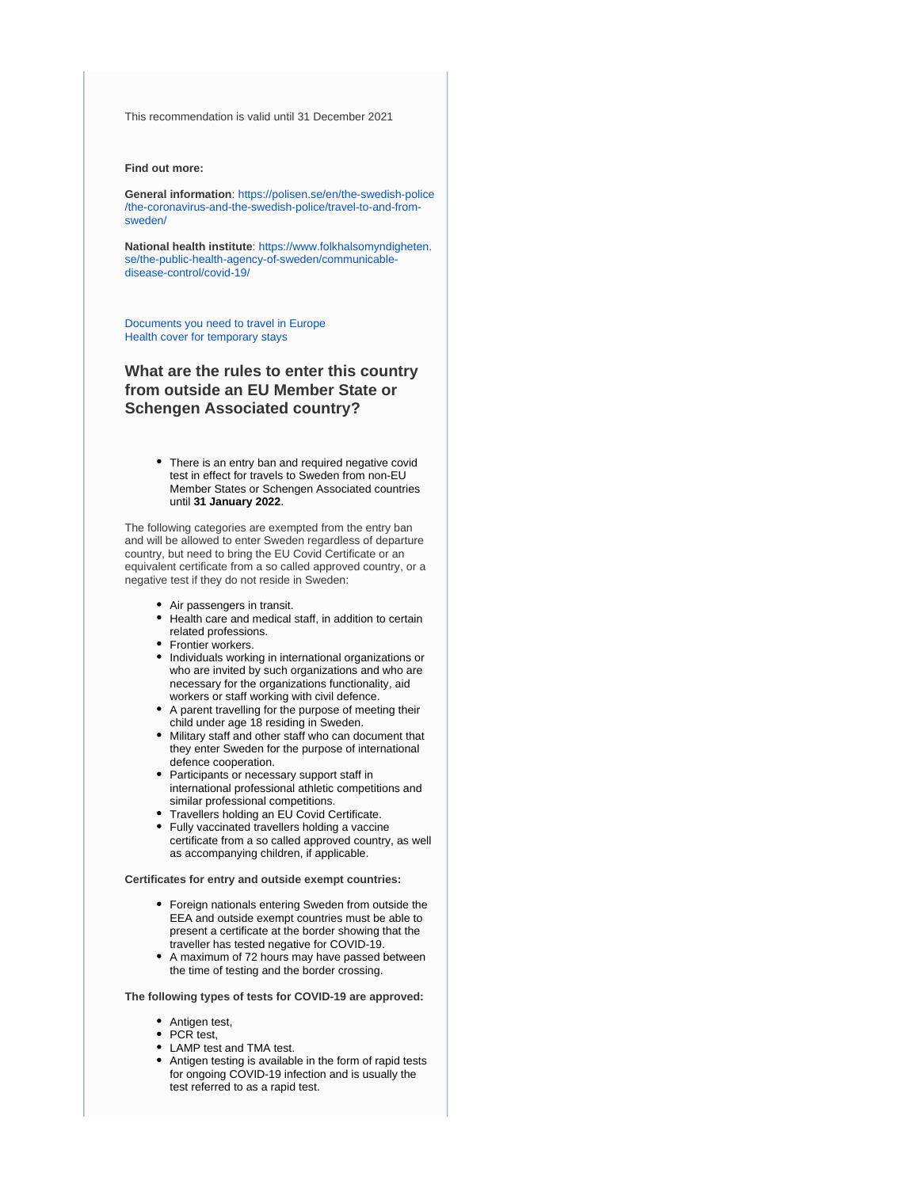This recommendation is valid until 31 December 2021

**Find out more:**

**General information**: https://polisen.se/en/the-swedish-police/the-coronavirus-and-the-swedish-police/travel-to-and-from-sweden/

**National health institute**: https://www.folkhalsomyndigheten.se/the-public-health-agency-of-sweden/communicable-disease-control/covid-19/

Documents you need to travel in Europe
Health cover for temporary stays

### What are the rules to enter this country from outside an EU Member State or Schengen Associated country?

- There is an entry ban and required negative covid test in effect for travels to Sweden from non-EU Member States or Schengen Associated countries until **31 January 2022**.

The following categories are exempted from the entry ban and will be allowed to enter Sweden regardless of departure country, but need to bring the EU Covid Certificate or an equivalent certificate from a so called approved country, or a negative test if they do not reside in Sweden:

- Air passengers in transit.
- Health care and medical staff, in addition to certain related professions.
- Frontier workers.
- Individuals working in international organizations or who are invited by such organizations and who are necessary for the organizations functionality, aid workers or staff working with civil defence.
- A parent travelling for the purpose of meeting their child under age 18 residing in Sweden.
- Military staff and other staff who can document that they enter Sweden for the purpose of international defence cooperation.
- Participants or necessary support staff in international professional athletic competitions and similar professional competitions.
- Travellers holding an EU Covid Certificate.
- Fully vaccinated travellers holding a vaccine certificate from a so called approved country, as well as accompanying children, if applicable.

**Certificates for entry and outside exempt countries:**

- Foreign nationals entering Sweden from outside the EEA and outside exempt countries must be able to present a certificate at the border showing that the traveller has tested negative for COVID-19.
- A maximum of 72 hours may have passed between the time of testing and the border crossing.

**The following types of tests for COVID-19 are approved:**

- Antigen test,
- PCR test,
- LAMP test and TMA test.
- Antigen testing is available in the form of rapid tests for ongoing COVID-19 infection and is usually the test referred to as a rapid test.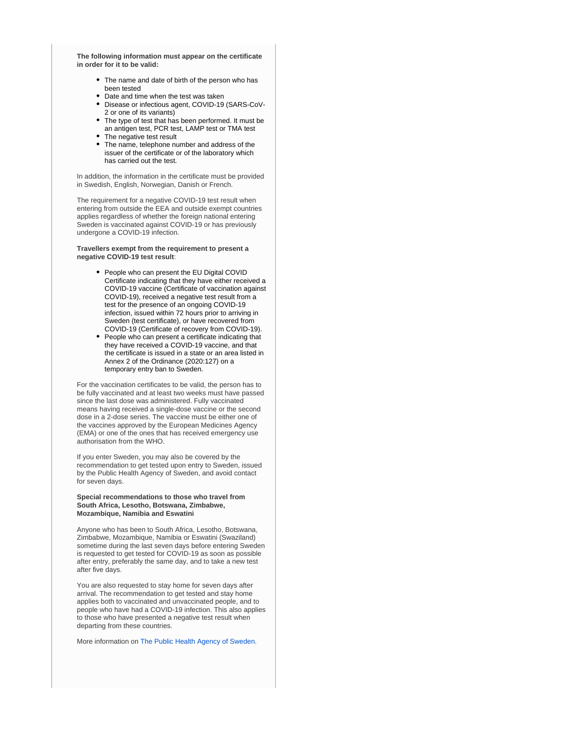**The following information must appear on the certificate in order for it to be valid:**

- The name and date of birth of the person who has been tested
- Date and time when the test was taken
- Disease or infectious agent, COVID-19 (SARS-CoV-2 or one of its variants)
- The type of test that has been performed. It must be an antigen test, PCR test, LAMP test or TMA test
- The negative test result
- The name, telephone number and address of the issuer of the certificate or of the laboratory which has carried out the test.

In addition, the information in the certificate must be provided in Swedish, English, Norwegian, Danish or French.

The requirement for a negative COVID-19 test result when entering from outside the EEA and outside exempt countries applies regardless of whether the foreign national entering Sweden is vaccinated against COVID-19 or has previously undergone a COVID-19 infection.

**Travellers exempt from the requirement to present a negative COVID-19 test result**:

- People who can present the EU Digital COVID Certificate indicating that they have either received a COVID-19 vaccine (Certificate of vaccination against COVID-19), received a negative test result from a test for the presence of an ongoing COVID-19 infection, issued within 72 hours prior to arriving in Sweden (test certificate), or have recovered from COVID-19 (Certificate of recovery from COVID-19).
- People who can present a certificate indicating that they have received a COVID-19 vaccine, and that the certificate is issued in a state or an area listed in Annex 2 of the Ordinance (2020:127) on a temporary entry ban to Sweden.

For the vaccination certificates to be valid, the person has to be fully vaccinated and at least two weeks must have passed since the last dose was administered. Fully vaccinated means having received a single-dose vaccine or the second dose in a 2-dose series. The vaccine must be either one of the vaccines approved by the European Medicines Agency (EMA) or one of the ones that has received emergency use authorisation from the WHO.

If you enter Sweden, you may also be covered by the recommendation to get tested upon entry to Sweden, issued by the Public Health Agency of Sweden, and avoid contact for seven days.

**Special recommendations to those who travel from South Africa, Lesotho, Botswana, Zimbabwe, Mozambique, Namibia and Eswatini**

Anyone who has been to South Africa, Lesotho, Botswana, Zimbabwe, Mozambique, Namibia or Eswatini (Swaziland) sometime during the last seven days before entering Sweden is requested to get tested for COVID-19 as soon as possible after entry, preferably the same day, and to take a new test after five days.

You are also requested to stay home for seven days after arrival. The recommendation to get tested and stay home applies both to vaccinated and unvaccinated people, and to people who have had a COVID-19 infection. This also applies to those who have presented a negative test result when departing from these countries.

More information on The Public Health Agency of Sweden.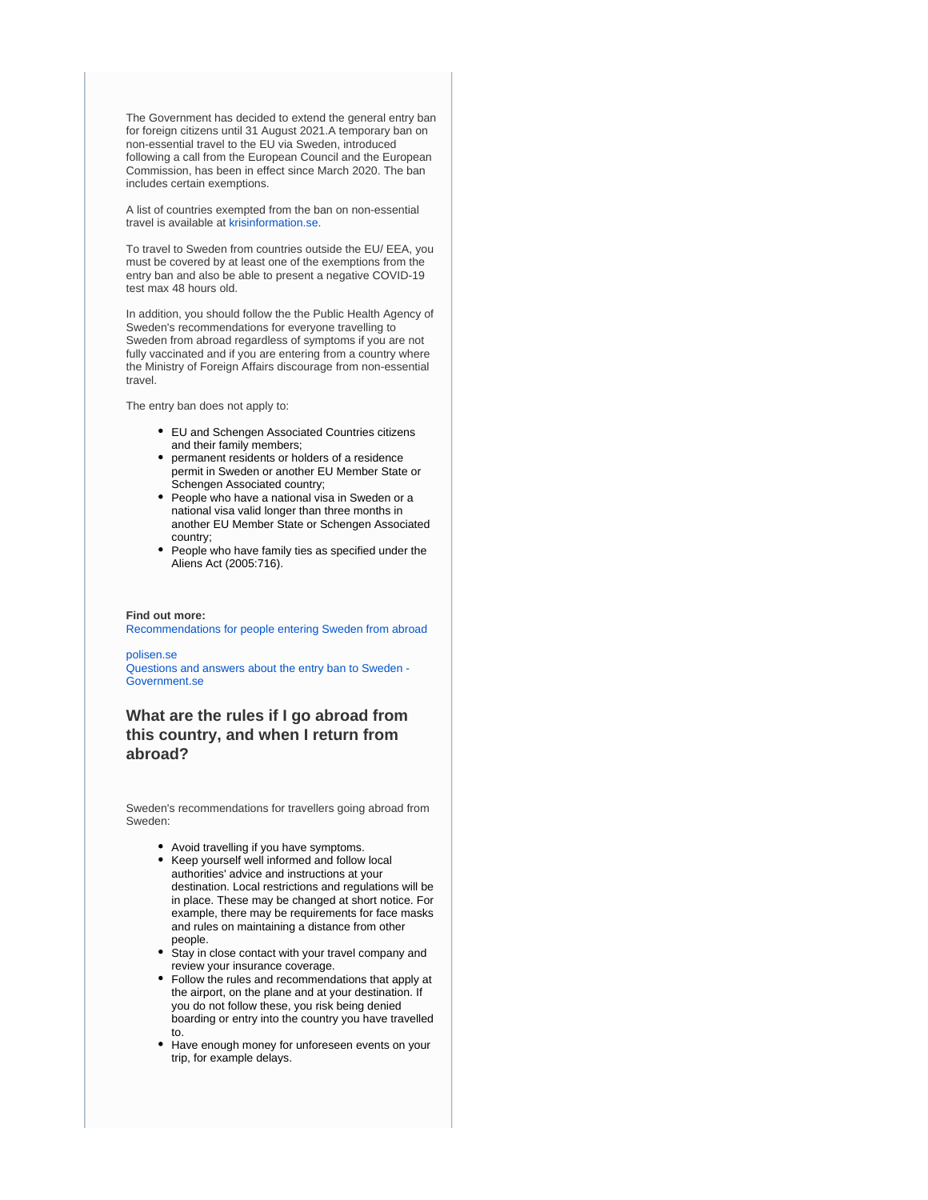The Government has decided to extend the general entry ban for foreign citizens until 31 August 2021.A temporary ban on non-essential travel to the EU via Sweden, introduced following a call from the European Council and the European Commission, has been in effect since March 2020. The ban includes certain exemptions.

A list of countries exempted from the ban on non-essential travel is available at krisinformation.se.

To travel to Sweden from countries outside the EU/ EEA, you must be covered by at least one of the exemptions from the entry ban and also be able to present a negative COVID-19 test max 48 hours old.

In addition, you should follow the the Public Health Agency of Sweden's recommendations for everyone travelling to Sweden from abroad regardless of symptoms if you are not fully vaccinated and if you are entering from a country where the Ministry of Foreign Affairs discourage from non-essential travel.

The entry ban does not apply to:

- EU and Schengen Associated Countries citizens and their family members;
- permanent residents or holders of a residence permit in Sweden or another EU Member State or Schengen Associated country;
- People who have a national visa in Sweden or a national visa valid longer than three months in another EU Member State or Schengen Associated country;
- People who have family ties as specified under the Aliens Act (2005:716).

**Find out more:**
Recommendations for people entering Sweden from abroad

polisen.se
Questions and answers about the entry ban to Sweden - Government.se

### What are the rules if I go abroad from this country, and when I return from abroad?

Sweden's recommendations for travellers going abroad from Sweden:

- Avoid travelling if you have symptoms.
- Keep yourself well informed and follow local authorities' advice and instructions at your destination. Local restrictions and regulations will be in place. These may be changed at short notice. For example, there may be requirements for face masks and rules on maintaining a distance from other people.
- Stay in close contact with your travel company and review your insurance coverage.
- Follow the rules and recommendations that apply at the airport, on the plane and at your destination. If you do not follow these, you risk being denied boarding or entry into the country you have travelled to.
- Have enough money for unforeseen events on your trip, for example delays.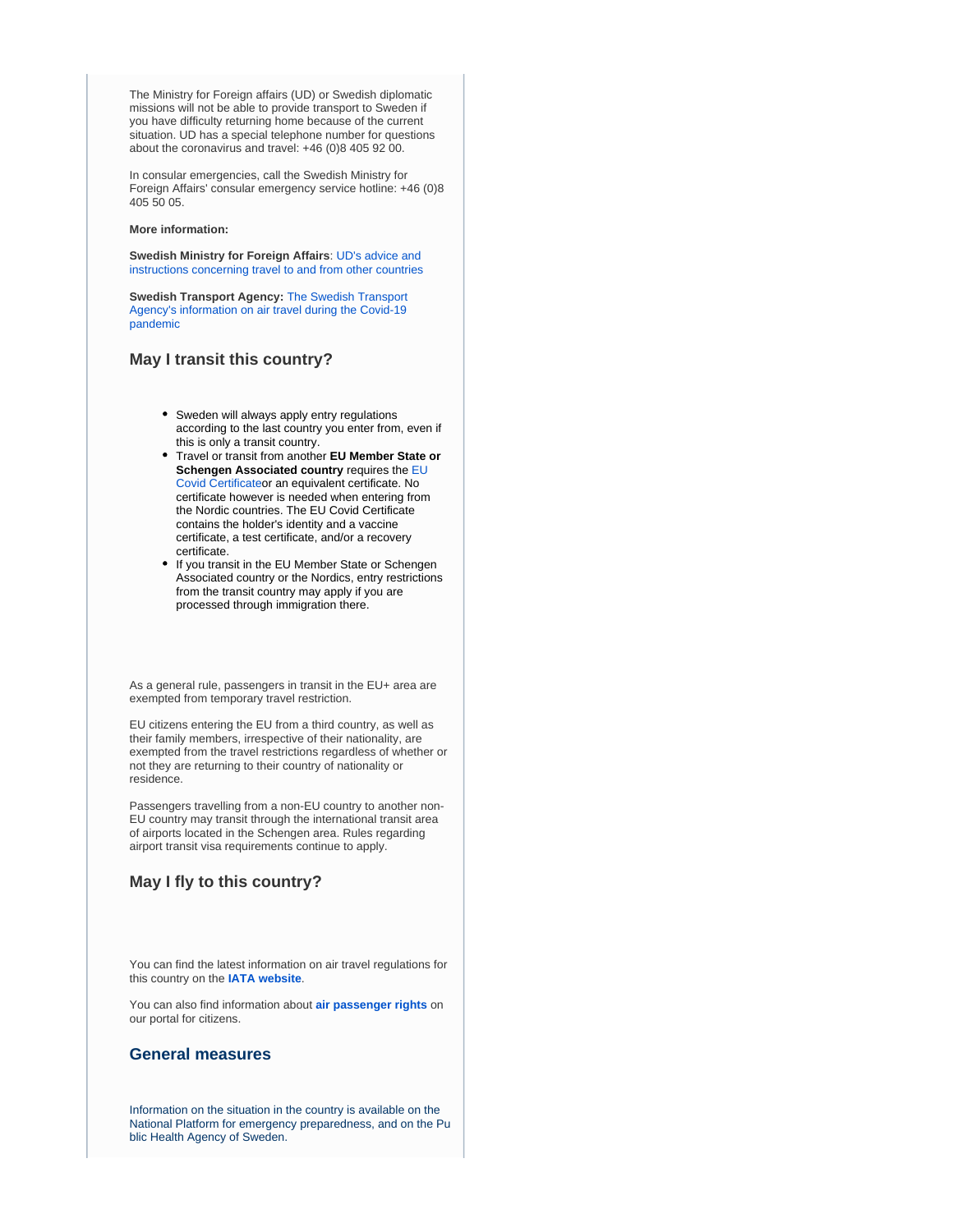The Ministry for Foreign affairs (UD) or Swedish diplomatic missions will not be able to provide transport to Sweden if you have difficulty returning home because of the current situation. UD has a special telephone number for questions about the coronavirus and travel: +46 (0)8 405 92 00.

In consular emergencies, call the Swedish Ministry for Foreign Affairs' consular emergency service hotline: +46 (0)8 405 50 05.

**More information:**

**Swedish Ministry for Foreign Affairs**: UD's advice and instructions concerning travel to and from other countries

**Swedish Transport Agency:** The Swedish Transport Agency's information on air travel during the Covid-19 pandemic

## May I transit this country?

- Sweden will always apply entry regulations according to the last country you enter from, even if this is only a transit country.
- Travel or transit from another **EU Member State or Schengen Associated country** requires the EU Covid Certificateor an equivalent certificate. No certificate however is needed when entering from the Nordic countries. The EU Covid Certificate contains the holder's identity and a vaccine certificate, a test certificate, and/or a recovery certificate.
- If you transit in the EU Member State or Schengen Associated country or the Nordics, entry restrictions from the transit country may apply if you are processed through immigration there.

As a general rule, passengers in transit in the EU+ area are exempted from temporary travel restriction.

EU citizens entering the EU from a third country, as well as their family members, irrespective of their nationality, are exempted from the travel restrictions regardless of whether or not they are returning to their country of nationality or residence.

Passengers travelling from a non-EU country to another non-EU country may transit through the international transit area of airports located in the Schengen area. Rules regarding airport transit visa requirements continue to apply.

## May I fly to this country?

You can find the latest information on air travel regulations for this country on the **IATA website**.

You can also find information about **air passenger rights** on our portal for citizens.

## General measures

Information on the situation in the country is available on the National Platform for emergency preparedness, and on the Public Health Agency of Sweden.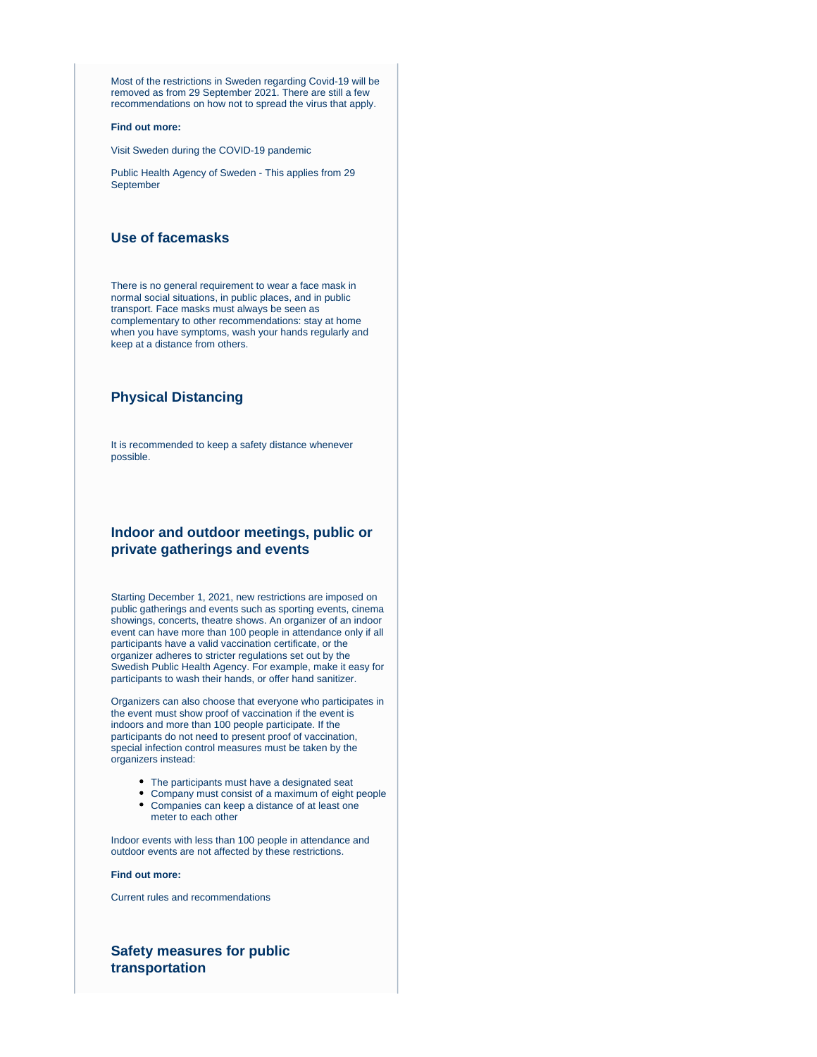Most of the restrictions in Sweden regarding Covid-19 will be removed as from 29 September 2021. There are still a few recommendations on how not to spread the virus that apply.

**Find out more:**

Visit Sweden during the COVID-19 pandemic

Public Health Agency of Sweden - This applies from 29 September

### Use of facemasks

There is no general requirement to wear a face mask in normal social situations, in public places, and in public transport. Face masks must always be seen as complementary to other recommendations: stay at home when you have symptoms, wash your hands regularly and keep at a distance from others.

### Physical Distancing

It is recommended to keep a safety distance whenever possible.

### Indoor and outdoor meetings, public or private gatherings and events

Starting December 1, 2021, new restrictions are imposed on public gatherings and events such as sporting events, cinema showings, concerts, theatre shows. An organizer of an indoor event can have more than 100 people in attendance only if all participants have a valid vaccination certificate, or the organizer adheres to stricter regulations set out by the Swedish Public Health Agency. For example, make it easy for participants to wash their hands, or offer hand sanitizer.

Organizers can also choose that everyone who participates in the event must show proof of vaccination if the event is indoors and more than 100 people participate. If the participants do not need to present proof of vaccination, special infection control measures must be taken by the organizers instead:

- The participants must have a designated seat
- Company must consist of a maximum of eight people
- Companies can keep a distance of at least one meter to each other

Indoor events with less than 100 people in attendance and outdoor events are not affected by these restrictions.

**Find out more:**

Current rules and recommendations

### Safety measures for public transportation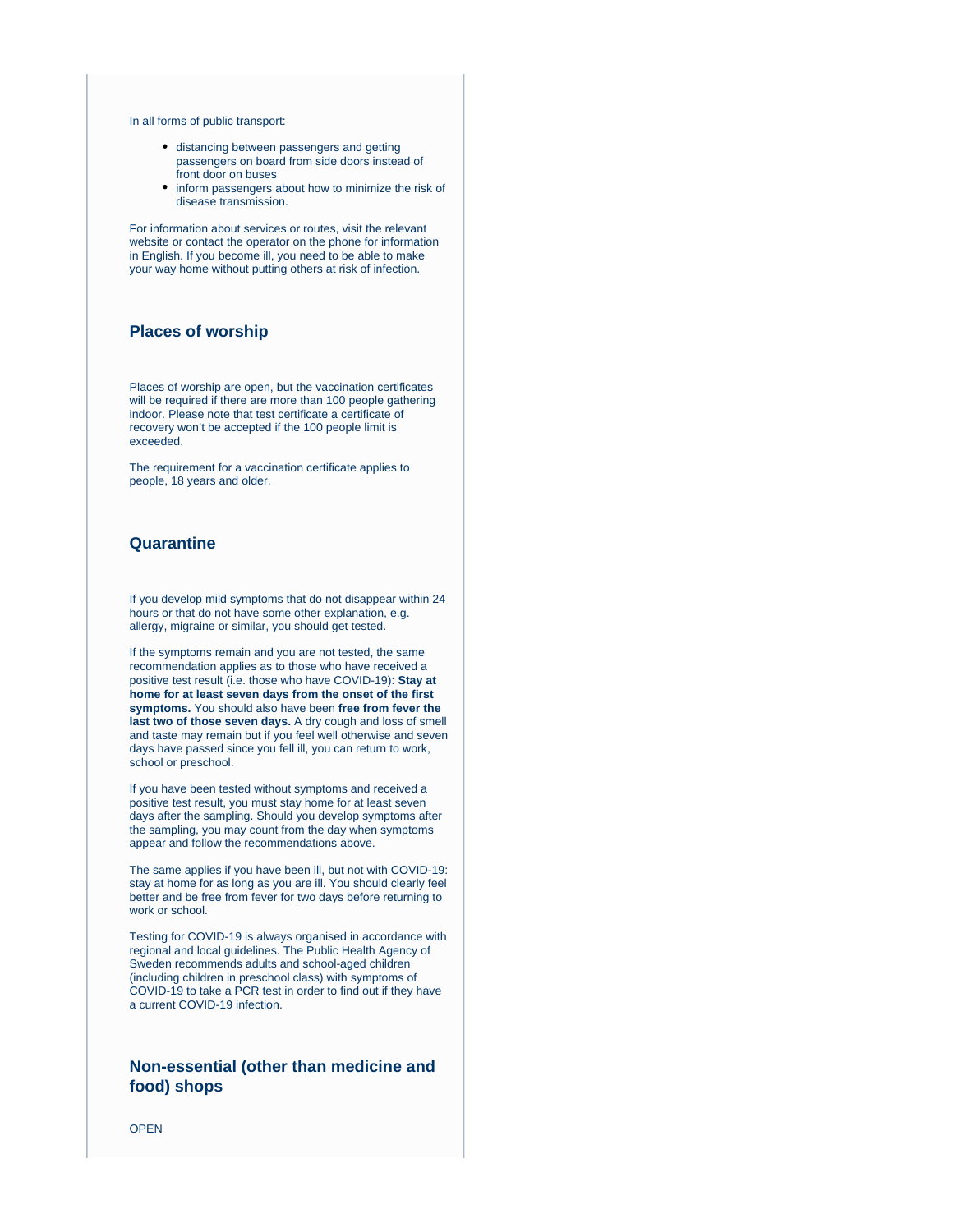In all forms of public transport:

- distancing between passengers and getting passengers on board from side doors instead of front door on buses
- inform passengers about how to minimize the risk of disease transmission.

For information about services or routes, visit the relevant website or contact the operator on the phone for information in English. If you become ill, you need to be able to make your way home without putting others at risk of infection.

### Places of worship

Places of worship are open, but the vaccination certificates will be required if there are more than 100 people gathering indoor. Please note that test certificate a certificate of recovery won't be accepted if the 100 people limit is exceeded.

The requirement for a vaccination certificate applies to people, 18 years and older.

### Quarantine

If you develop mild symptoms that do not disappear within 24 hours or that do not have some other explanation, e.g. allergy, migraine or similar, you should get tested.

If the symptoms remain and you are not tested, the same recommendation applies as to those who have received a positive test result (i.e. those who have COVID-19): **Stay at home for at least seven days from the onset of the first symptoms.** You should also have been **free from fever the last two of those seven days.** A dry cough and loss of smell and taste may remain but if you feel well otherwise and seven days have passed since you fell ill, you can return to work, school or preschool.

If you have been tested without symptoms and received a positive test result, you must stay home for at least seven days after the sampling. Should you develop symptoms after the sampling, you may count from the day when symptoms appear and follow the recommendations above.

The same applies if you have been ill, but not with COVID-19: stay at home for as long as you are ill. You should clearly feel better and be free from fever for two days before returning to work or school.

Testing for COVID-19 is always organised in accordance with regional and local guidelines. The Public Health Agency of Sweden recommends adults and school-aged children (including children in preschool class) with symptoms of COVID-19 to take a PCR test in order to find out if they have a current COVID-19 infection.

### Non-essential (other than medicine and food) shops

OPEN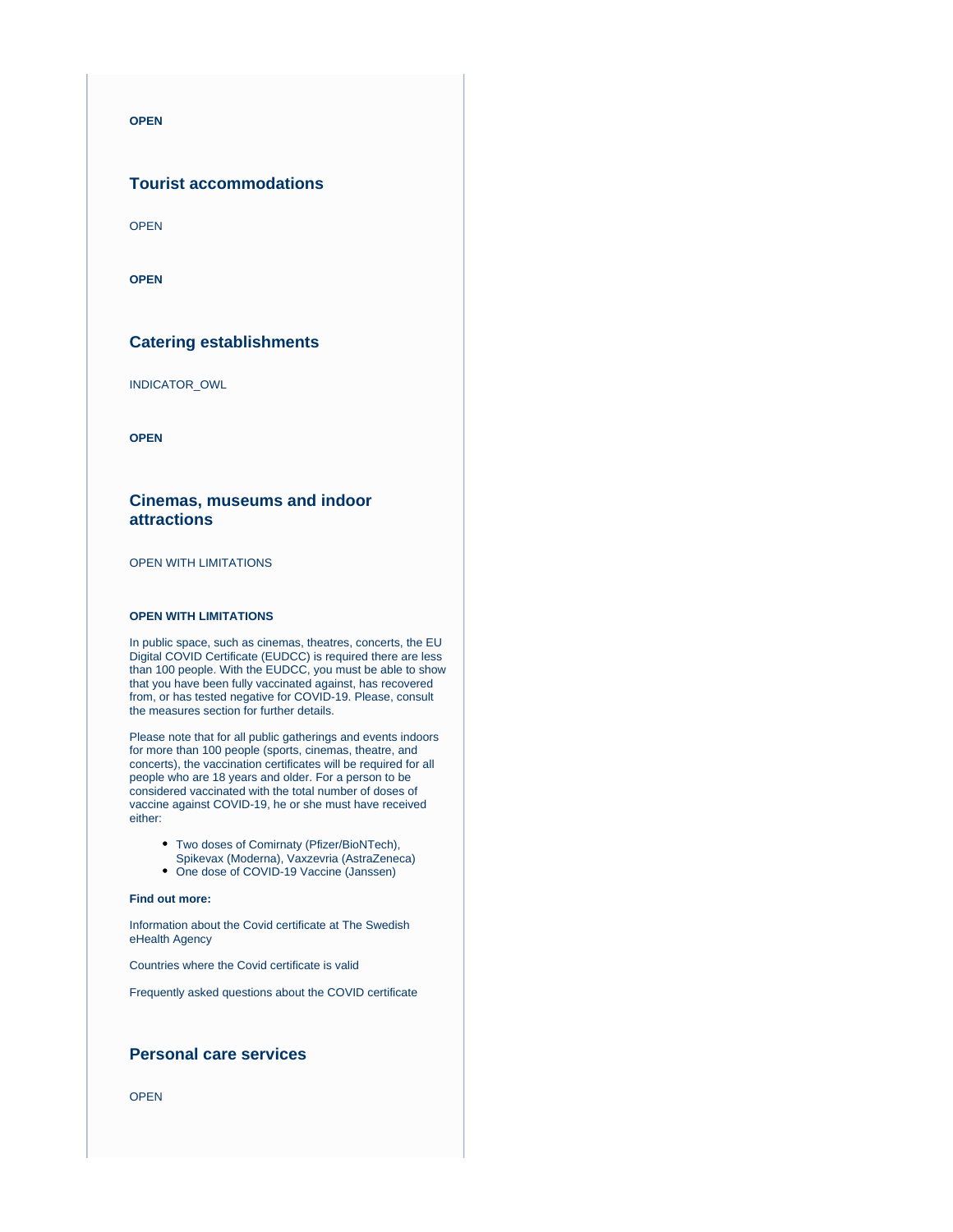**OPEN**

### Tourist accommodations

OPEN

**OPEN**

### Catering establishments

INDICATOR_OWL

**OPEN**

### Cinemas, museums and indoor attractions

OPEN WITH LIMITATIONS

**OPEN WITH LIMITATIONS**

In public space, such as cinemas, theatres, concerts, the EU Digital COVID Certificate (EUDCC) is required there are less than 100 people. With the EUDCC, you must be able to show that you have been fully vaccinated against, has recovered from, or has tested negative for COVID-19. Please, consult the measures section for further details.

Please note that for all public gatherings and events indoors for more than 100 people (sports, cinemas, theatre, and concerts), the vaccination certificates will be required for all people who are 18 years and older. For a person to be considered vaccinated with the total number of doses of vaccine against COVID-19, he or she must have received either:

- Two doses of Comirnaty (Pfizer/BioNTech), Spikevax (Moderna), Vaxzevria (AstraZeneca)
- One dose of COVID-19 Vaccine (Janssen)

**Find out more:**

Information about the Covid certificate at The Swedish eHealth Agency

Countries where the Covid certificate is valid

Frequently asked questions about the COVID certificate

### Personal care services

OPEN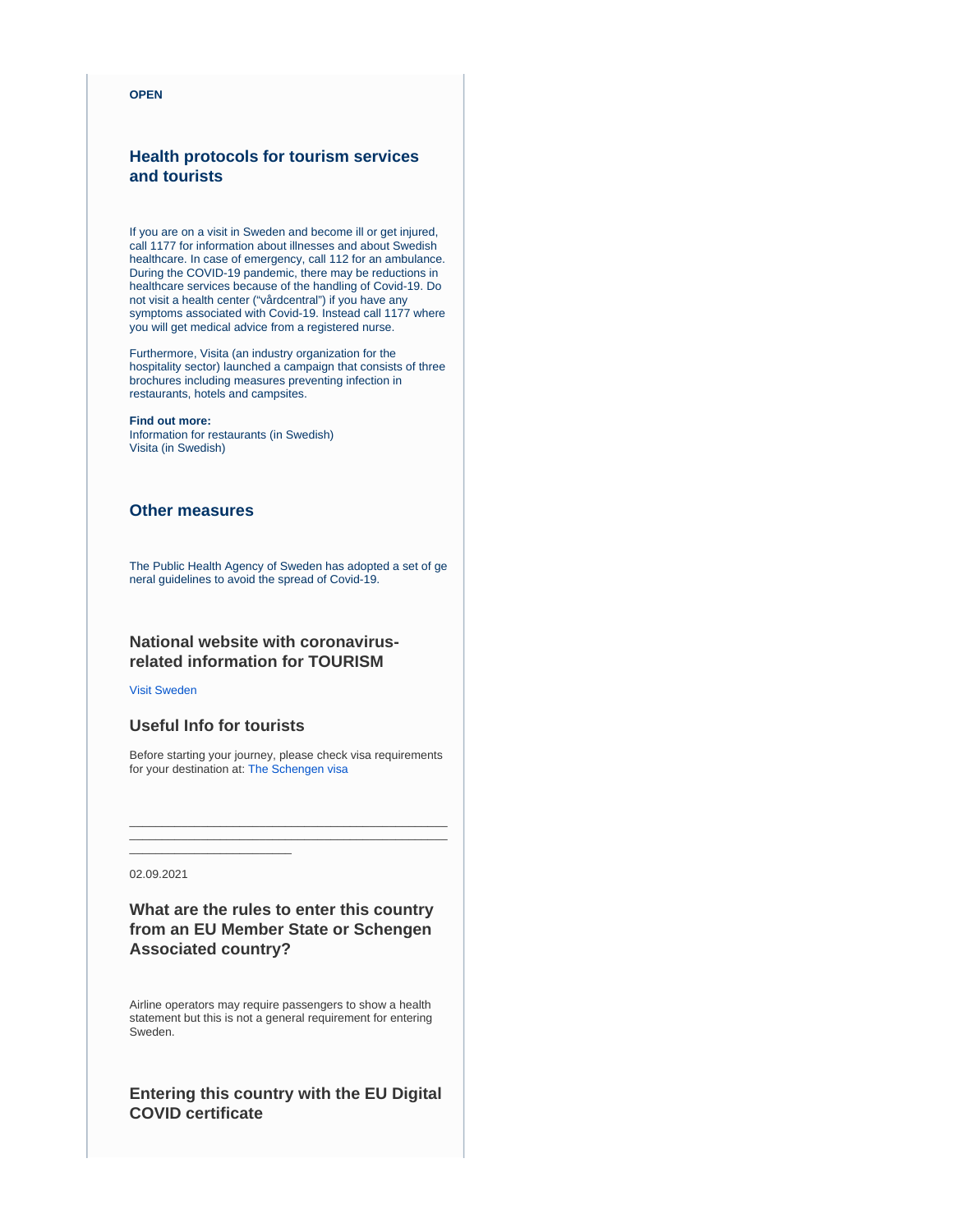**OPEN**

### Health protocols for tourism services and tourists

If you are on a visit in Sweden and become ill or get injured, call 1177 for information about illnesses and about Swedish healthcare. In case of emergency, call 112 for an ambulance. During the COVID-19 pandemic, there may be reductions in healthcare services because of the handling of Covid-19. Do not visit a health center ("vårdcentral") if you have any symptoms associated with Covid-19. Instead call 1177 where you will get medical advice from a registered nurse.

Furthermore, Visita (an industry organization for the hospitality sector) launched a campaign that consists of three brochures including measures preventing infection in restaurants, hotels and campsites.

**Find out more:**
Information for restaurants (in Swedish)
Visita (in Swedish)

### Other measures

The Public Health Agency of Sweden has adopted a set of general guidelines to avoid the spread of Covid-19.

### National website with coronavirus-related information for TOURISM

Visit Sweden

### Useful Info for tourists

Before starting your journey, please check visa requirements for your destination at: The Schengen visa

---

02.09.2021

### What are the rules to enter this country from an EU Member State or Schengen Associated country?

Airline operators may require passengers to show a health statement but this is not a general requirement for entering Sweden.

### Entering this country with the EU Digital COVID certificate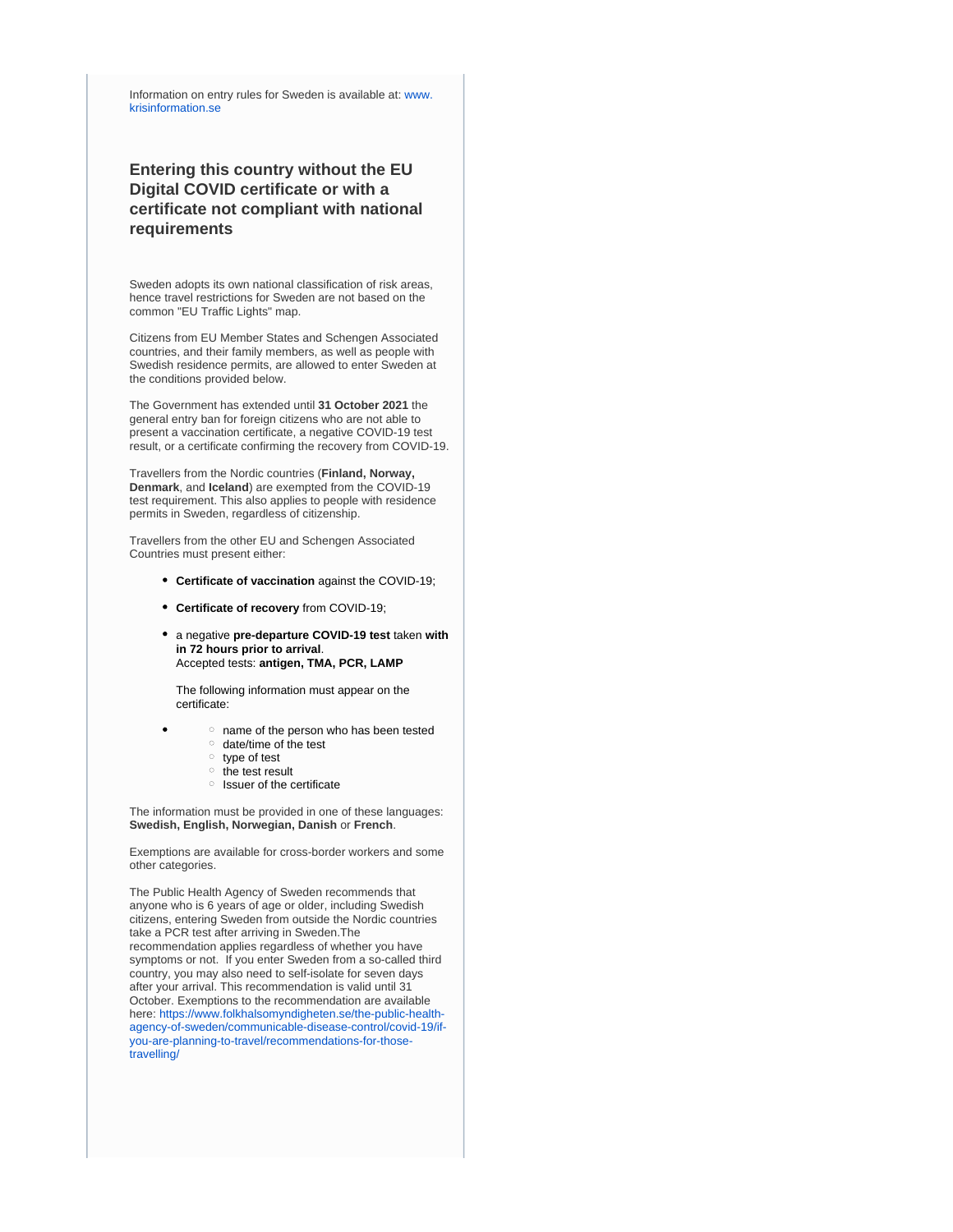Information on entry rules for Sweden is available at: www.krisinformation.se

## Entering this country without the EU Digital COVID certificate or with a certificate not compliant with national requirements

Sweden adopts its own national classification of risk areas, hence travel restrictions for Sweden are not based on the common "EU Traffic Lights" map.

Citizens from EU Member States and Schengen Associated countries, and their family members, as well as people with Swedish residence permits, are allowed to enter Sweden at the conditions provided below.

The Government has extended until **31 October 2021** the general entry ban for foreign citizens who are not able to present a vaccination certificate, a negative COVID-19 test result, or a certificate confirming the recovery from COVID-19.

Travellers from the Nordic countries (**Finland, Norway, Denmark**, and **Iceland**) are exempted from the COVID-19 test requirement. This also applies to people with residence permits in Sweden, regardless of citizenship.

Travellers from the other EU and Schengen Associated Countries must present either:

- **Certificate of vaccination** against the COVID-19;
- **Certificate of recovery** from COVID-19;
- a negative **pre-departure COVID-19 test** taken **with in 72 hours prior to arrival**.
  Accepted tests: **antigen, TMA, PCR, LAMP**

  The following information must appear on the certificate:

-
  - name of the person who has been tested
  - date/time of the test
  - type of test
  - the test result
  - Issuer of the certificate

The information must be provided in one of these languages: **Swedish, English, Norwegian, Danish** or **French**.

Exemptions are available for cross-border workers and some other categories.

The Public Health Agency of Sweden recommends that anyone who is 6 years of age or older, including Swedish citizens, entering Sweden from outside the Nordic countries take a PCR test after arriving in Sweden.The recommendation applies regardless of whether you have symptoms or not. If you enter Sweden from a so-called third country, you may also need to self-isolate for seven days after your arrival. This recommendation is valid until 31 October. Exemptions to the recommendation are available here: https://www.folkhalsomyndigheten.se/the-public-health-agency-of-sweden/communicable-disease-control/covid-19/if-you-are-planning-to-travel/recommendations-for-those-travelling/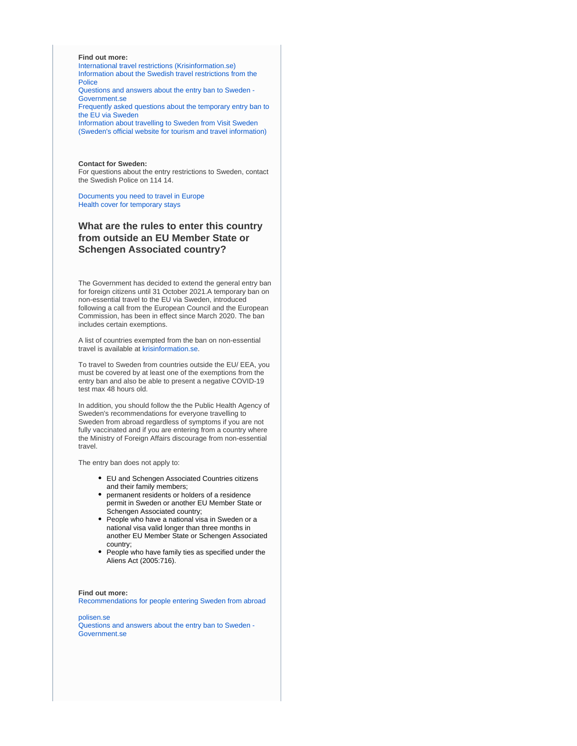**Find out more:**
International travel restrictions (Krisinformation.se)
Information about the Swedish travel restrictions from the Police
Questions and answers about the entry ban to Sweden - Government.se
Frequently asked questions about the temporary entry ban to the EU via Sweden
Information about travelling to Sweden from Visit Sweden (Sweden's official website for tourism and travel information)

**Contact for Sweden:**
For questions about the entry restrictions to Sweden, contact the Swedish Police on 114 14.

Documents you need to travel in Europe
Health cover for temporary stays

## What are the rules to enter this country from outside an EU Member State or Schengen Associated country?

The Government has decided to extend the general entry ban for foreign citizens until 31 October 2021.A temporary ban on non-essential travel to the EU via Sweden, introduced following a call from the European Council and the European Commission, has been in effect since March 2020. The ban includes certain exemptions.

A list of countries exempted from the ban on non-essential travel is available at krisinformation.se.

To travel to Sweden from countries outside the EU/ EEA, you must be covered by at least one of the exemptions from the entry ban and also be able to present a negative COVID-19 test max 48 hours old.

In addition, you should follow the the Public Health Agency of Sweden's recommendations for everyone travelling to Sweden from abroad regardless of symptoms if you are not fully vaccinated and if you are entering from a country where the Ministry of Foreign Affairs discourage from non-essential travel.

The entry ban does not apply to:

- EU and Schengen Associated Countries citizens and their family members;
- permanent residents or holders of a residence permit in Sweden or another EU Member State or Schengen Associated country;
- People who have a national visa in Sweden or a national visa valid longer than three months in another EU Member State or Schengen Associated country;
- People who have family ties as specified under the Aliens Act (2005:716).

**Find out more:**
Recommendations for people entering Sweden from abroad

polisen.se
Questions and answers about the entry ban to Sweden - Government.se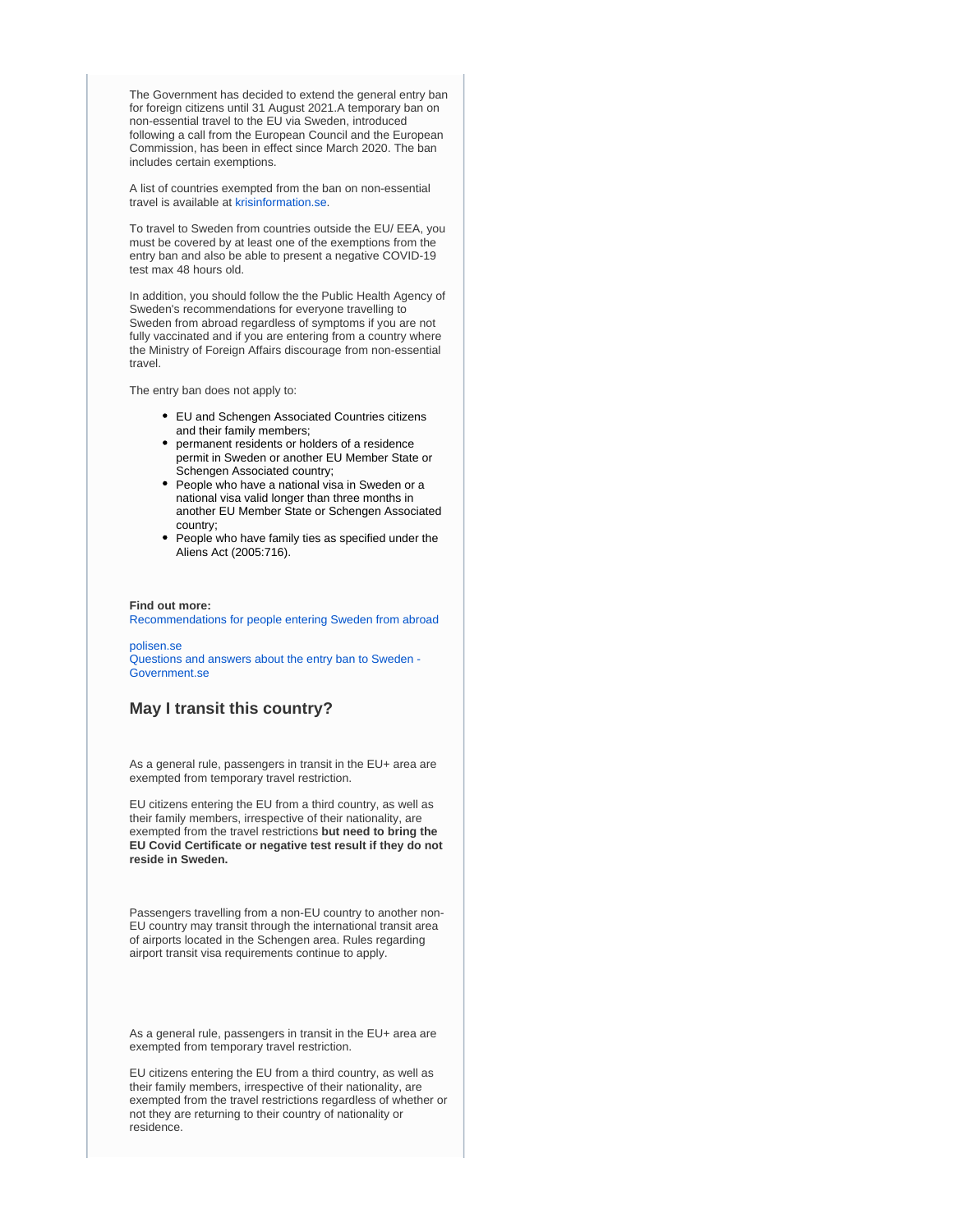The Government has decided to extend the general entry ban for foreign citizens until 31 August 2021.A temporary ban on non-essential travel to the EU via Sweden, introduced following a call from the European Council and the European Commission, has been in effect since March 2020. The ban includes certain exemptions.

A list of countries exempted from the ban on non-essential travel is available at krisinformation.se.

To travel to Sweden from countries outside the EU/ EEA, you must be covered by at least one of the exemptions from the entry ban and also be able to present a negative COVID-19 test max 48 hours old.

In addition, you should follow the the Public Health Agency of Sweden's recommendations for everyone travelling to Sweden from abroad regardless of symptoms if you are not fully vaccinated and if you are entering from a country where the Ministry of Foreign Affairs discourage from non-essential travel.

The entry ban does not apply to:

- EU and Schengen Associated Countries citizens and their family members;
- permanent residents or holders of a residence permit in Sweden or another EU Member State or Schengen Associated country;
- People who have a national visa in Sweden or a national visa valid longer than three months in another EU Member State or Schengen Associated country;
- People who have family ties as specified under the Aliens Act (2005:716).

**Find out more:**
Recommendations for people entering Sweden from abroad

polisen.se
Questions and answers about the entry ban to Sweden - Government.se

## May I transit this country?

As a general rule, passengers in transit in the EU+ area are exempted from temporary travel restriction.

EU citizens entering the EU from a third country, as well as their family members, irrespective of their nationality, are exempted from the travel restrictions **but need to bring the EU Covid Certificate or negative test result if they do not reside in Sweden.**

Passengers travelling from a non-EU country to another non-EU country may transit through the international transit area of airports located in the Schengen area. Rules regarding airport transit visa requirements continue to apply.

As a general rule, passengers in transit in the EU+ area are exempted from temporary travel restriction.

EU citizens entering the EU from a third country, as well as their family members, irrespective of their nationality, are exempted from the travel restrictions regardless of whether or not they are returning to their country of nationality or residence.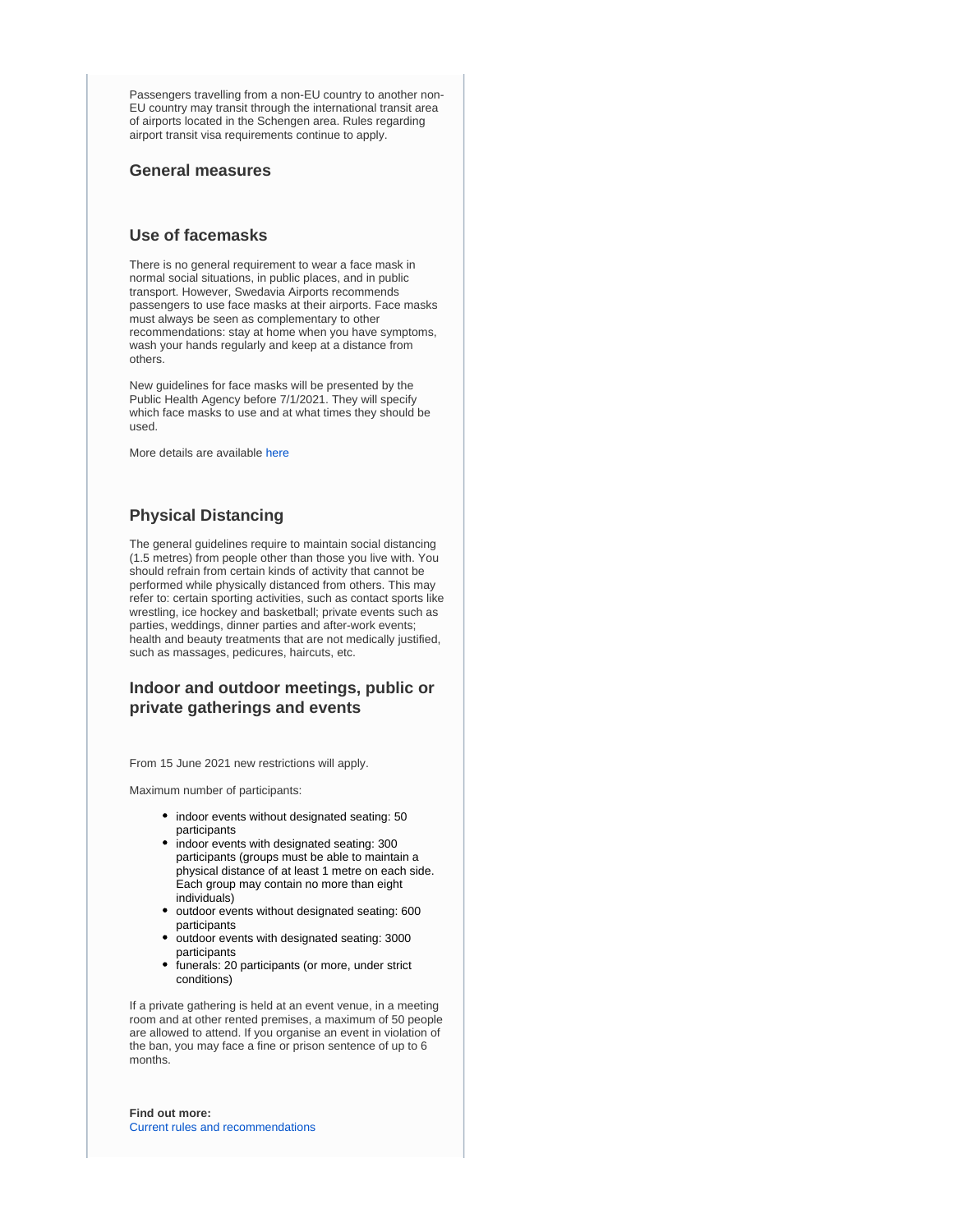Passengers travelling from a non-EU country to another non-EU country may transit through the international transit area of airports located in the Schengen area. Rules regarding airport transit visa requirements continue to apply.

### General measures

### Use of facemasks

There is no general requirement to wear a face mask in normal social situations, in public places, and in public transport. However, Swedavia Airports recommends passengers to use face masks at their airports. Face masks must always be seen as complementary to other recommendations: stay at home when you have symptoms, wash your hands regularly and keep at a distance from others.

New guidelines for face masks will be presented by the Public Health Agency before 7/1/2021. They will specify which face masks to use and at what times they should be used.

More details are available here

### Physical Distancing

The general guidelines require to maintain social distancing (1.5 metres) from people other than those you live with. You should refrain from certain kinds of activity that cannot be performed while physically distanced from others. This may refer to: certain sporting activities, such as contact sports like wrestling, ice hockey and basketball; private events such as parties, weddings, dinner parties and after-work events; health and beauty treatments that are not medically justified, such as massages, pedicures, haircuts, etc.

### Indoor and outdoor meetings, public or private gatherings and events

From 15 June 2021 new restrictions will apply.

Maximum number of participants:

- indoor events without designated seating: 50 participants
- indoor events with designated seating: 300 participants (groups must be able to maintain a physical distance of at least 1 metre on each side. Each group may contain no more than eight individuals)
- outdoor events without designated seating: 600 participants
- outdoor events with designated seating: 3000 participants
- funerals: 20 participants (or more, under strict conditions)

If a private gathering is held at an event venue, in a meeting room and at other rented premises, a maximum of 50 people are allowed to attend. If you organise an event in violation of the ban, you may face a fine or prison sentence of up to 6 months.

**Find out more:**
Current rules and recommendations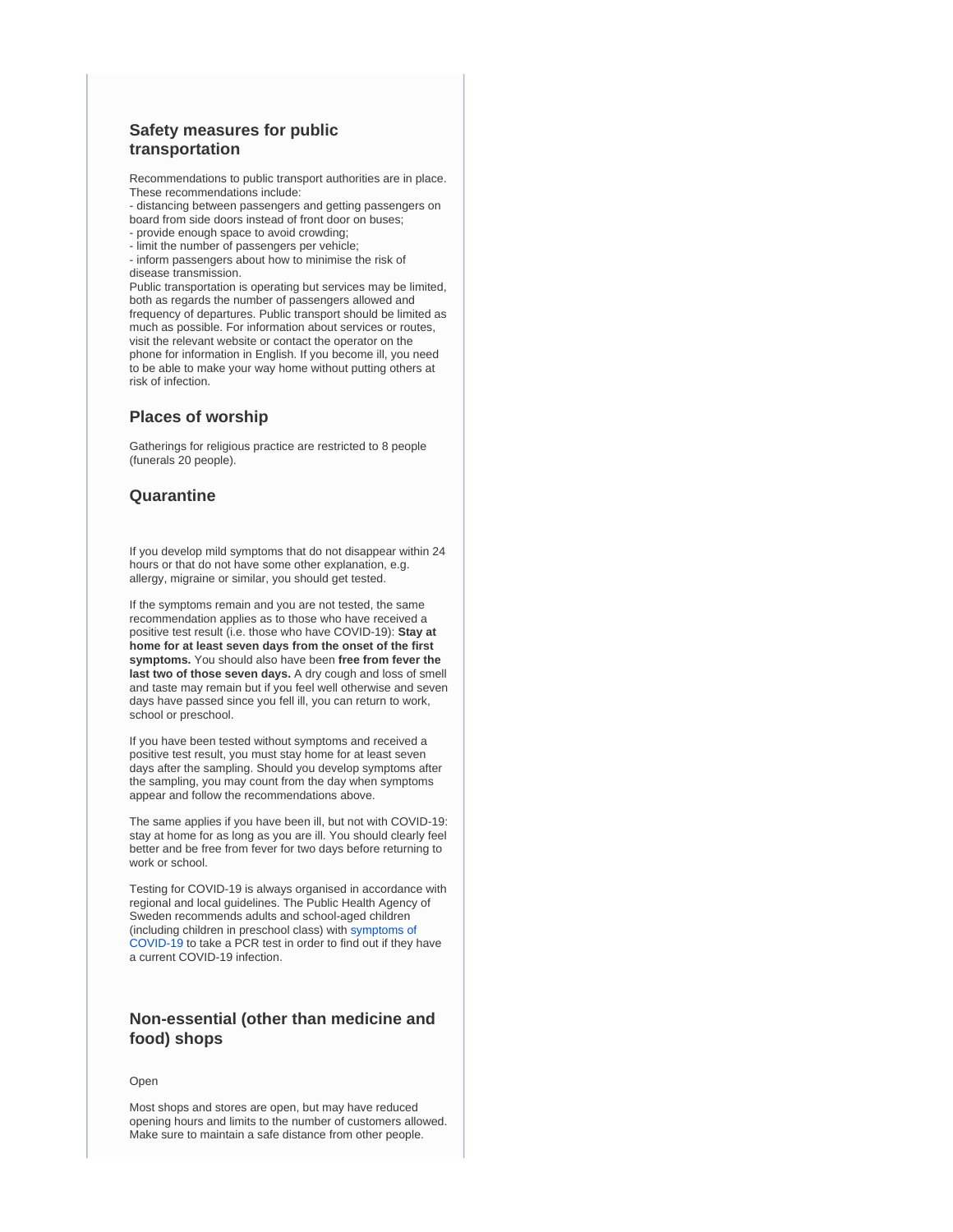## Safety measures for public transportation

Recommendations to public transport authorities are in place. These recommendations include:
- distancing between passengers and getting passengers on board from side doors instead of front door on buses;
- provide enough space to avoid crowding;
- limit the number of passengers per vehicle;
- inform passengers about how to minimise the risk of disease transmission.

Public transportation is operating but services may be limited, both as regards the number of passengers allowed and frequency of departures. Public transport should be limited as much as possible. For information about services or routes, visit the relevant website or contact the operator on the phone for information in English. If you become ill, you need to be able to make your way home without putting others at risk of infection.

## Places of worship

Gatherings for religious practice are restricted to 8 people (funerals 20 people).

## Quarantine

If you develop mild symptoms that do not disappear within 24 hours or that do not have some other explanation, e.g. allergy, migraine or similar, you should get tested.

If the symptoms remain and you are not tested, the same recommendation applies as to those who have received a positive test result (i.e. those who have COVID-19): **Stay at home for at least seven days from the onset of the first symptoms.** You should also have been **free from fever the last two of those seven days.** A dry cough and loss of smell and taste may remain but if you feel well otherwise and seven days have passed since you fell ill, you can return to work, school or preschool.

If you have been tested without symptoms and received a positive test result, you must stay home for at least seven days after the sampling. Should you develop symptoms after the sampling, you may count from the day when symptoms appear and follow the recommendations above.

The same applies if you have been ill, but not with COVID-19: stay at home for as long as you are ill. You should clearly feel better and be free from fever for two days before returning to work or school.

Testing for COVID-19 is always organised in accordance with regional and local guidelines. The Public Health Agency of Sweden recommends adults and school-aged children (including children in preschool class) with symptoms of COVID-19 to take a PCR test in order to find out if they have a current COVID-19 infection.

## Non-essential (other than medicine and food) shops

Open

Most shops and stores are open, but may have reduced opening hours and limits to the number of customers allowed. Make sure to maintain a safe distance from other people.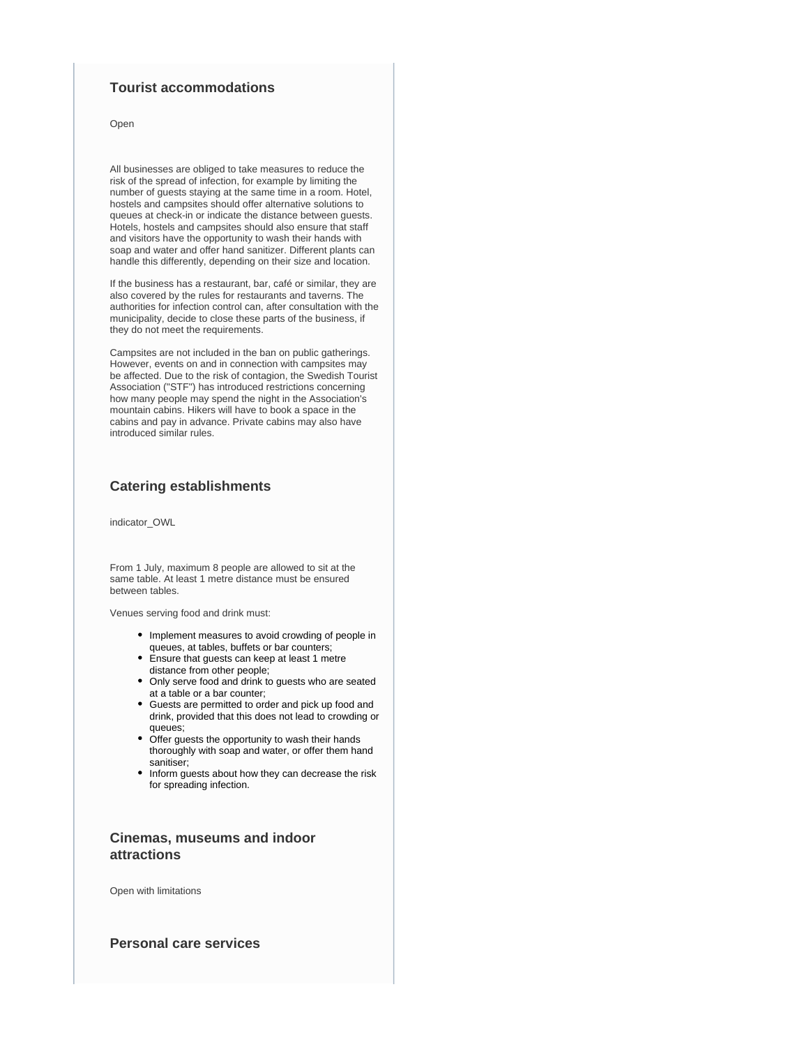### Tourist accommodations

Open

All businesses are obliged to take measures to reduce the risk of the spread of infection, for example by limiting the number of guests staying at the same time in a room. Hotel, hostels and campsites should offer alternative solutions to queues at check-in or indicate the distance between guests. Hotels, hostels and campsites should also ensure that staff and visitors have the opportunity to wash their hands with soap and water and offer hand sanitizer. Different plants can handle this differently, depending on their size and location.

If the business has a restaurant, bar, café or similar, they are also covered by the rules for restaurants and taverns. The authorities for infection control can, after consultation with the municipality, decide to close these parts of the business, if they do not meet the requirements.

Campsites are not included in the ban on public gatherings. However, events on and in connection with campsites may be affected. Due to the risk of contagion, the Swedish Tourist Association ("STF") has introduced restrictions concerning how many people may spend the night in the Association's mountain cabins. Hikers will have to book a space in the cabins and pay in advance. Private cabins may also have introduced similar rules.

### Catering establishments

indicator_OWL

From 1 July, maximum 8 people are allowed to sit at the same table. At least 1 metre distance must be ensured between tables.

Venues serving food and drink must:

- Implement measures to avoid crowding of people in queues, at tables, buffets or bar counters;
- Ensure that guests can keep at least 1 metre distance from other people;
- Only serve food and drink to guests who are seated at a table or a bar counter;
- Guests are permitted to order and pick up food and drink, provided that this does not lead to crowding or queues;
- Offer guests the opportunity to wash their hands thoroughly with soap and water, or offer them hand sanitiser;
- Inform guests about how they can decrease the risk for spreading infection.

### Cinemas, museums and indoor attractions

Open with limitations

### Personal care services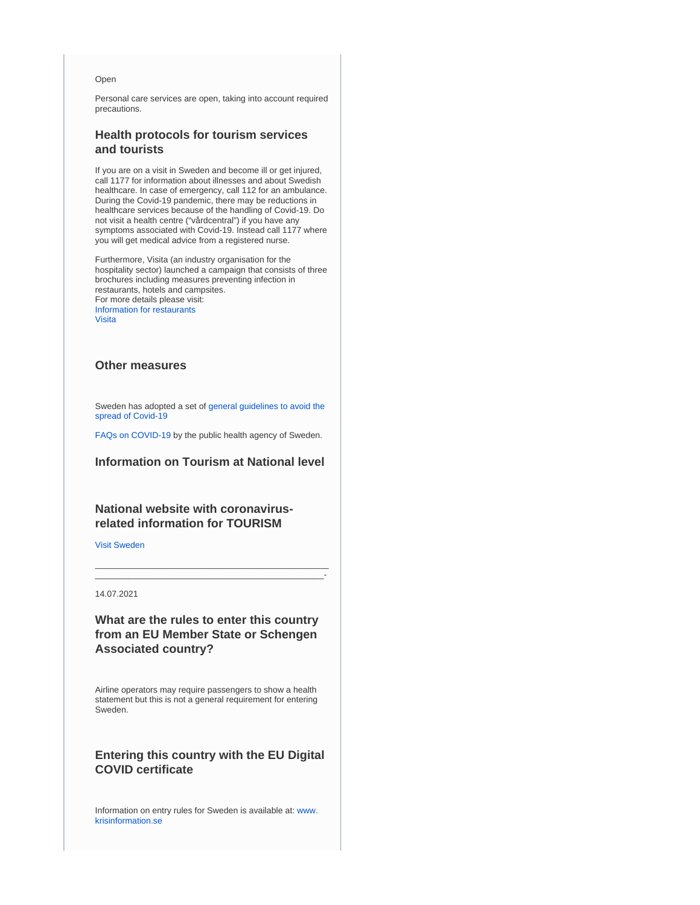Open

Personal care services are open, taking into account required precautions.

### Health protocols for tourism services and tourists

If you are on a visit in Sweden and become ill or get injured, call 1177 for information about illnesses and about Swedish healthcare. In case of emergency, call 112 for an ambulance. During the Covid-19 pandemic, there may be reductions in healthcare services because of the handling of Covid-19. Do not visit a health centre ("vårdcentral") if you have any symptoms associated with Covid-19. Instead call 1177 where you will get medical advice from a registered nurse.

Furthermore, Visita (an industry organisation for the hospitality sector) launched a campaign that consists of three brochures including measures preventing infection in restaurants, hotels and campsites.
For more details please visit:
Information for restaurants
Visita

### Other measures

Sweden has adopted a set of general guidelines to avoid the spread of Covid-19

FAQs on COVID-19 by the public health agency of Sweden.

### Information on Tourism at National level

### National website with coronavirus-related information for TOURISM

Visit Sweden

______________________________________________
____________________________________________-

14.07.2021

### What are the rules to enter this country from an EU Member State or Schengen Associated country?

Airline operators may require passengers to show a health statement but this is not a general requirement for entering Sweden.

### Entering this country with the EU Digital COVID certificate

Information on entry rules for Sweden is available at: www.krisinformation.se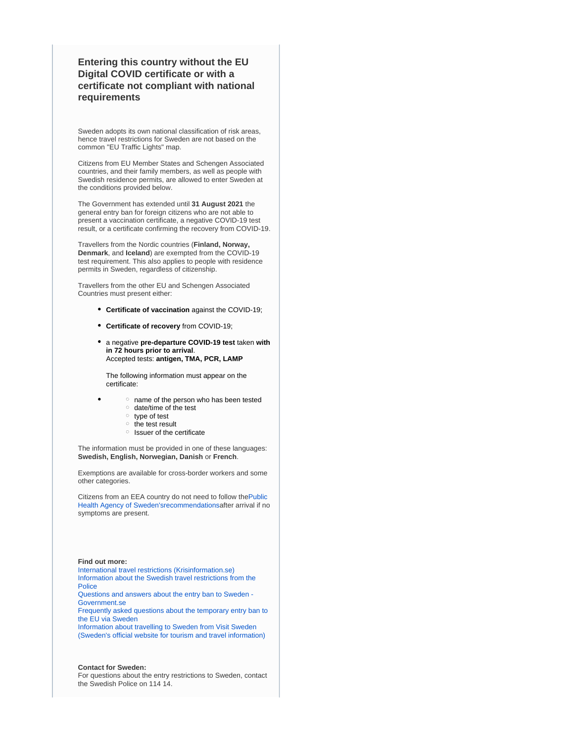### Entering this country without the EU Digital COVID certificate or with a certificate not compliant with national requirements

Sweden adopts its own national classification of risk areas, hence travel restrictions for Sweden are not based on the common "EU Traffic Lights" map.

Citizens from EU Member States and Schengen Associated countries, and their family members, as well as people with Swedish residence permits, are allowed to enter Sweden at the conditions provided below.

The Government has extended until **31 August 2021** the general entry ban for foreign citizens who are not able to present a vaccination certificate, a negative COVID-19 test result, or a certificate confirming the recovery from COVID-19.

Travellers from the Nordic countries (**Finland, Norway, Denmark**, and **Iceland**) are exempted from the COVID-19 test requirement. This also applies to people with residence permits in Sweden, regardless of citizenship.

Travellers from the other EU and Schengen Associated Countries must present either:

- **Certificate of vaccination** against the COVID-19;
- **Certificate of recovery** from COVID-19;
- a negative **pre-departure COVID-19 test** taken **with in 72 hours prior to arrival**.
  Accepted tests: **antigen, TMA, PCR, LAMP**

  The following information must appear on the certificate:

-
  - name of the person who has been tested
  - date/time of the test
  - type of test
  - the test result
  - Issuer of the certificate

The information must be provided in one of these languages: **Swedish, English, Norwegian, Danish** or **French**.

Exemptions are available for cross-border workers and some other categories.

Citizens from an EEA country do not need to follow thePublic Health Agency of Sweden'srecommendationsafter arrival if no symptoms are present.

**Find out more:**
International travel restrictions (Krisinformation.se)
Information about the Swedish travel restrictions from the Police
Questions and answers about the entry ban to Sweden - Government.se
Frequently asked questions about the temporary entry ban to the EU via Sweden
Information about travelling to Sweden from Visit Sweden (Sweden's official website for tourism and travel information)

**Contact for Sweden:**
For questions about the entry restrictions to Sweden, contact the Swedish Police on 114 14.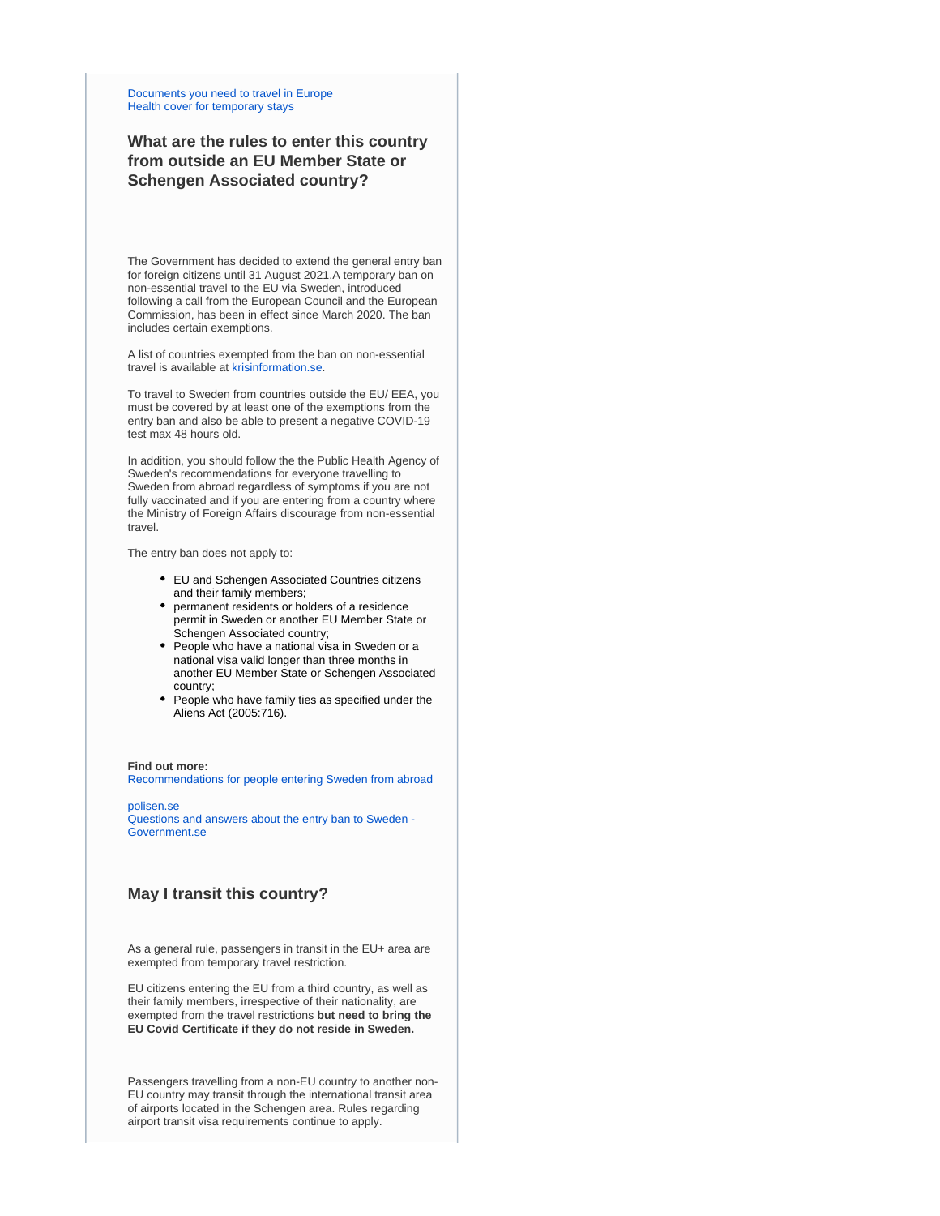Documents you need to travel in Europe
Health cover for temporary stays

### What are the rules to enter this country from outside an EU Member State or Schengen Associated country?

The Government has decided to extend the general entry ban for foreign citizens until 31 August 2021.A temporary ban on non-essential travel to the EU via Sweden, introduced following a call from the European Council and the European Commission, has been in effect since March 2020. The ban includes certain exemptions.

A list of countries exempted from the ban on non-essential travel is available at krisinformation.se.

To travel to Sweden from countries outside the EU/ EEA, you must be covered by at least one of the exemptions from the entry ban and also be able to present a negative COVID-19 test max 48 hours old.

In addition, you should follow the the Public Health Agency of Sweden's recommendations for everyone travelling to Sweden from abroad regardless of symptoms if you are not fully vaccinated and if you are entering from a country where the Ministry of Foreign Affairs discourage from non-essential travel.

The entry ban does not apply to:

- EU and Schengen Associated Countries citizens and their family members;
- permanent residents or holders of a residence permit in Sweden or another EU Member State or Schengen Associated country;
- People who have a national visa in Sweden or a national visa valid longer than three months in another EU Member State or Schengen Associated country;
- People who have family ties as specified under the Aliens Act (2005:716).

**Find out more:**
Recommendations for people entering Sweden from abroad

polisen.se
Questions and answers about the entry ban to Sweden - Government.se

### May I transit this country?

As a general rule, passengers in transit in the EU+ area are exempted from temporary travel restriction.

EU citizens entering the EU from a third country, as well as their family members, irrespective of their nationality, are exempted from the travel restrictions **but need to bring the EU Covid Certificate if they do not reside in Sweden.**

Passengers travelling from a non-EU country to another non-EU country may transit through the international transit area of airports located in the Schengen area. Rules regarding airport transit visa requirements continue to apply.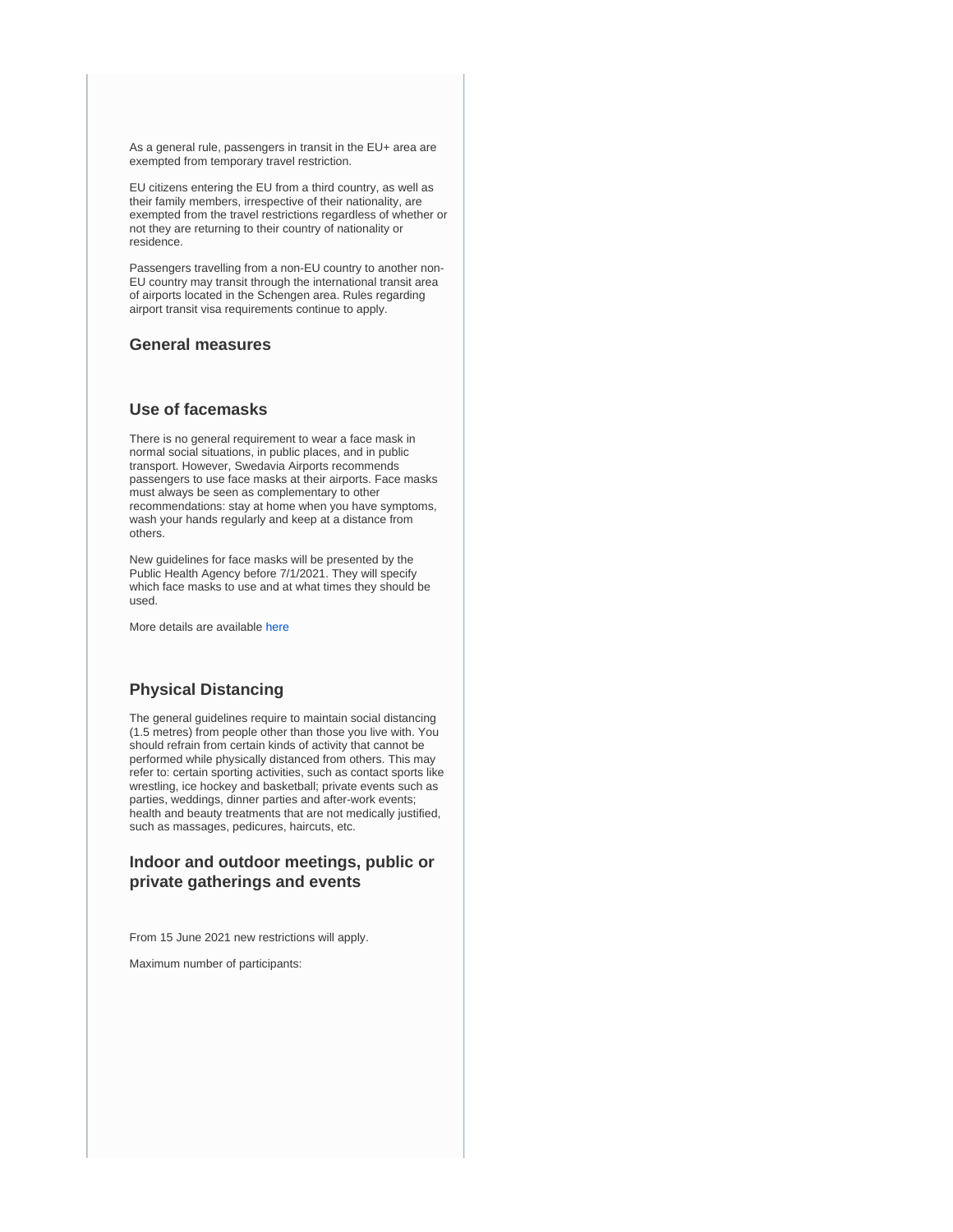As a general rule, passengers in transit in the EU+ area are exempted from temporary travel restriction.

EU citizens entering the EU from a third country, as well as their family members, irrespective of their nationality, are exempted from the travel restrictions regardless of whether or not they are returning to their country of nationality or residence.

Passengers travelling from a non-EU country to another non-EU country may transit through the international transit area of airports located in the Schengen area. Rules regarding airport transit visa requirements continue to apply.

### General measures

### Use of facemasks

There is no general requirement to wear a face mask in normal social situations, in public places, and in public transport. However, Swedavia Airports recommends passengers to use face masks at their airports. Face masks must always be seen as complementary to other recommendations: stay at home when you have symptoms, wash your hands regularly and keep at a distance from others.

New guidelines for face masks will be presented by the Public Health Agency before 7/1/2021. They will specify which face masks to use and at what times they should be used.

More details are available here

### Physical Distancing

The general guidelines require to maintain social distancing (1.5 metres) from people other than those you live with. You should refrain from certain kinds of activity that cannot be performed while physically distanced from others. This may refer to: certain sporting activities, such as contact sports like wrestling, ice hockey and basketball; private events such as parties, weddings, dinner parties and after-work events; health and beauty treatments that are not medically justified, such as massages, pedicures, haircuts, etc.

### Indoor and outdoor meetings, public or private gatherings and events

From 15 June 2021 new restrictions will apply.

Maximum number of participants: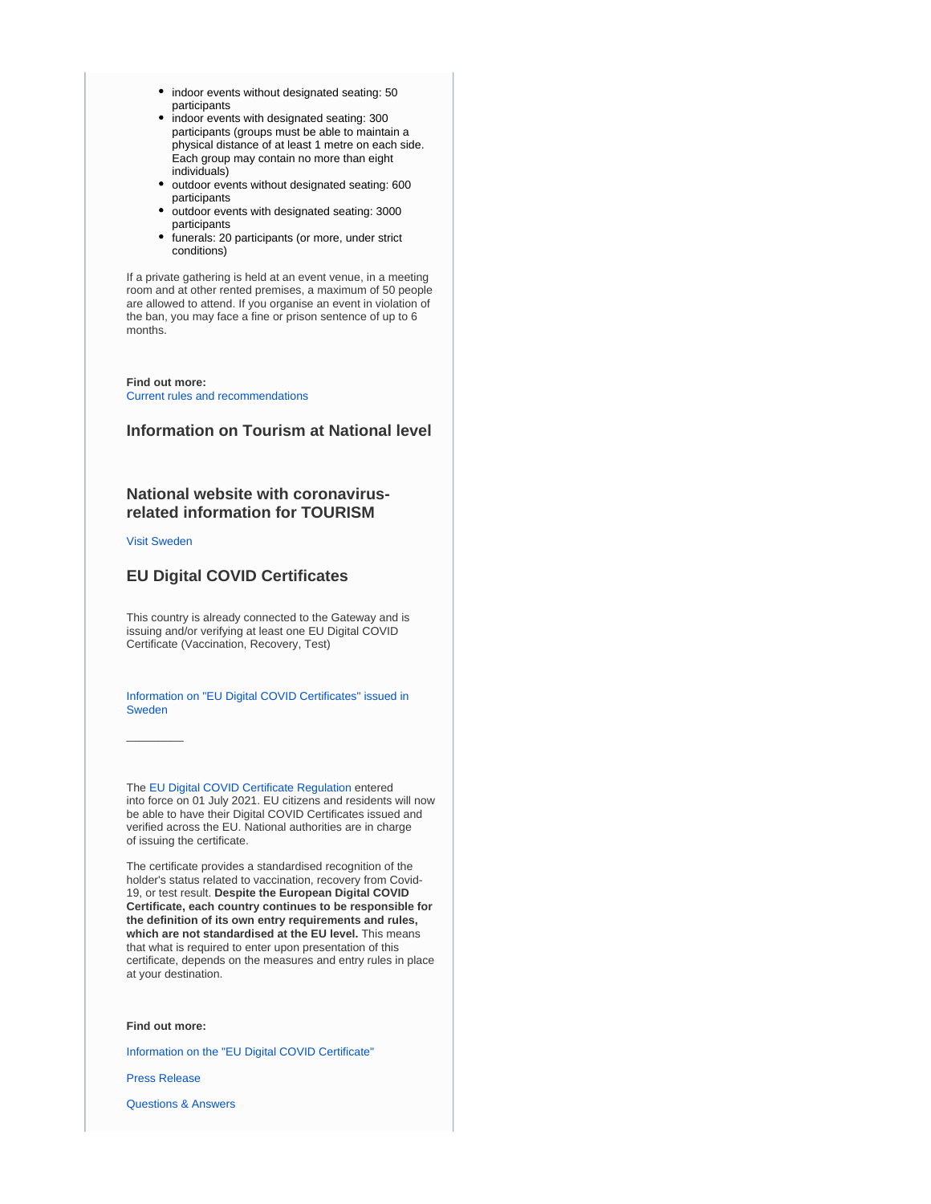- indoor events without designated seating: 50 participants
- indoor events with designated seating: 300 participants (groups must be able to maintain a physical distance of at least 1 metre on each side. Each group may contain no more than eight individuals)
- outdoor events without designated seating: 600 participants
- outdoor events with designated seating: 3000 participants
- funerals: 20 participants (or more, under strict conditions)

If a private gathering is held at an event venue, in a meeting room and at other rented premises, a maximum of 50 people are allowed to attend. If you organise an event in violation of the ban, you may face a fine or prison sentence of up to 6 months.

**Find out more:**
Current rules and recommendations

### Information on Tourism at National level

### National website with coronavirus-related information for TOURISM

Visit Sweden

### EU Digital COVID Certificates

This country is already connected to the Gateway and is issuing and/or verifying at least one EU Digital COVID Certificate (Vaccination, Recovery, Test)

Information on "EU Digital COVID Certificates" issued in Sweden

---

The EU Digital COVID Certificate Regulation entered into force on 01 July 2021. EU citizens and residents will now be able to have their Digital COVID Certificates issued and verified across the EU. National authorities are in charge of issuing the certificate.

The certificate provides a standardised recognition of the holder's status related to vaccination, recovery from Covid-19, or test result. **Despite the European Digital COVID Certificate, each country continues to be responsible for the definition of its own entry requirements and rules, which are not standardised at the EU level.** This means that what is required to enter upon presentation of this certificate, depends on the measures and entry rules in place at your destination.

**Find out more:**

Information on the "EU Digital COVID Certificate"

Press Release

Questions & Answers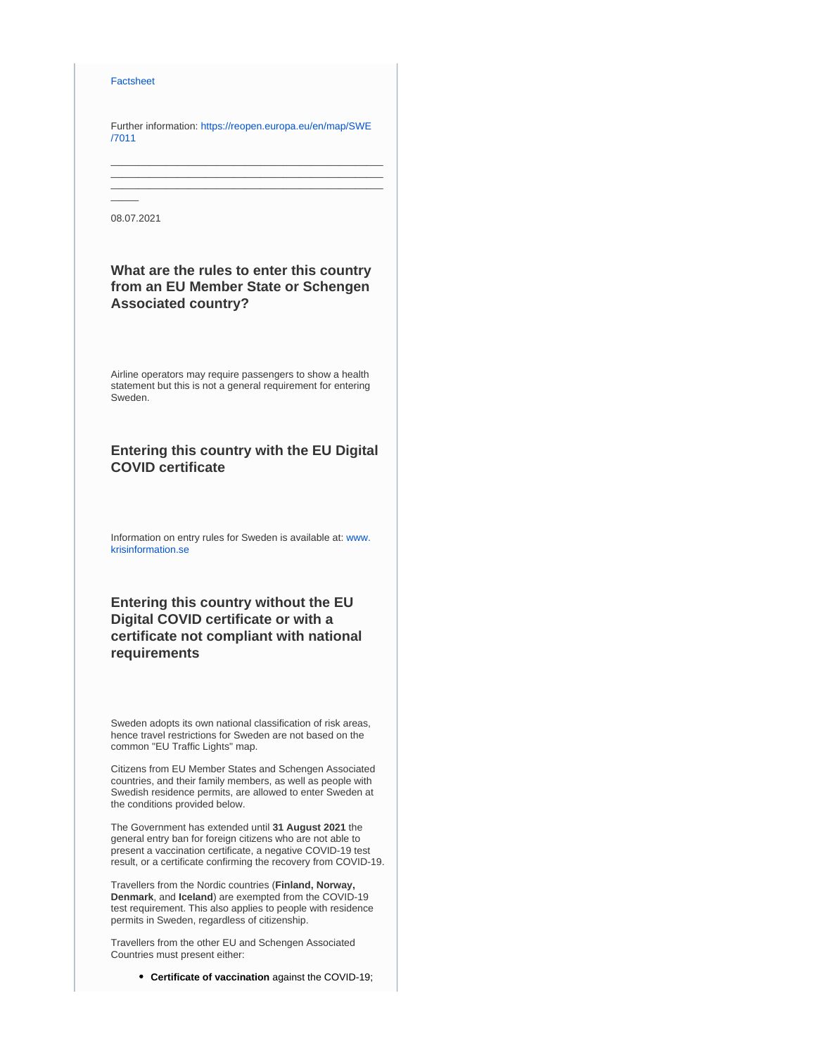Factsheet

Further information: https://reopen.europa.eu/en/map/SWE/7011

___________________________________________________________________________________________________________________________________________________________

08.07.2021

### What are the rules to enter this country from an EU Member State or Schengen Associated country?

Airline operators may require passengers to show a health statement but this is not a general requirement for entering Sweden.

### Entering this country with the EU Digital COVID certificate

Information on entry rules for Sweden is available at: www.krisinformation.se

### Entering this country without the EU Digital COVID certificate or with a certificate not compliant with national requirements

Sweden adopts its own national classification of risk areas, hence travel restrictions for Sweden are not based on the common "EU Traffic Lights" map.

Citizens from EU Member States and Schengen Associated countries, and their family members, as well as people with Swedish residence permits, are allowed to enter Sweden at the conditions provided below.

The Government has extended until **31 August 2021** the general entry ban for foreign citizens who are not able to present a vaccination certificate, a negative COVID-19 test result, or a certificate confirming the recovery from COVID-19.

Travellers from the Nordic countries (**Finland, Norway, Denmark**, and **Iceland**) are exempted from the COVID-19 test requirement. This also applies to people with residence permits in Sweden, regardless of citizenship.

Travellers from the other EU and Schengen Associated Countries must present either:

- **Certificate of vaccination** against the COVID-19;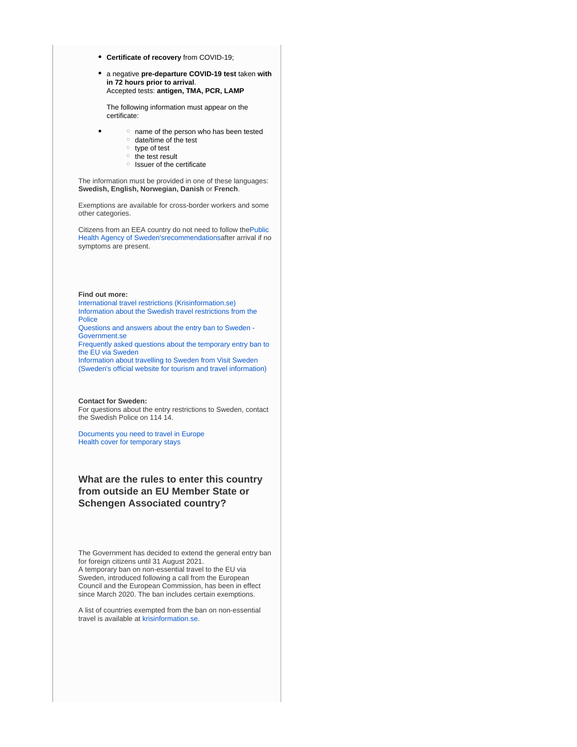- **Certificate of recovery** from COVID-19;
- a negative **pre-departure COVID-19 test** taken **with in 72 hours prior to arrival**.
  Accepted tests: **antigen, TMA, PCR, LAMP**

  The following information must appear on the certificate:

-
  - name of the person who has been tested
  - date/time of the test
  - type of test
  - the test result
  - Issuer of the certificate

The information must be provided in one of these languages: **Swedish, English, Norwegian, Danish** or **French**.

Exemptions are available for cross-border workers and some other categories.

Citizens from an EEA country do not need to follow thePublic Health Agency of Sweden'srecommendationsafter arrival if no symptoms are present.

**Find out more:**
International travel restrictions (Krisinformation.se)
Information about the Swedish travel restrictions from the Police
Questions and answers about the entry ban to Sweden - Government.se
Frequently asked questions about the temporary entry ban to the EU via Sweden
Information about travelling to Sweden from Visit Sweden (Sweden's official website for tourism and travel information)

**Contact for Sweden:**
For questions about the entry restrictions to Sweden, contact the Swedish Police on 114 14.

Documents you need to travel in Europe
Health cover for temporary stays

## What are the rules to enter this country from outside an EU Member State or Schengen Associated country?

The Government has decided to extend the general entry ban for foreign citizens until 31 August 2021.
A temporary ban on non-essential travel to the EU via Sweden, introduced following a call from the European Council and the European Commission, has been in effect since March 2020. The ban includes certain exemptions.

A list of countries exempted from the ban on non-essential travel is available at krisinformation.se.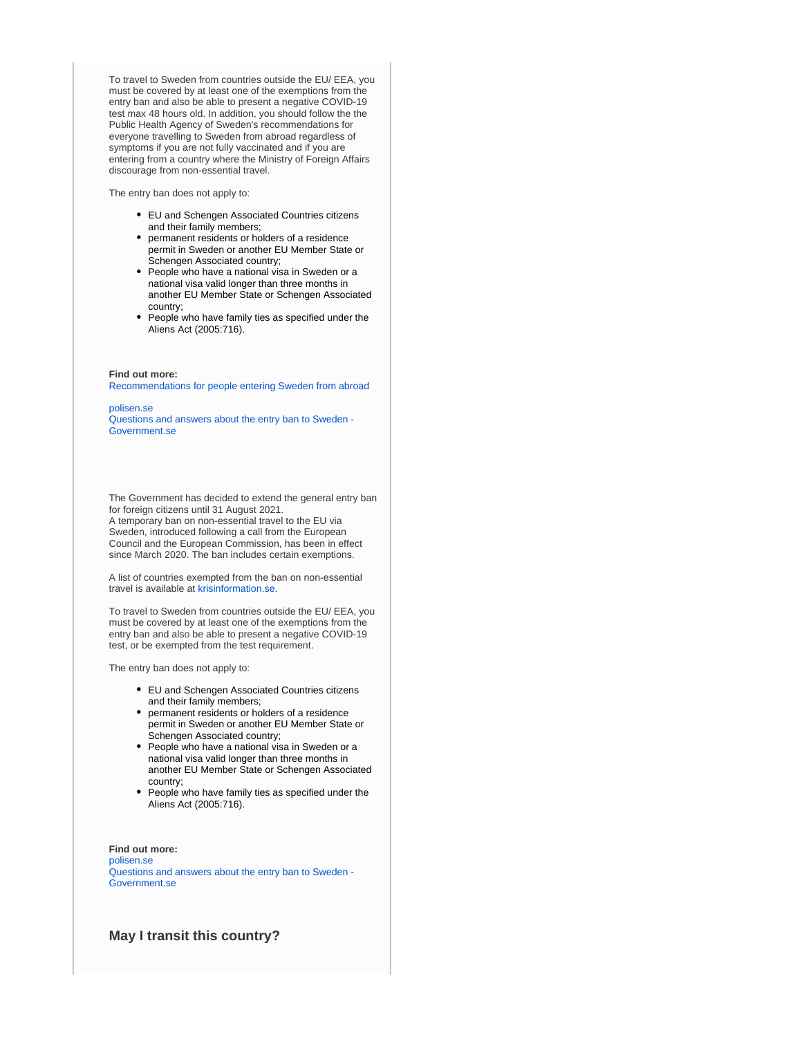To travel to Sweden from countries outside the EU/ EEA, you must be covered by at least one of the exemptions from the entry ban and also be able to present a negative COVID-19 test max 48 hours old. In addition, you should follow the the Public Health Agency of Sweden's recommendations for everyone travelling to Sweden from abroad regardless of symptoms if you are not fully vaccinated and if you are entering from a country where the Ministry of Foreign Affairs discourage from non-essential travel.

The entry ban does not apply to:

- EU and Schengen Associated Countries citizens and their family members;
- permanent residents or holders of a residence permit in Sweden or another EU Member State or Schengen Associated country;
- People who have a national visa in Sweden or a national visa valid longer than three months in another EU Member State or Schengen Associated country;
- People who have family ties as specified under the Aliens Act (2005:716).

**Find out more:**
Recommendations for people entering Sweden from abroad

polisen.se
Questions and answers about the entry ban to Sweden - Government.se

The Government has decided to extend the general entry ban for foreign citizens until 31 August 2021.
A temporary ban on non-essential travel to the EU via Sweden, introduced following a call from the European Council and the European Commission, has been in effect since March 2020. The ban includes certain exemptions.

A list of countries exempted from the ban on non-essential travel is available at krisinformation.se.

To travel to Sweden from countries outside the EU/ EEA, you must be covered by at least one of the exemptions from the entry ban and also be able to present a negative COVID-19 test, or be exempted from the test requirement.

The entry ban does not apply to:

- EU and Schengen Associated Countries citizens and their family members;
- permanent residents or holders of a residence permit in Sweden or another EU Member State or Schengen Associated country;
- People who have a national visa in Sweden or a national visa valid longer than three months in another EU Member State or Schengen Associated country;
- People who have family ties as specified under the Aliens Act (2005:716).

**Find out more:**
polisen.se
Questions and answers about the entry ban to Sweden - Government.se

### May I transit this country?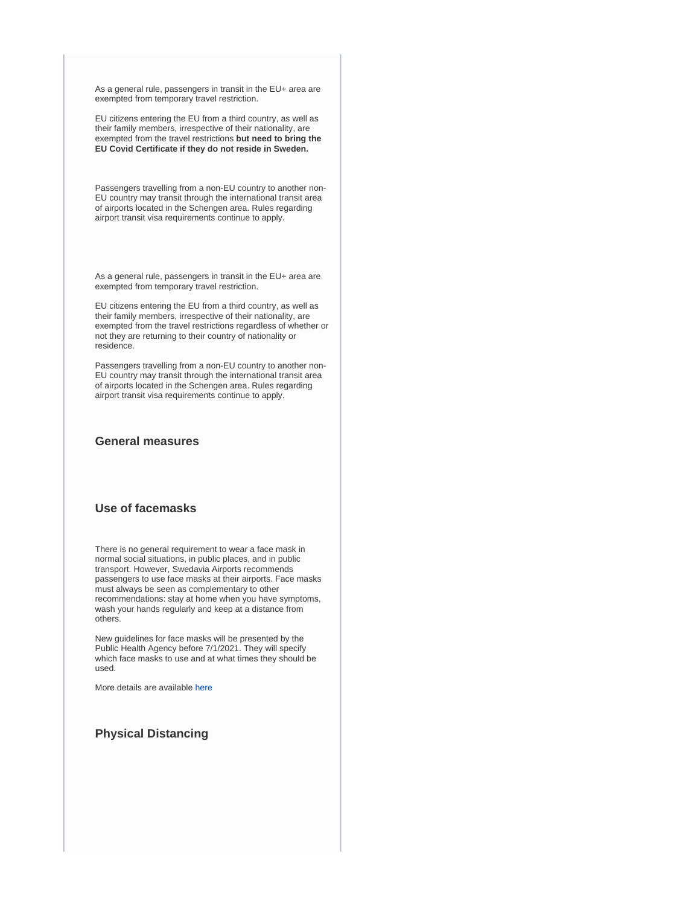As a general rule, passengers in transit in the EU+ area are exempted from temporary travel restriction.

EU citizens entering the EU from a third country, as well as their family members, irrespective of their nationality, are exempted from the travel restrictions **but need to bring the EU Covid Certificate if they do not reside in Sweden.**

Passengers travelling from a non-EU country to another non-EU country may transit through the international transit area of airports located in the Schengen area. Rules regarding airport transit visa requirements continue to apply.

As a general rule, passengers in transit in the EU+ area are exempted from temporary travel restriction.

EU citizens entering the EU from a third country, as well as their family members, irrespective of their nationality, are exempted from the travel restrictions regardless of whether or not they are returning to their country of nationality or residence.

Passengers travelling from a non-EU country to another non-EU country may transit through the international transit area of airports located in the Schengen area. Rules regarding airport transit visa requirements continue to apply.

### General measures

### Use of facemasks

There is no general requirement to wear a face mask in normal social situations, in public places, and in public transport. However, Swedavia Airports recommends passengers to use face masks at their airports. Face masks must always be seen as complementary to other recommendations: stay at home when you have symptoms, wash your hands regularly and keep at a distance from others.

New guidelines for face masks will be presented by the Public Health Agency before 7/1/2021. They will specify which face masks to use and at what times they should be used.

More details are available here

### Physical Distancing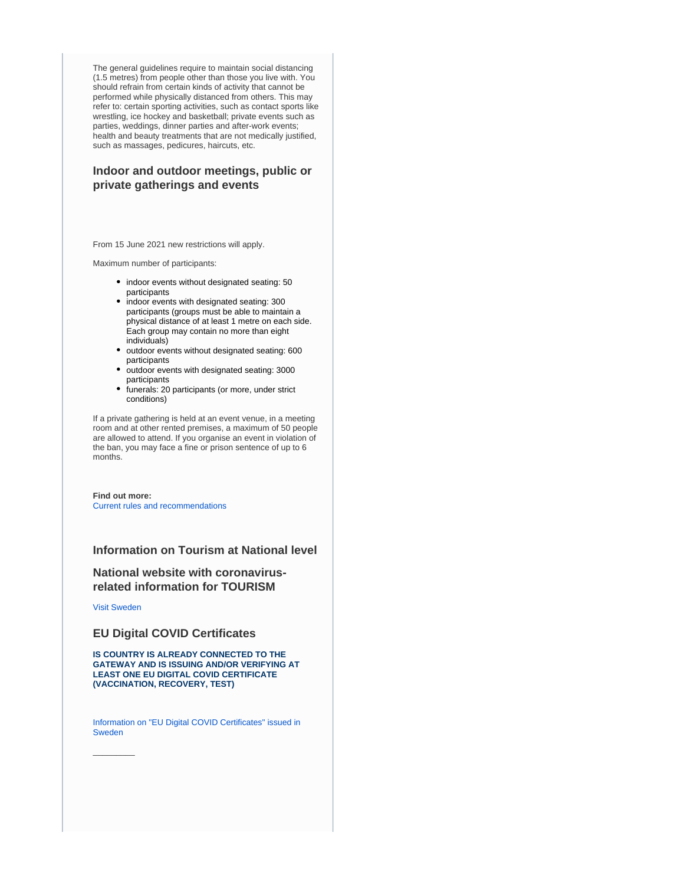The general guidelines require to maintain social distancing (1.5 metres) from people other than those you live with. You should refrain from certain kinds of activity that cannot be performed while physically distanced from others. This may refer to: certain sporting activities, such as contact sports like wrestling, ice hockey and basketball; private events such as parties, weddings, dinner parties and after-work events; health and beauty treatments that are not medically justified, such as massages, pedicures, haircuts, etc.

### Indoor and outdoor meetings, public or private gatherings and events

From 15 June 2021 new restrictions will apply.

Maximum number of participants:

- indoor events without designated seating: 50 participants
- indoor events with designated seating: 300 participants (groups must be able to maintain a physical distance of at least 1 metre on each side. Each group may contain no more than eight individuals)
- outdoor events without designated seating: 600 participants
- outdoor events with designated seating: 3000 participants
- funerals: 20 participants (or more, under strict conditions)

If a private gathering is held at an event venue, in a meeting room and at other rented premises, a maximum of 50 people are allowed to attend. If you organise an event in violation of the ban, you may face a fine or prison sentence of up to 6 months.

**Find out more:**
Current rules and recommendations

### Information on Tourism at National level

### National website with coronavirus-related information for TOURISM

Visit Sweden

### EU Digital COVID Certificates

**IS COUNTRY IS ALREADY CONNECTED TO THE GATEWAY AND IS ISSUING AND/OR VERIFYING AT LEAST ONE EU DIGITAL COVID CERTIFICATE (VACCINATION, RECOVERY, TEST)**

Information on "EU Digital COVID Certificates" issued in Sweden

---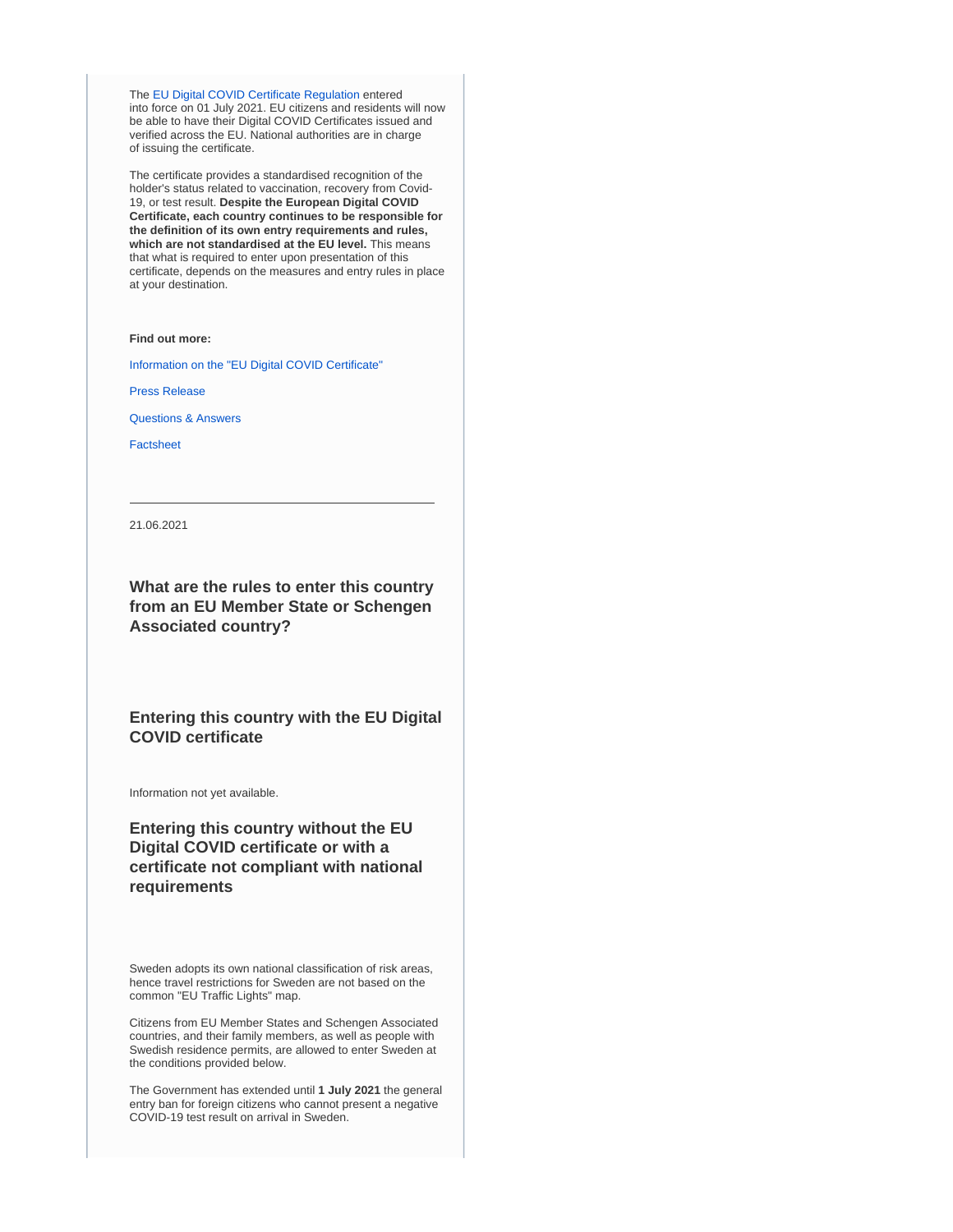The EU Digital COVID Certificate Regulation entered into force on 01 July 2021. EU citizens and residents will now be able to have their Digital COVID Certificates issued and verified across the EU. National authorities are in charge of issuing the certificate.

The certificate provides a standardised recognition of the holder's status related to vaccination, recovery from Covid-19, or test result. **Despite the European Digital COVID Certificate, each country continues to be responsible for the definition of its own entry requirements and rules, which are not standardised at the EU level.** This means that what is required to enter upon presentation of this certificate, depends on the measures and entry rules in place at your destination.

**Find out more:**

Information on the "EU Digital COVID Certificate"

Press Release

Questions & Answers

Factsheet

---

21.06.2021

### What are the rules to enter this country from an EU Member State or Schengen Associated country?

### Entering this country with the EU Digital COVID certificate

Information not yet available.

### Entering this country without the EU Digital COVID certificate or with a certificate not compliant with national requirements

Sweden adopts its own national classification of risk areas, hence travel restrictions for Sweden are not based on the common "EU Traffic Lights" map.

Citizens from EU Member States and Schengen Associated countries, and their family members, as well as people with Swedish residence permits, are allowed to enter Sweden at the conditions provided below.

The Government has extended until **1 July 2021** the general entry ban for foreign citizens who cannot present a negative COVID-19 test result on arrival in Sweden.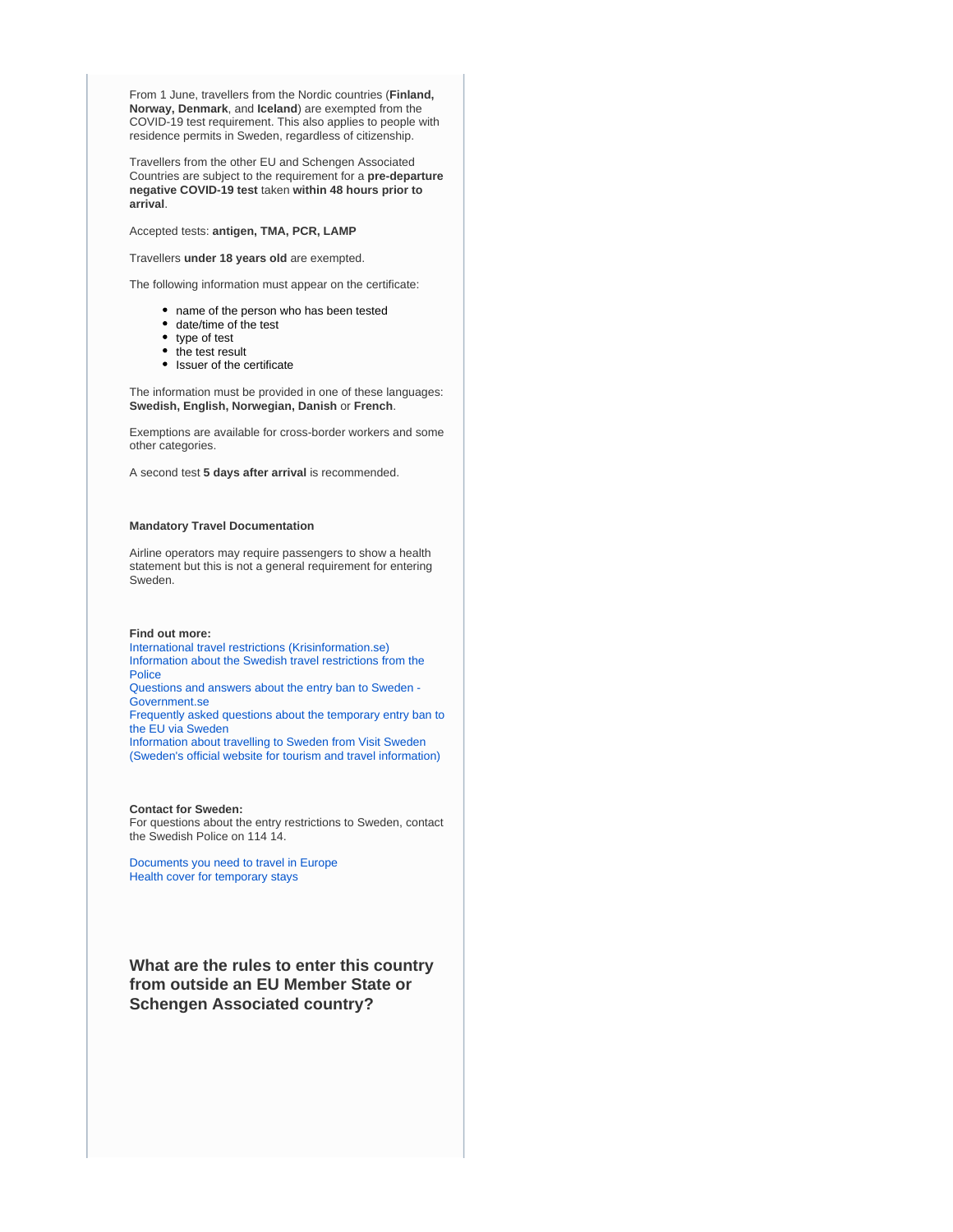From 1 June, travellers from the Nordic countries (**Finland, Norway, Denmark**, and **Iceland**) are exempted from the COVID-19 test requirement. This also applies to people with residence permits in Sweden, regardless of citizenship.

Travellers from the other EU and Schengen Associated Countries are subject to the requirement for a **pre-departure negative COVID-19 test** taken **within 48 hours prior to arrival**.

Accepted tests: **antigen, TMA, PCR, LAMP**

Travellers **under 18 years old** are exempted.

The following information must appear on the certificate:

- name of the person who has been tested
- date/time of the test
- type of test
- the test result
- Issuer of the certificate

The information must be provided in one of these languages: **Swedish, English, Norwegian, Danish** or **French**.

Exemptions are available for cross-border workers and some other categories.

A second test **5 days after arrival** is recommended.

**Mandatory Travel Documentation**

Airline operators may require passengers to show a health statement but this is not a general requirement for entering Sweden.

**Find out more:**
International travel restrictions (Krisinformation.se)
Information about the Swedish travel restrictions from the Police
Questions and answers about the entry ban to Sweden - Government.se
Frequently asked questions about the temporary entry ban to the EU via Sweden
Information about travelling to Sweden from Visit Sweden (Sweden's official website for tourism and travel information)

**Contact for Sweden:**
For questions about the entry restrictions to Sweden, contact the Swedish Police on 114 14.

Documents you need to travel in Europe
Health cover for temporary stays

## What are the rules to enter this country from outside an EU Member State or Schengen Associated country?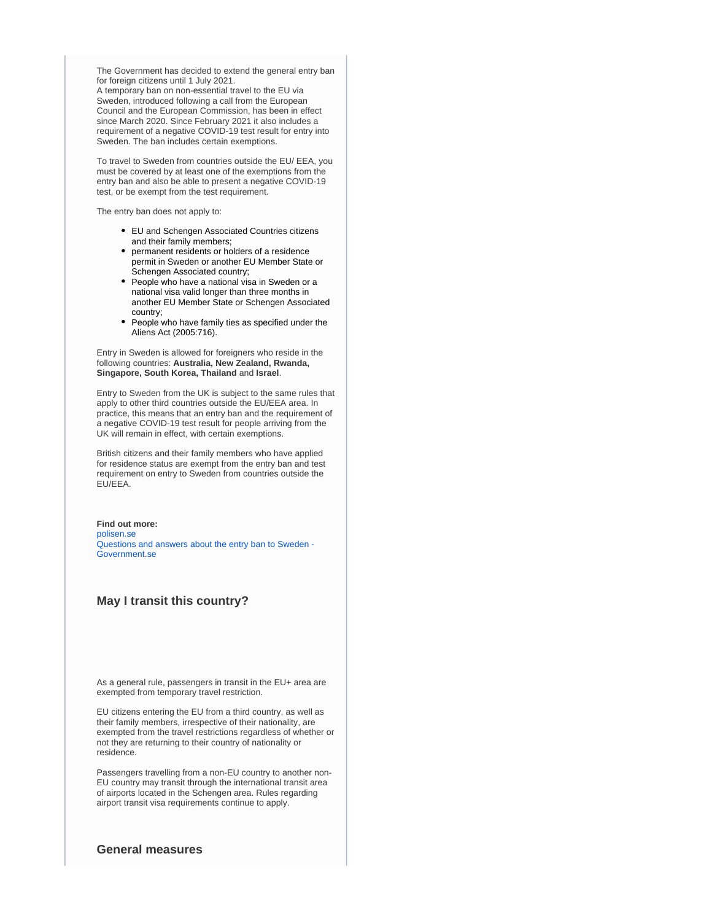The Government has decided to extend the general entry ban for foreign citizens until 1 July 2021.
A temporary ban on non-essential travel to the EU via Sweden, introduced following a call from the European Council and the European Commission, has been in effect since March 2020. Since February 2021 it also includes a requirement of a negative COVID-19 test result for entry into Sweden. The ban includes certain exemptions.

To travel to Sweden from countries outside the EU/ EEA, you must be covered by at least one of the exemptions from the entry ban and also be able to present a negative COVID-19 test, or be exempt from the test requirement.

The entry ban does not apply to:

- EU and Schengen Associated Countries citizens and their family members;
- permanent residents or holders of a residence permit in Sweden or another EU Member State or Schengen Associated country;
- People who have a national visa in Sweden or a national visa valid longer than three months in another EU Member State or Schengen Associated country;
- People who have family ties as specified under the Aliens Act (2005:716).

Entry in Sweden is allowed for foreigners who reside in the following countries: **Australia, New Zealand, Rwanda, Singapore, South Korea, Thailand** and **Israel**.

Entry to Sweden from the UK is subject to the same rules that apply to other third countries outside the EU/EEA area. In practice, this means that an entry ban and the requirement of a negative COVID-19 test result for people arriving from the UK will remain in effect, with certain exemptions.

British citizens and their family members who have applied for residence status are exempt from the entry ban and test requirement on entry to Sweden from countries outside the EU/EEA.

**Find out more:**
polisen.se
Questions and answers about the entry ban to Sweden - Government.se

### May I transit this country?

As a general rule, passengers in transit in the EU+ area are exempted from temporary travel restriction.

EU citizens entering the EU from a third country, as well as their family members, irrespective of their nationality, are exempted from the travel restrictions regardless of whether or not they are returning to their country of nationality or residence.

Passengers travelling from a non-EU country to another non-EU country may transit through the international transit area of airports located in the Schengen area. Rules regarding airport transit visa requirements continue to apply.

### General measures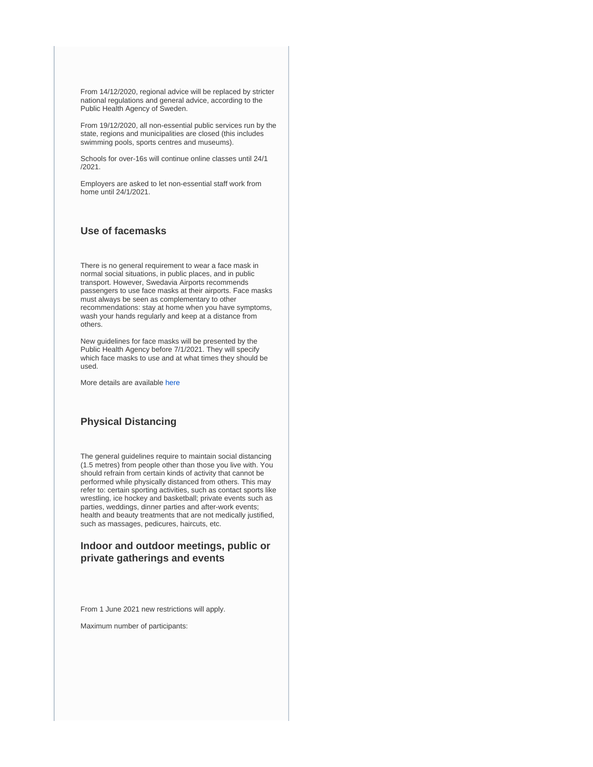From 14/12/2020, regional advice will be replaced by stricter national regulations and general advice, according to the Public Health Agency of Sweden.

From 19/12/2020, all non-essential public services run by the state, regions and municipalities are closed (this includes swimming pools, sports centres and museums).

Schools for over-16s will continue online classes until 24/1/2021.

Employers are asked to let non-essential staff work from home until 24/1/2021.

### Use of facemasks

There is no general requirement to wear a face mask in normal social situations, in public places, and in public transport. However, Swedavia Airports recommends passengers to use face masks at their airports. Face masks must always be seen as complementary to other recommendations: stay at home when you have symptoms, wash your hands regularly and keep at a distance from others.

New guidelines for face masks will be presented by the Public Health Agency before 7/1/2021. They will specify which face masks to use and at what times they should be used.

More details are available here

### Physical Distancing

The general guidelines require to maintain social distancing (1.5 metres) from people other than those you live with. You should refrain from certain kinds of activity that cannot be performed while physically distanced from others. This may refer to: certain sporting activities, such as contact sports like wrestling, ice hockey and basketball; private events such as parties, weddings, dinner parties and after-work events; health and beauty treatments that are not medically justified, such as massages, pedicures, haircuts, etc.

### Indoor and outdoor meetings, public or private gatherings and events

From 1 June 2021 new restrictions will apply.

Maximum number of participants: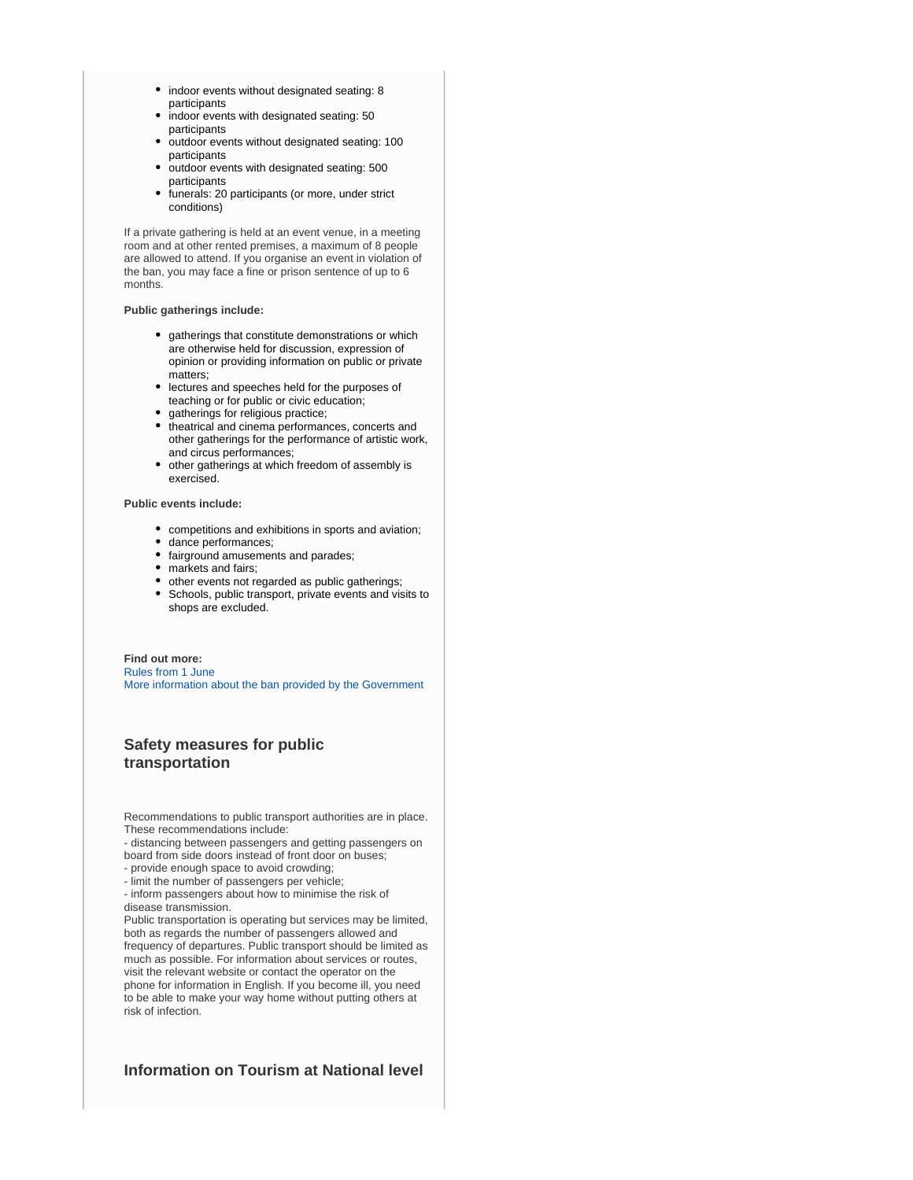- indoor events without designated seating: 8 participants
- indoor events with designated seating: 50 participants
- outdoor events without designated seating: 100 participants
- outdoor events with designated seating: 500 participants
- funerals: 20 participants (or more, under strict conditions)

If a private gathering is held at an event venue, in a meeting room and at other rented premises, a maximum of 8 people are allowed to attend. If you organise an event in violation of the ban, you may face a fine or prison sentence of up to 6 months.

**Public gatherings include:**

- gatherings that constitute demonstrations or which are otherwise held for discussion, expression of opinion or providing information on public or private matters;
- lectures and speeches held for the purposes of teaching or for public or civic education;
- gatherings for religious practice;
- theatrical and cinema performances, concerts and other gatherings for the performance of artistic work, and circus performances;
- other gatherings at which freedom of assembly is exercised.

**Public events include:**

- competitions and exhibitions in sports and aviation;
- dance performances;
- fairground amusements and parades;
- markets and fairs;
- other events not regarded as public gatherings;
- Schools, public transport, private events and visits to shops are excluded.

**Find out more:**
Rules from 1 June
More information about the ban provided by the Government

### Safety measures for public transportation

Recommendations to public transport authorities are in place. These recommendations include:
- distancing between passengers and getting passengers on board from side doors instead of front door on buses;
- provide enough space to avoid crowding;
- limit the number of passengers per vehicle;
- inform passengers about how to minimise the risk of disease transmission.

Public transportation is operating but services may be limited, both as regards the number of passengers allowed and frequency of departures. Public transport should be limited as much as possible. For information about services or routes, visit the relevant website or contact the operator on the phone for information in English. If you become ill, you need to be able to make your way home without putting others at risk of infection.

### Information on Tourism at National level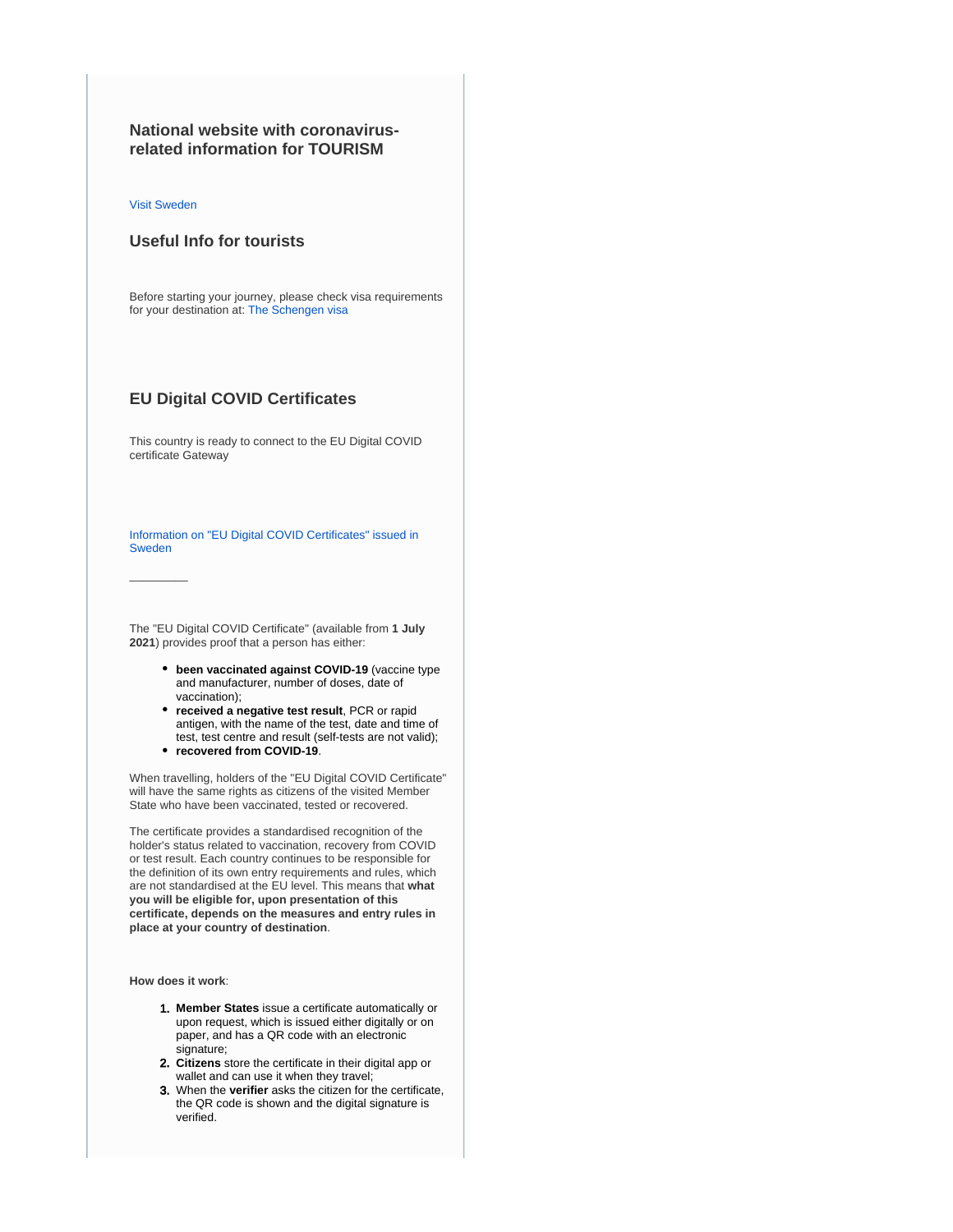### National website with coronavirus-related information for TOURISM

Visit Sweden

### Useful Info for tourists

Before starting your journey, please check visa requirements for your destination at: The Schengen visa

### EU Digital COVID Certificates

This country is ready to connect to the EU Digital COVID certificate Gateway

Information on "EU Digital COVID Certificates" issued in Sweden

---

The "EU Digital COVID Certificate" (available from **1 July 2021**) provides proof that a person has either:

- **been vaccinated against COVID-19** (vaccine type and manufacturer, number of doses, date of vaccination);
- **received a negative test result**, PCR or rapid antigen, with the name of the test, date and time of test, test centre and result (self-tests are not valid);
- **recovered from COVID-19**.

When travelling, holders of the "EU Digital COVID Certificate" will have the same rights as citizens of the visited Member State who have been vaccinated, tested or recovered.

The certificate provides a standardised recognition of the holder's status related to vaccination, recovery from COVID or test result. Each country continues to be responsible for the definition of its own entry requirements and rules, which are not standardised at the EU level. This means that **what you will be eligible for, upon presentation of this certificate, depends on the measures and entry rules in place at your country of destination**.

**How does it work**:

1. **Member States** issue a certificate automatically or upon request, which is issued either digitally or on paper, and has a QR code with an electronic signature;
2. **Citizens** store the certificate in their digital app or wallet and can use it when they travel;
3. When the **verifier** asks the citizen for the certificate, the QR code is shown and the digital signature is verified.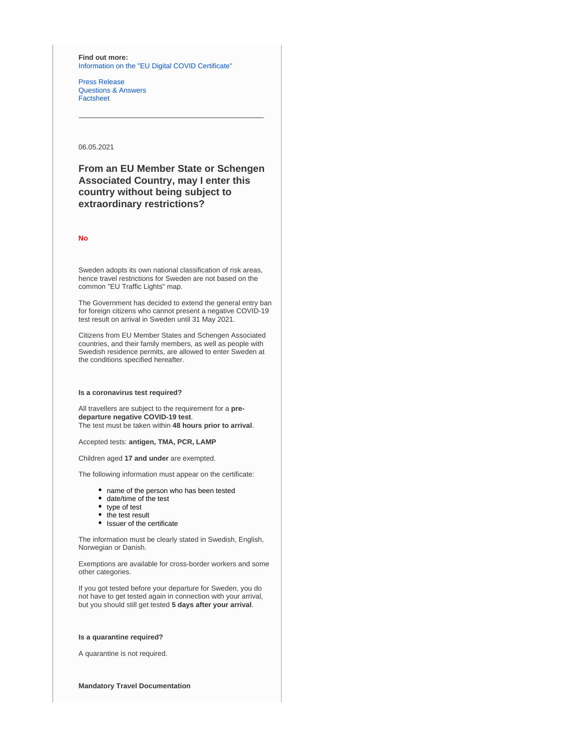**Find out more:**
Information on the "EU Digital COVID Certificate"

Press Release
Questions & Answers
Factsheet

---

06.05.2021

### From an EU Member State or Schengen Associated Country, may I enter this country without being subject to extraordinary restrictions?

**No**

Sweden adopts its own national classification of risk areas, hence travel restrictions for Sweden are not based on the common "EU Traffic Lights" map.

The Government has decided to extend the general entry ban for foreign citizens who cannot present a negative COVID-19 test result on arrival in Sweden until 31 May 2021.

Citizens from EU Member States and Schengen Associated countries, and their family members, as well as people with Swedish residence permits, are allowed to enter Sweden at the conditions specified hereafter.

**Is a coronavirus test required?**

All travellers are subject to the requirement for a **pre-departure negative COVID-19 test**.
The test must be taken within **48 hours prior to arrival**.

Accepted tests: **antigen, TMA, PCR, LAMP**

Children aged **17 and under** are exempted.

The following information must appear on the certificate:

- name of the person who has been tested
- date/time of the test
- type of test
- the test result
- Issuer of the certificate

The information must be clearly stated in Swedish, English, Norwegian or Danish.

Exemptions are available for cross-border workers and some other categories.

If you got tested before your departure for Sweden, you do not have to get tested again in connection with your arrival, but you should still get tested **5 days after your arrival**.

**Is a quarantine required?**

A quarantine is not required.

**Mandatory Travel Documentation**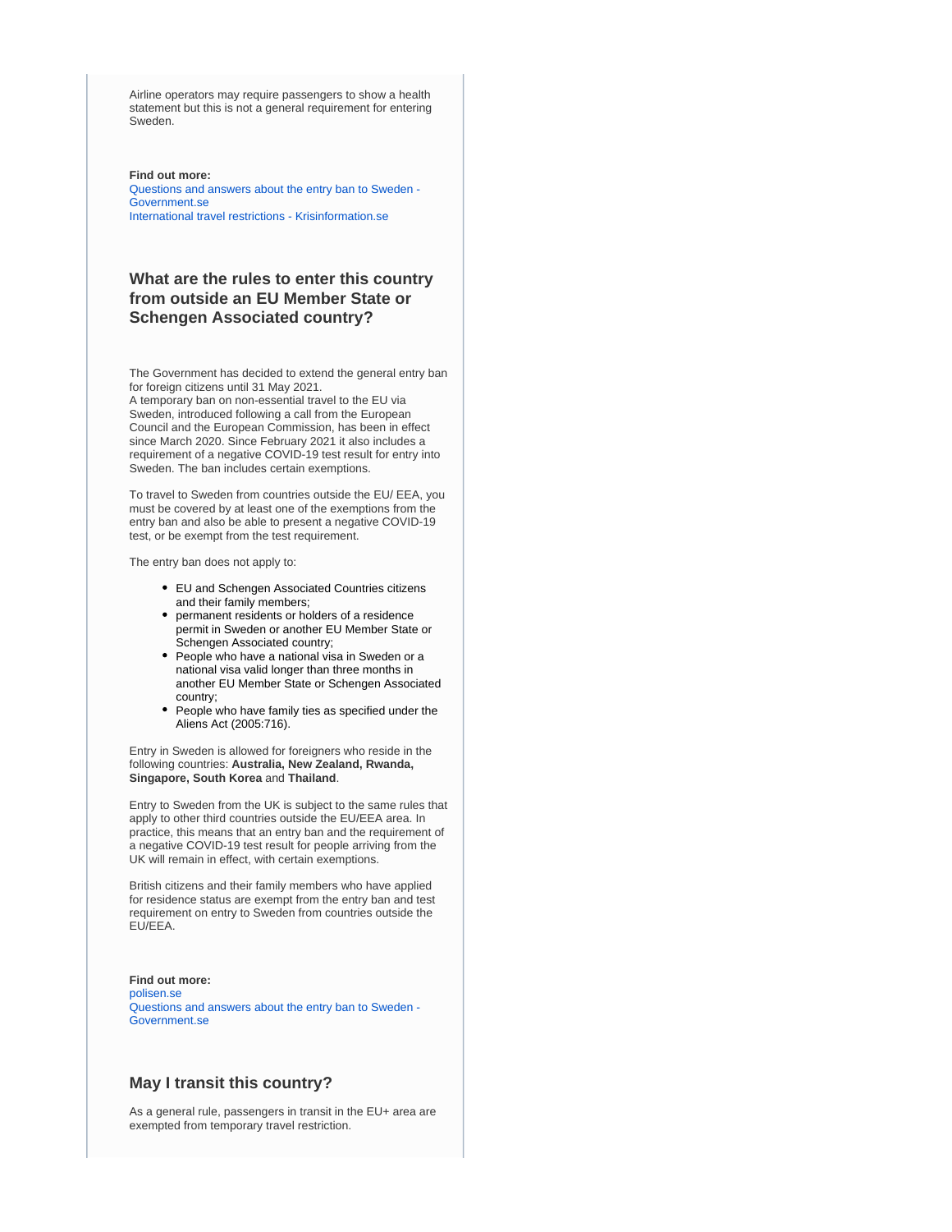Airline operators may require passengers to show a health statement but this is not a general requirement for entering Sweden.

**Find out more:**
Questions and answers about the entry ban to Sweden - Government.se
International travel restrictions - Krisinformation.se

### What are the rules to enter this country from outside an EU Member State or Schengen Associated country?

The Government has decided to extend the general entry ban for foreign citizens until 31 May 2021.
A temporary ban on non-essential travel to the EU via Sweden, introduced following a call from the European Council and the European Commission, has been in effect since March 2020. Since February 2021 it also includes a requirement of a negative COVID-19 test result for entry into Sweden. The ban includes certain exemptions.

To travel to Sweden from countries outside the EU/ EEA, you must be covered by at least one of the exemptions from the entry ban and also be able to present a negative COVID-19 test, or be exempt from the test requirement.

The entry ban does not apply to:

- EU and Schengen Associated Countries citizens and their family members;
- permanent residents or holders of a residence permit in Sweden or another EU Member State or Schengen Associated country;
- People who have a national visa in Sweden or a national visa valid longer than three months in another EU Member State or Schengen Associated country;
- People who have family ties as specified under the Aliens Act (2005:716).

Entry in Sweden is allowed for foreigners who reside in the following countries: **Australia, New Zealand, Rwanda, Singapore, South Korea** and **Thailand**.

Entry to Sweden from the UK is subject to the same rules that apply to other third countries outside the EU/EEA area. In practice, this means that an entry ban and the requirement of a negative COVID-19 test result for people arriving from the UK will remain in effect, with certain exemptions.

British citizens and their family members who have applied for residence status are exempt from the entry ban and test requirement on entry to Sweden from countries outside the EU/EEA.

**Find out more:**
polisen.se
Questions and answers about the entry ban to Sweden - Government.se

### May I transit this country?

As a general rule, passengers in transit in the EU+ area are exempted from temporary travel restriction.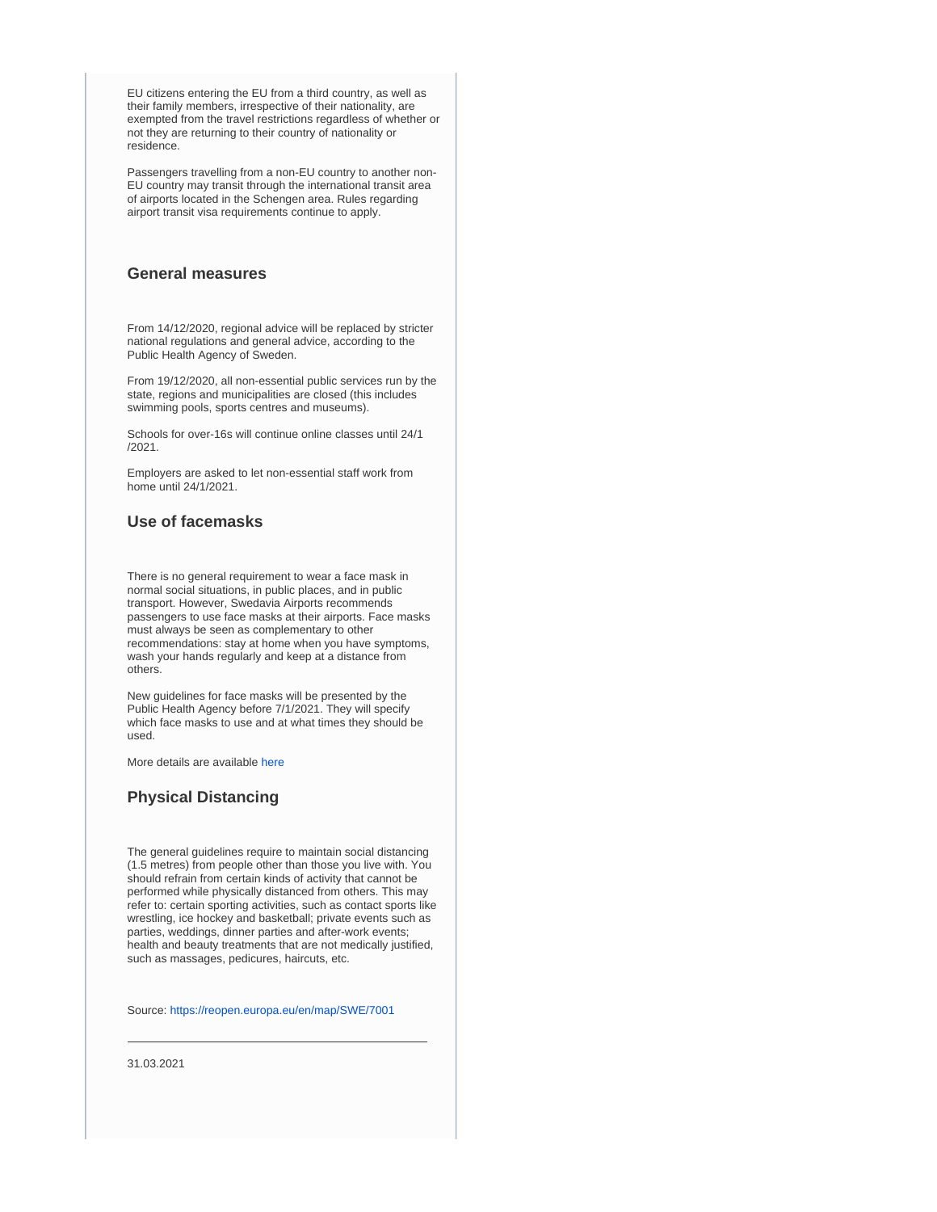EU citizens entering the EU from a third country, as well as their family members, irrespective of their nationality, are exempted from the travel restrictions regardless of whether or not they are returning to their country of nationality or residence.

Passengers travelling from a non-EU country to another non-EU country may transit through the international transit area of airports located in the Schengen area. Rules regarding airport transit visa requirements continue to apply.

### General measures

From 14/12/2020, regional advice will be replaced by stricter national regulations and general advice, according to the Public Health Agency of Sweden.

From 19/12/2020, all non-essential public services run by the state, regions and municipalities are closed (this includes swimming pools, sports centres and museums).

Schools for over-16s will continue online classes until 24/1/2021.

Employers are asked to let non-essential staff work from home until 24/1/2021.

### Use of facemasks

There is no general requirement to wear a face mask in normal social situations, in public places, and in public transport. However, Swedavia Airports recommends passengers to use face masks at their airports. Face masks must always be seen as complementary to other recommendations: stay at home when you have symptoms, wash your hands regularly and keep at a distance from others.

New guidelines for face masks will be presented by the Public Health Agency before 7/1/2021. They will specify which face masks to use and at what times they should be used.

More details are available here

### Physical Distancing

The general guidelines require to maintain social distancing (1.5 metres) from people other than those you live with. You should refrain from certain kinds of activity that cannot be performed while physically distanced from others. This may refer to: certain sporting activities, such as contact sports like wrestling, ice hockey and basketball; private events such as parties, weddings, dinner parties and after-work events; health and beauty treatments that are not medically justified, such as massages, pedicures, haircuts, etc.

Source: https://reopen.europa.eu/en/map/SWE/7001

---

31.03.2021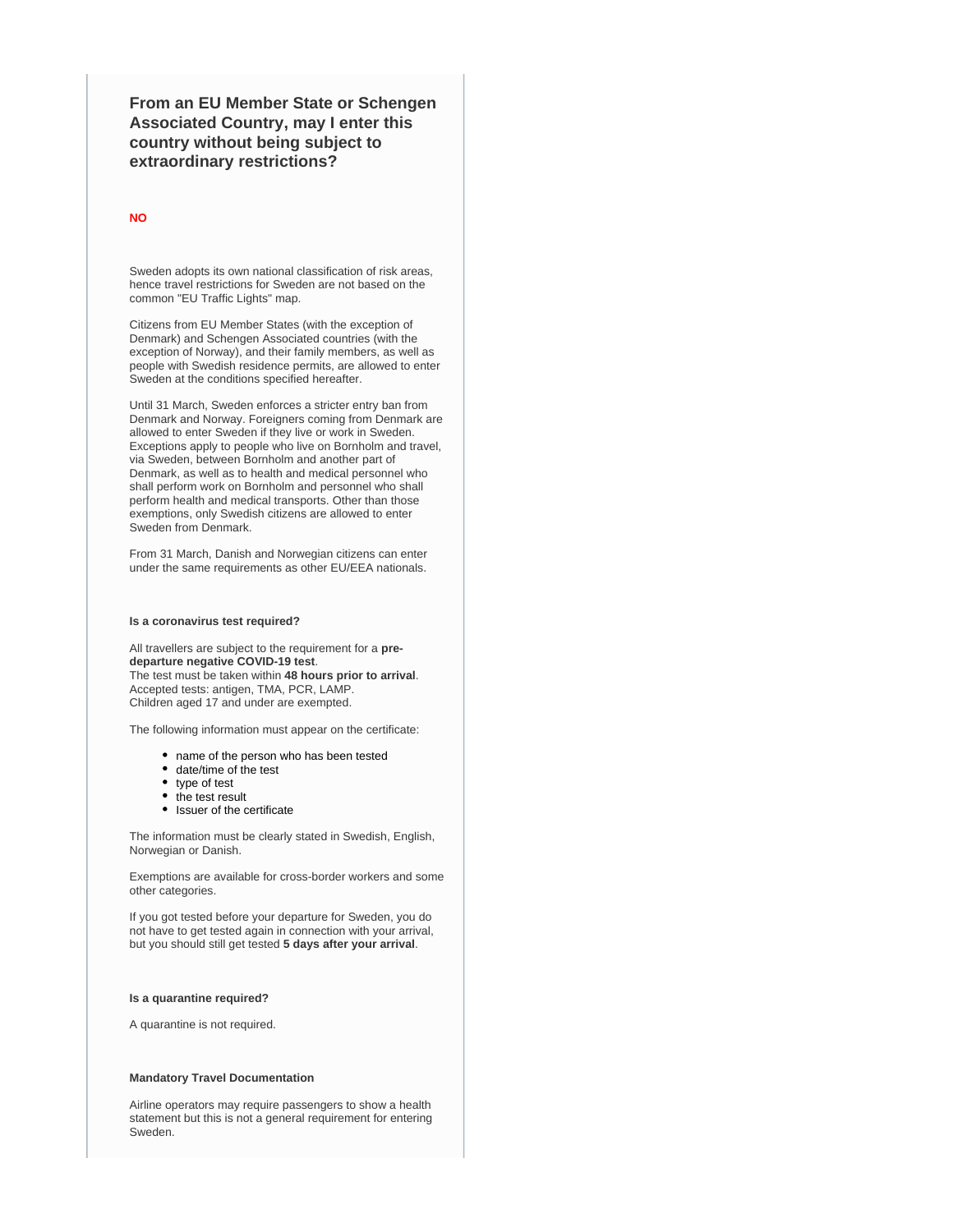### From an EU Member State or Schengen Associated Country, may I enter this country without being subject to extraordinary restrictions?

**NO**

Sweden adopts its own national classification of risk areas, hence travel restrictions for Sweden are not based on the common "EU Traffic Lights" map.

Citizens from EU Member States (with the exception of Denmark) and Schengen Associated countries (with the exception of Norway), and their family members, as well as people with Swedish residence permits, are allowed to enter Sweden at the conditions specified hereafter.

Until 31 March, Sweden enforces a stricter entry ban from Denmark and Norway. Foreigners coming from Denmark are allowed to enter Sweden if they live or work in Sweden. Exceptions apply to people who live on Bornholm and travel, via Sweden, between Bornholm and another part of Denmark, as well as to health and medical personnel who shall perform work on Bornholm and personnel who shall perform health and medical transports. Other than those exemptions, only Swedish citizens are allowed to enter Sweden from Denmark.

From 31 March, Danish and Norwegian citizens can enter under the same requirements as other EU/EEA nationals.

**Is a coronavirus test required?**

All travellers are subject to the requirement for a **pre-departure negative COVID-19 test**.
The test must be taken within **48 hours prior to arrival**.
Accepted tests: antigen, TMA, PCR, LAMP.
Children aged 17 and under are exempted.

The following information must appear on the certificate:

- name of the person who has been tested
- date/time of the test
- type of test
- the test result
- Issuer of the certificate

The information must be clearly stated in Swedish, English, Norwegian or Danish.

Exemptions are available for cross-border workers and some other categories.

If you got tested before your departure for Sweden, you do not have to get tested again in connection with your arrival, but you should still get tested **5 days after your arrival**.

**Is a quarantine required?**

A quarantine is not required.

**Mandatory Travel Documentation**

Airline operators may require passengers to show a health statement but this is not a general requirement for entering Sweden.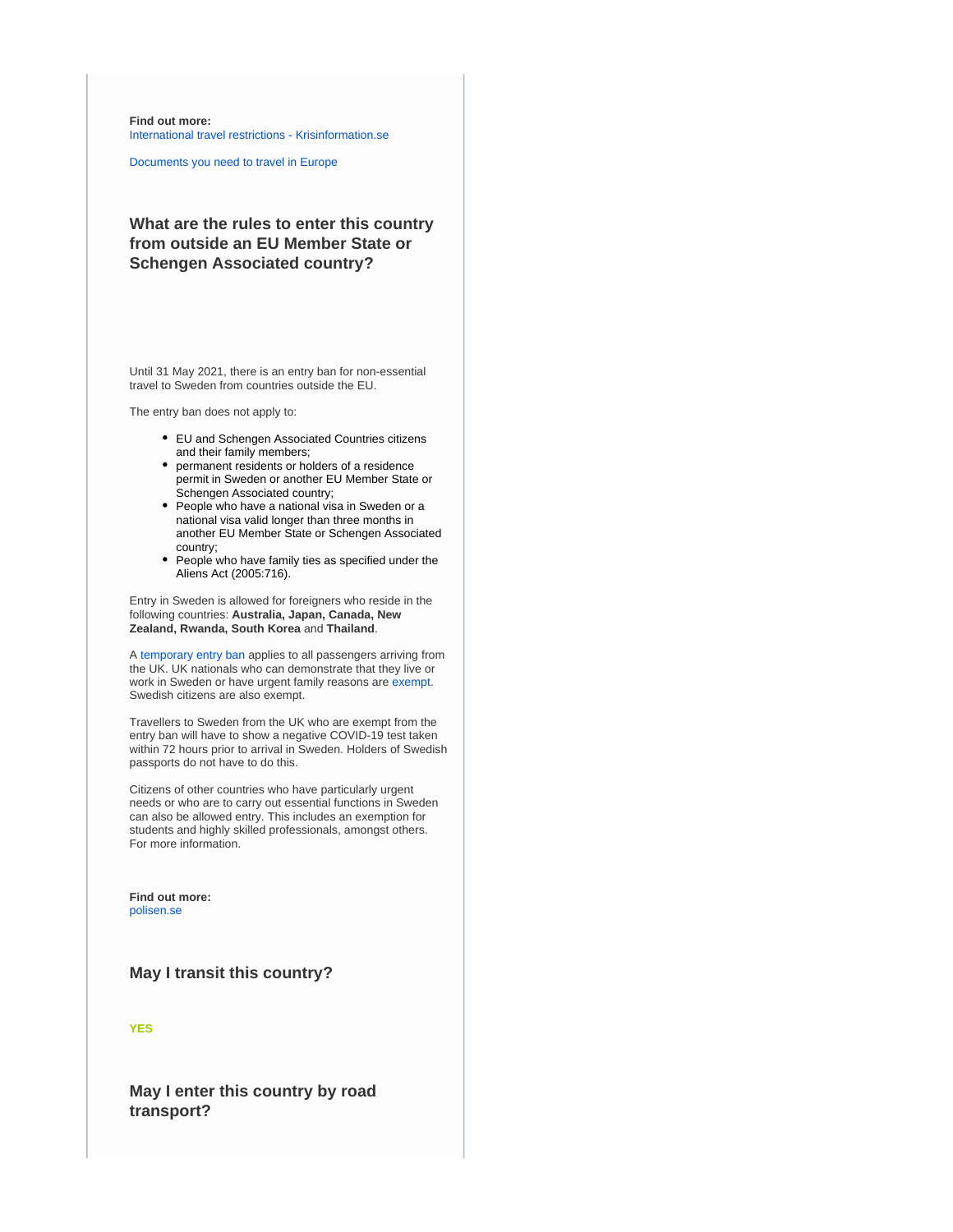**Find out more:**
International travel restrictions - Krisinformation.se

Documents you need to travel in Europe

### What are the rules to enter this country from outside an EU Member State or Schengen Associated country?

Until 31 May 2021, there is an entry ban for non-essential travel to Sweden from countries outside the EU.

The entry ban does not apply to:

- EU and Schengen Associated Countries citizens and their family members;
- permanent residents or holders of a residence permit in Sweden or another EU Member State or Schengen Associated country;
- People who have a national visa in Sweden or a national visa valid longer than three months in another EU Member State or Schengen Associated country;
- People who have family ties as specified under the Aliens Act (2005:716).

Entry in Sweden is allowed for foreigners who reside in the following countries: **Australia, Japan, Canada, New Zealand, Rwanda, South Korea** and **Thailand**.

A temporary entry ban applies to all passengers arriving from the UK. UK nationals who can demonstrate that they live or work in Sweden or have urgent family reasons are exempt. Swedish citizens are also exempt.

Travellers to Sweden from the UK who are exempt from the entry ban will have to show a negative COVID-19 test taken within 72 hours prior to arrival in Sweden. Holders of Swedish passports do not have to do this.

Citizens of other countries who have particularly urgent needs or who are to carry out essential functions in Sweden can also be allowed entry. This includes an exemption for students and highly skilled professionals, amongst others. For more information.

**Find out more:**
polisen.se

### May I transit this country?

**YES**

### May I enter this country by road transport?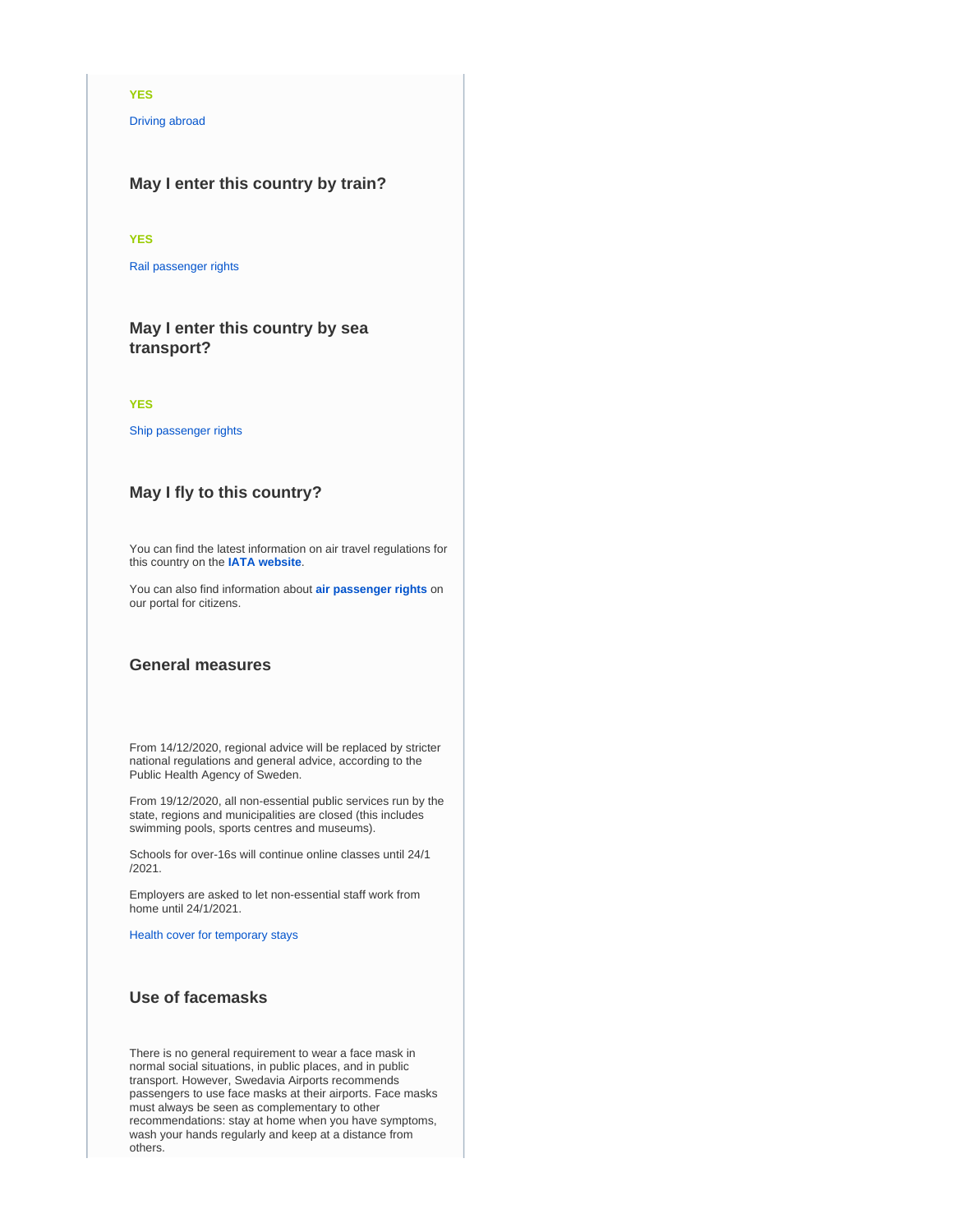YES

Driving abroad

### May I enter this country by train?

YES

Rail passenger rights

### May I enter this country by sea transport?

YES

Ship passenger rights

### May I fly to this country?

You can find the latest information on air travel regulations for this country on the **IATA website**.

You can also find information about **air passenger rights** on our portal for citizens.

### General measures

From 14/12/2020, regional advice will be replaced by stricter national regulations and general advice, according to the Public Health Agency of Sweden.

From 19/12/2020, all non-essential public services run by the state, regions and municipalities are closed (this includes swimming pools, sports centres and museums).

Schools for over-16s will continue online classes until 24/1/2021.

Employers are asked to let non-essential staff work from home until 24/1/2021.

Health cover for temporary stays

### Use of facemasks

There is no general requirement to wear a face mask in normal social situations, in public places, and in public transport. However, Swedavia Airports recommends passengers to use face masks at their airports. Face masks must always be seen as complementary to other recommendations: stay at home when you have symptoms, wash your hands regularly and keep at a distance from others.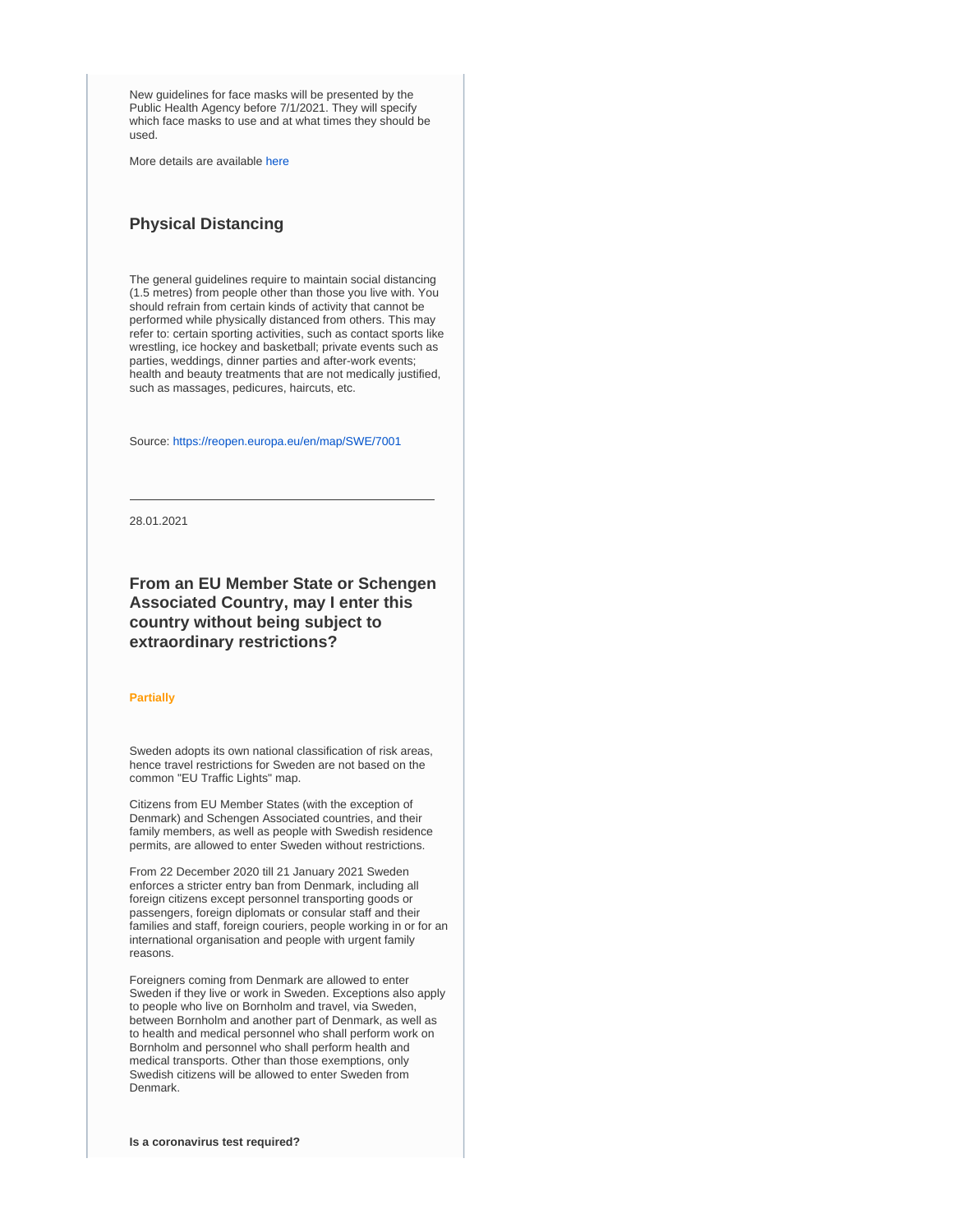New guidelines for face masks will be presented by the Public Health Agency before 7/1/2021. They will specify which face masks to use and at what times they should be used.

More details are available here

### Physical Distancing

The general guidelines require to maintain social distancing (1.5 metres) from people other than those you live with. You should refrain from certain kinds of activity that cannot be performed while physically distanced from others. This may refer to: certain sporting activities, such as contact sports like wrestling, ice hockey and basketball; private events such as parties, weddings, dinner parties and after-work events; health and beauty treatments that are not medically justified, such as massages, pedicures, haircuts, etc.

Source: https://reopen.europa.eu/en/map/SWE/7001

---

28.01.2021

### From an EU Member State or Schengen Associated Country, may I enter this country without being subject to extraordinary restrictions?

**Partially**

Sweden adopts its own national classification of risk areas, hence travel restrictions for Sweden are not based on the common "EU Traffic Lights" map.

Citizens from EU Member States (with the exception of Denmark) and Schengen Associated countries, and their family members, as well as people with Swedish residence permits, are allowed to enter Sweden without restrictions.

From 22 December 2020 till 21 January 2021 Sweden enforces a stricter entry ban from Denmark, including all foreign citizens except personnel transporting goods or passengers, foreign diplomats or consular staff and their families and staff, foreign couriers, people working in or for an international organisation and people with urgent family reasons.

Foreigners coming from Denmark are allowed to enter Sweden if they live or work in Sweden. Exceptions also apply to people who live on Bornholm and travel, via Sweden, between Bornholm and another part of Denmark, as well as to health and medical personnel who shall perform work on Bornholm and personnel who shall perform health and medical transports. Other than those exemptions, only Swedish citizens will be allowed to enter Sweden from Denmark.

**Is a coronavirus test required?**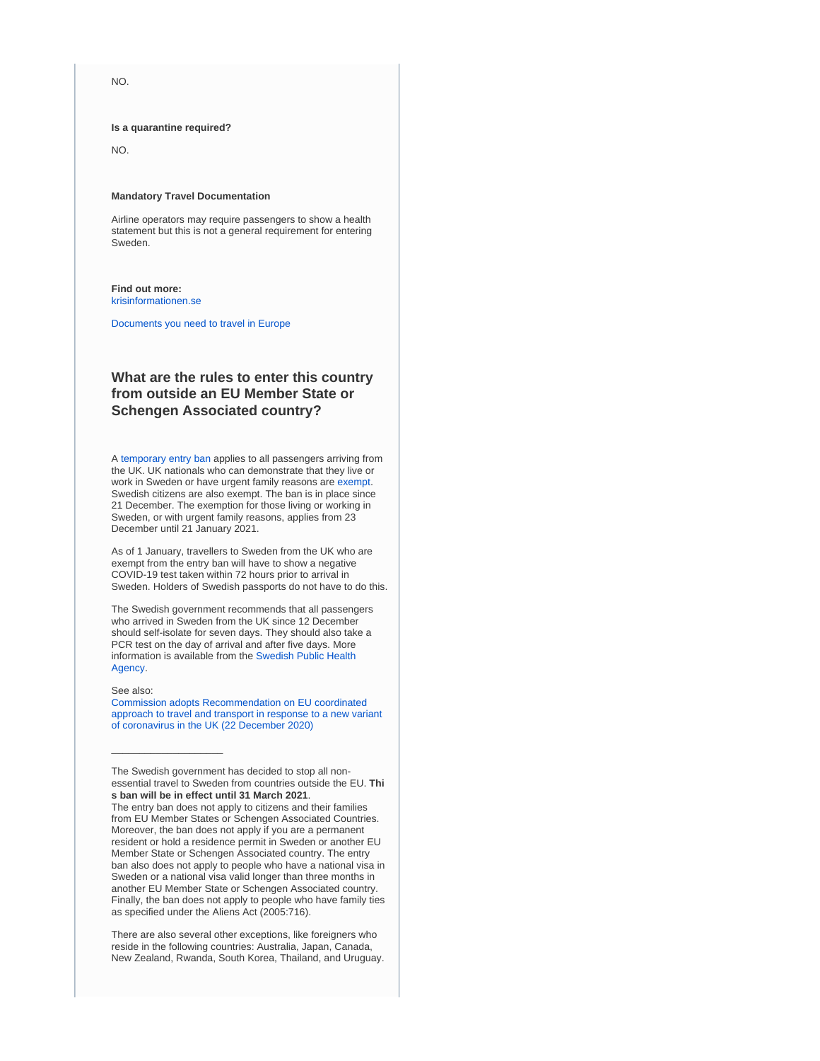NO.

**Is a quarantine required?**

NO.

**Mandatory Travel Documentation**

Airline operators may require passengers to show a health statement but this is not a general requirement for entering Sweden.

**Find out more:**
krisinformationen.se

Documents you need to travel in Europe

## What are the rules to enter this country from outside an EU Member State or Schengen Associated country?

A temporary entry ban applies to all passengers arriving from the UK. UK nationals who can demonstrate that they live or work in Sweden or have urgent family reasons are exempt. Swedish citizens are also exempt. The ban is in place since 21 December. The exemption for those living or working in Sweden, or with urgent family reasons, applies from 23 December until 21 January 2021.

As of 1 January, travellers to Sweden from the UK who are exempt from the entry ban will have to show a negative COVID-19 test taken within 72 hours prior to arrival in Sweden. Holders of Swedish passports do not have to do this.

The Swedish government recommends that all passengers who arrived in Sweden from the UK since 12 December should self-isolate for seven days. They should also take a PCR test on the day of arrival and after five days. More information is available from the Swedish Public Health Agency.

See also:
Commission adopts Recommendation on EU coordinated approach to travel and transport in response to a new variant of coronavirus in the UK (22 December 2020)

___________________

The Swedish government has decided to stop all non-essential travel to Sweden from countries outside the EU. **This ban will be in effect until 31 March 2021**.
The entry ban does not apply to citizens and their families from EU Member States or Schengen Associated Countries. Moreover, the ban does not apply if you are a permanent resident or hold a residence permit in Sweden or another EU Member State or Schengen Associated country. The entry ban also does not apply to people who have a national visa in Sweden or a national visa valid longer than three months in another EU Member State or Schengen Associated country. Finally, the ban does not apply to people who have family ties as specified under the Aliens Act (2005:716).

There are also several other exceptions, like foreigners who reside in the following countries: Australia, Japan, Canada, New Zealand, Rwanda, South Korea, Thailand, and Uruguay.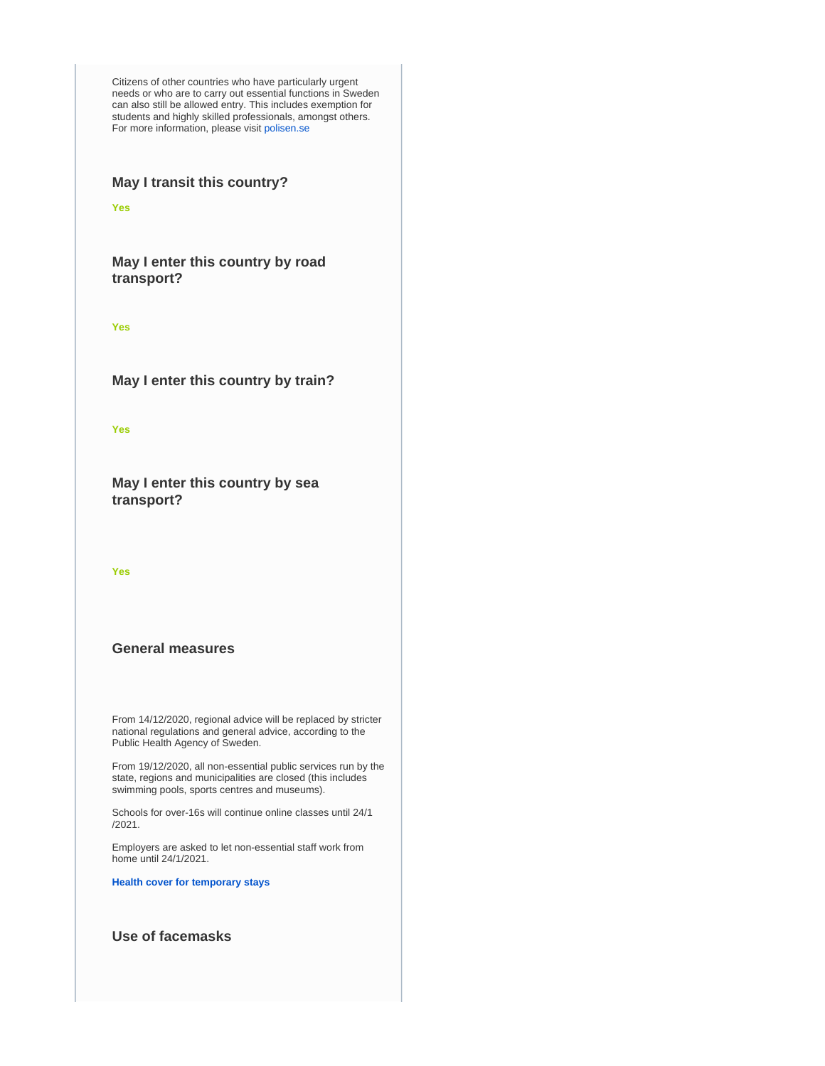Citizens of other countries who have particularly urgent needs or who are to carry out essential functions in Sweden can also still be allowed entry. This includes exemption for students and highly skilled professionals, amongst others. For more information, please visit polisen.se

### May I transit this country?

**Yes**

### May I enter this country by road transport?

**Yes**

### May I enter this country by train?

**Yes**

### May I enter this country by sea transport?

**Yes**

### General measures

From 14/12/2020, regional advice will be replaced by stricter national regulations and general advice, according to the Public Health Agency of Sweden.

From 19/12/2020, all non-essential public services run by the state, regions and municipalities are closed (this includes swimming pools, sports centres and museums).

Schools for over-16s will continue online classes until 24/1/2021.

Employers are asked to let non-essential staff work from home until 24/1/2021.

**Health cover for temporary stays**

### Use of facemasks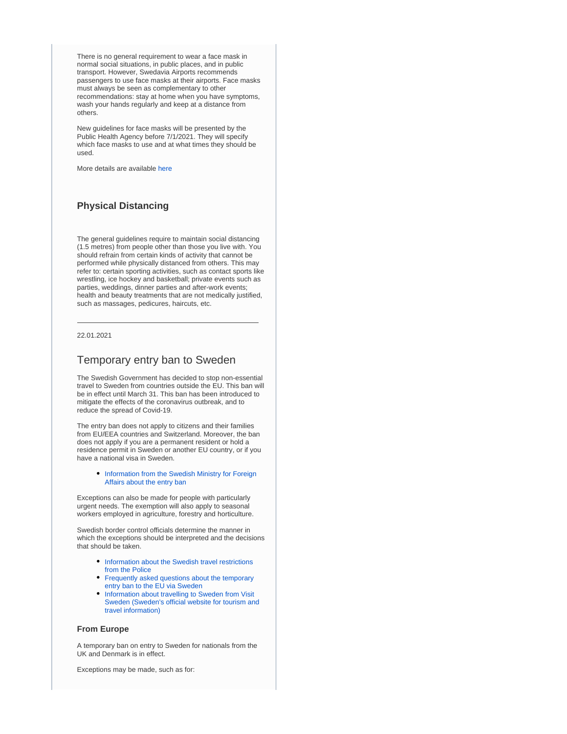There is no general requirement to wear a face mask in normal social situations, in public places, and in public transport. However, Swedavia Airports recommends passengers to use face masks at their airports. Face masks must always be seen as complementary to other recommendations: stay at home when you have symptoms, wash your hands regularly and keep at a distance from others.

New guidelines for face masks will be presented by the Public Health Agency before 7/1/2021. They will specify which face masks to use and at what times they should be used.

More details are available here

### Physical Distancing

The general guidelines require to maintain social distancing (1.5 metres) from people other than those you live with. You should refrain from certain kinds of activity that cannot be performed while physically distanced from others. This may refer to: certain sporting activities, such as contact sports like wrestling, ice hockey and basketball; private events such as parties, weddings, dinner parties and after-work events; health and beauty treatments that are not medically justified, such as massages, pedicures, haircuts, etc.

---

22.01.2021

## Temporary entry ban to Sweden

The Swedish Government has decided to stop non-essential travel to Sweden from countries outside the EU. This ban will be in effect until March 31. This ban has been introduced to mitigate the effects of the coronavirus outbreak, and to reduce the spread of Covid-19.

The entry ban does not apply to citizens and their families from EU/EEA countries and Switzerland. Moreover, the ban does not apply if you are a permanent resident or hold a residence permit in Sweden or another EU country, or if you have a national visa in Sweden.

- Information from the Swedish Ministry for Foreign Affairs about the entry ban

Exceptions can also be made for people with particularly urgent needs. The exemption will also apply to seasonal workers employed in agriculture, forestry and horticulture.

Swedish border control officials determine the manner in which the exceptions should be interpreted and the decisions that should be taken.

- Information about the Swedish travel restrictions from the Police
- Frequently asked questions about the temporary entry ban to the EU via Sweden
- Information about travelling to Sweden from Visit Sweden (Sweden's official website for tourism and travel information)

### From Europe

A temporary ban on entry to Sweden for nationals from the UK and Denmark is in effect.

Exceptions may be made, such as for: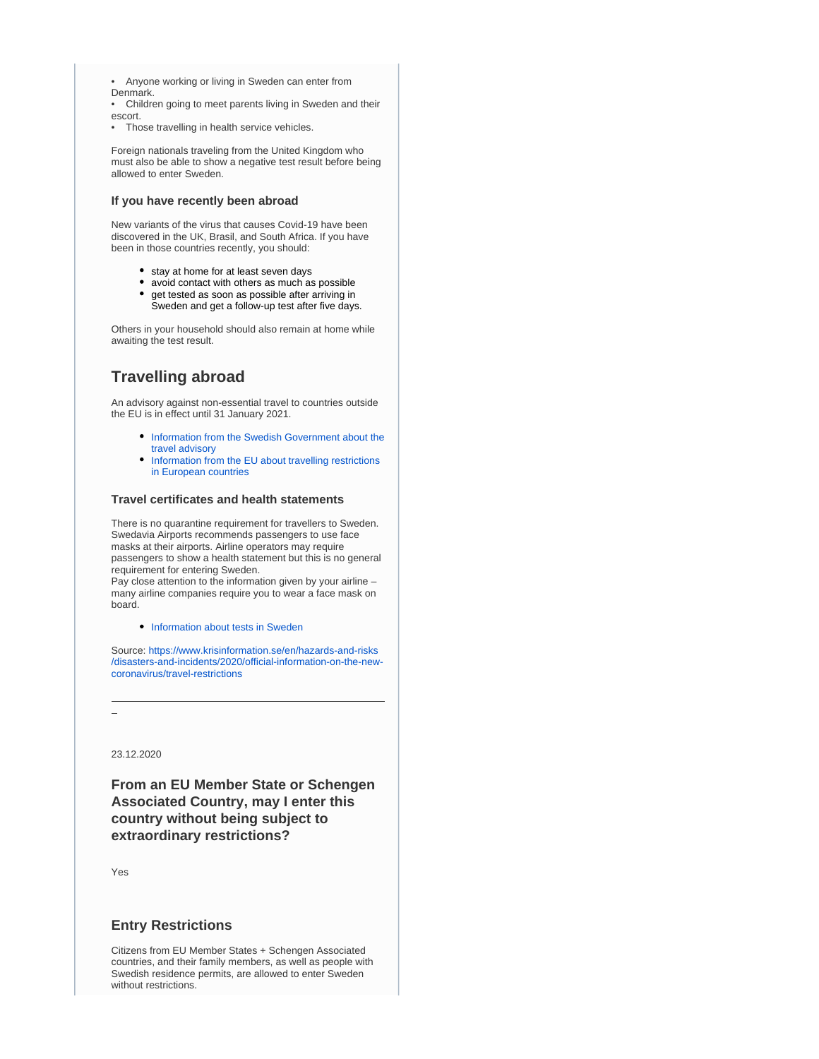- Anyone working or living in Sweden can enter from Denmark.
- Children going to meet parents living in Sweden and their escort.
- Those travelling in health service vehicles.

Foreign nationals traveling from the United Kingdom who must also be able to show a negative test result before being allowed to enter Sweden.

### If you have recently been abroad

New variants of the virus that causes Covid-19 have been discovered in the UK, Brasil, and South Africa. If you have been in those countries recently, you should:

- stay at home for at least seven days
- avoid contact with others as much as possible
- get tested as soon as possible after arriving in Sweden and get a follow-up test after five days.

Others in your household should also remain at home while awaiting the test result.

## Travelling abroad

An advisory against non-essential travel to countries outside the EU is in effect until 31 January 2021.

- Information from the Swedish Government about the travel advisory
- Information from the EU about travelling restrictions in European countries

### Travel certificates and health statements

There is no quarantine requirement for travellers to Sweden. Swedavia Airports recommends passengers to use face masks at their airports. Airline operators may require passengers to show a health statement but this is no general requirement for entering Sweden.
Pay close attention to the information given by your airline – many airline companies require you to wear a face mask on board.

- Information about tests in Sweden

Source: https://www.krisinformation.se/en/hazards-and-risks/disasters-and-incidents/2020/official-information-on-the-new-coronavirus/travel-restrictions

---

–

23.12.2020

### From an EU Member State or Schengen Associated Country, may I enter this country without being subject to extraordinary restrictions?

Yes

### Entry Restrictions

Citizens from EU Member States + Schengen Associated countries, and their family members, as well as people with Swedish residence permits, are allowed to enter Sweden without restrictions.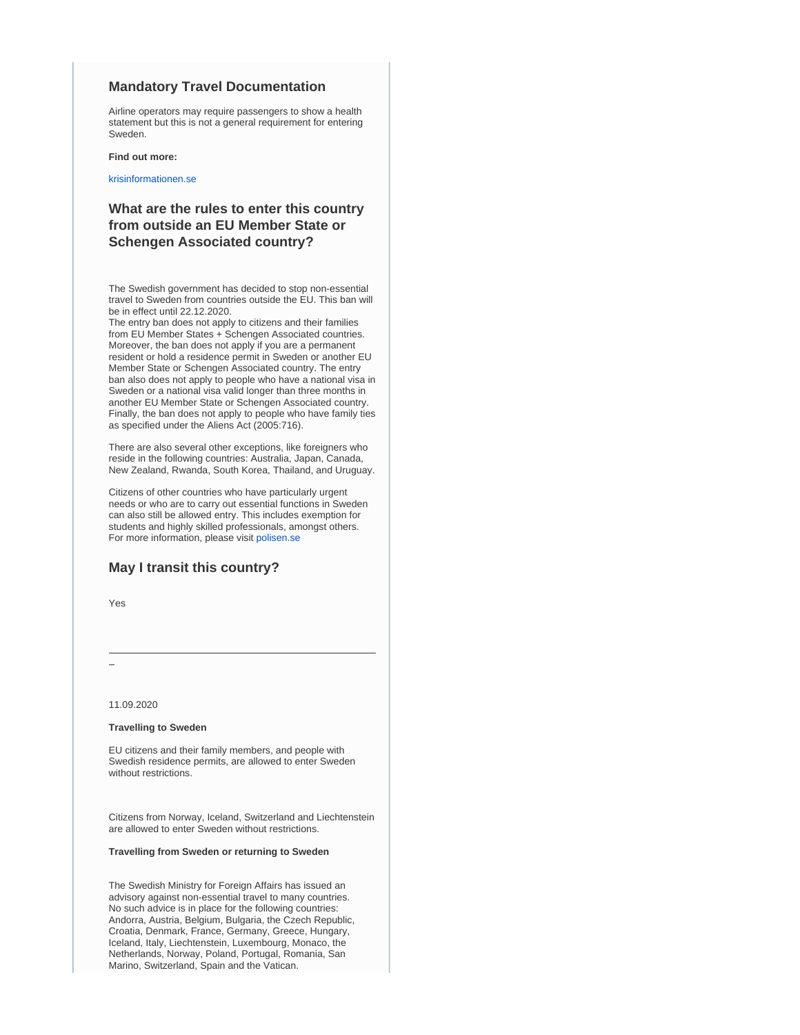### Mandatory Travel Documentation

Airline operators may require passengers to show a health statement but this is not a general requirement for entering Sweden.

**Find out more:**

krisinformationen.se

### What are the rules to enter this country from outside an EU Member State or Schengen Associated country?

The Swedish government has decided to stop non-essential travel to Sweden from countries outside the EU. This ban will be in effect until 22.12.2020.
The entry ban does not apply to citizens and their families from EU Member States + Schengen Associated countries. Moreover, the ban does not apply if you are a permanent resident or hold a residence permit in Sweden or another EU Member State or Schengen Associated country. The entry ban also does not apply to people who have a national visa in Sweden or a national visa valid longer than three months in another EU Member State or Schengen Associated country. Finally, the ban does not apply to people who have family ties as specified under the Aliens Act (2005:716).

There are also several other exceptions, like foreigners who reside in the following countries: Australia, Japan, Canada, New Zealand, Rwanda, South Korea, Thailand, and Uruguay.

Citizens of other countries who have particularly urgent needs or who are to carry out essential functions in Sweden can also still be allowed entry. This includes exemption for students and highly skilled professionals, amongst others. For more information, please visit polisen.se

### May I transit this country?

Yes

---

–

11.09.2020

**Travelling to Sweden**

EU citizens and their family members, and people with Swedish residence permits, are allowed to enter Sweden without restrictions.

Citizens from Norway, Iceland, Switzerland and Liechtenstein are allowed to enter Sweden without restrictions.

**Travelling from Sweden or returning to Sweden**

The Swedish Ministry for Foreign Affairs has issued an advisory against non-essential travel to many countries. No such advice is in place for the following countries: Andorra, Austria, Belgium, Bulgaria, the Czech Republic, Croatia, Denmark, France, Germany, Greece, Hungary, Iceland, Italy, Liechtenstein, Luxembourg, Monaco, the Netherlands, Norway, Poland, Portugal, Romania, San Marino, Switzerland, Spain and the Vatican.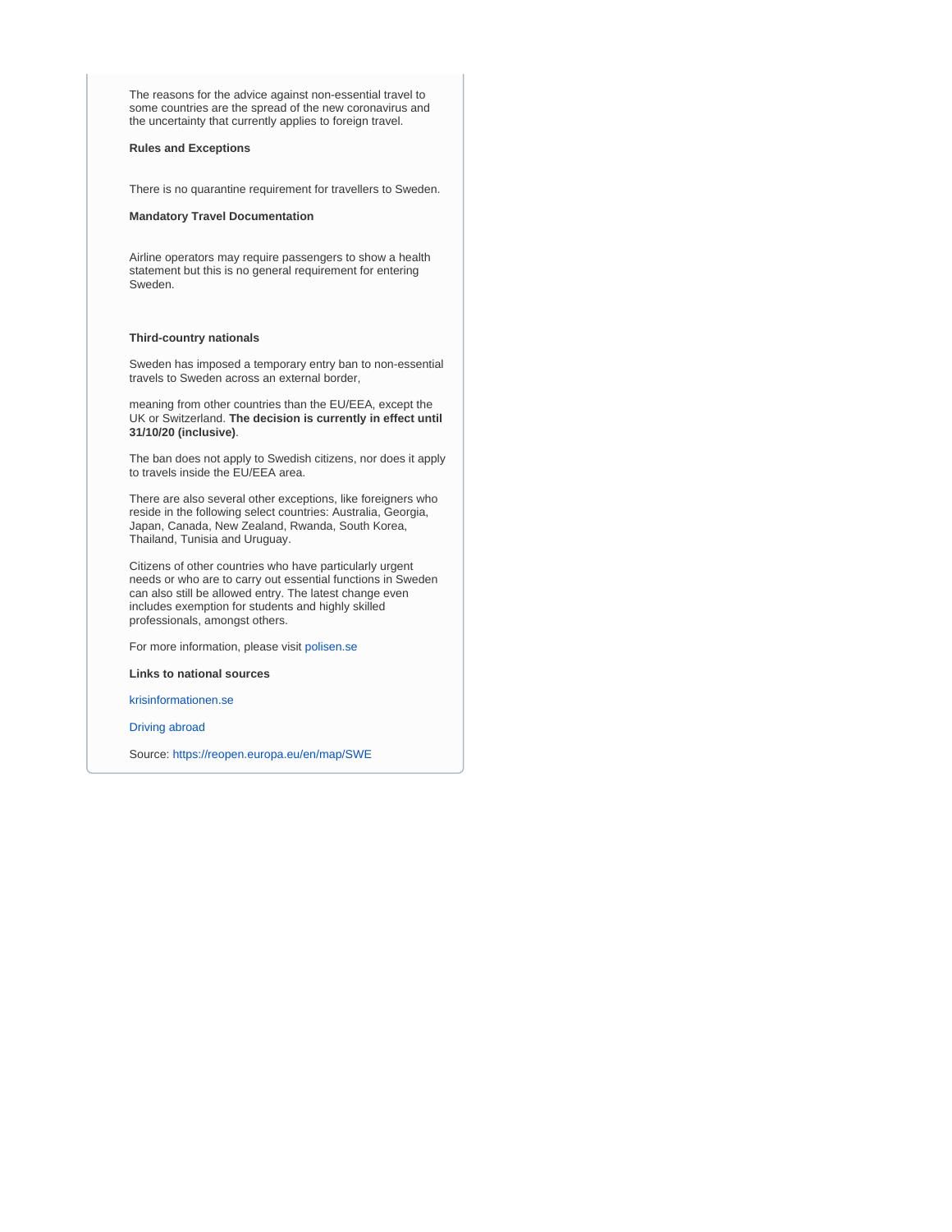The reasons for the advice against non-essential travel to some countries are the spread of the new coronavirus and the uncertainty that currently applies to foreign travel.

**Rules and Exceptions**

There is no quarantine requirement for travellers to Sweden.

**Mandatory Travel Documentation**

Airline operators may require passengers to show a health statement but this is no general requirement for entering Sweden.

**Third-country nationals**

Sweden has imposed a temporary entry ban to non-essential travels to Sweden across an external border,

meaning from other countries than the EU/EEA, except the UK or Switzerland. **The decision is currently in effect until 31/10/20 (inclusive)**.

The ban does not apply to Swedish citizens, nor does it apply to travels inside the EU/EEA area.

There are also several other exceptions, like foreigners who reside in the following select countries: Australia, Georgia, Japan, Canada, New Zealand, Rwanda, South Korea, Thailand, Tunisia and Uruguay.

Citizens of other countries who have particularly urgent needs or who are to carry out essential functions in Sweden can also still be allowed entry. The latest change even includes exemption for students and highly skilled professionals, amongst others.

For more information, please visit polisen.se

**Links to national sources**

krisinformationen.se

Driving abroad

Source: https://reopen.europa.eu/en/map/SWE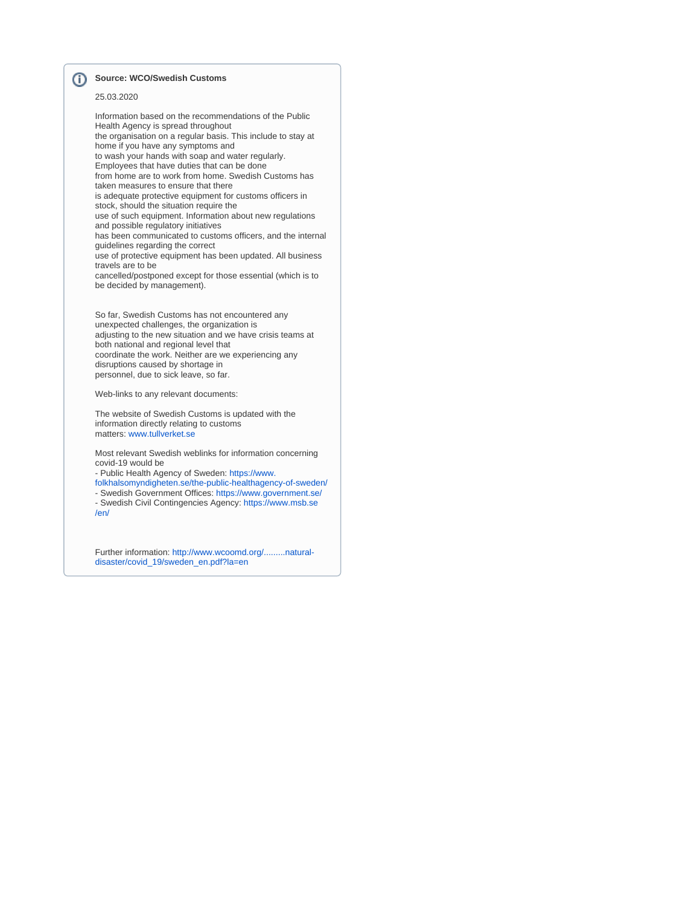**Source: WCO/Swedish Customs**

25.03.2020

Information based on the recommendations of the Public Health Agency is spread throughout the organisation on a regular basis. This include to stay at home if you have any symptoms and to wash your hands with soap and water regularly. Employees that have duties that can be done from home are to work from home. Swedish Customs has taken measures to ensure that there is adequate protective equipment for customs officers in stock, should the situation require the use of such equipment. Information about new regulations and possible regulatory initiatives has been communicated to customs officers, and the internal guidelines regarding the correct use of protective equipment has been updated. All business travels are to be cancelled/postponed except for those essential (which is to be decided by management).

So far, Swedish Customs has not encountered any unexpected challenges, the organization is adjusting to the new situation and we have crisis teams at both national and regional level that coordinate the work. Neither are we experiencing any disruptions caused by shortage in personnel, due to sick leave, so far.

Web-links to any relevant documents:

The website of Swedish Customs is updated with the information directly relating to customs matters: www.tullverket.se

Most relevant Swedish weblinks for information concerning covid-19 would be

- Public Health Agency of Sweden: https://www.folkhalsomyndigheten.se/the-public-healthagency-of-sweden/
- Swedish Government Offices: https://www.government.se/
- Swedish Civil Contingencies Agency: https://www.msb.se/en/

Further information: http://www.wcoomd.org/.........natural-disaster/covid_19/sweden_en.pdf?la=en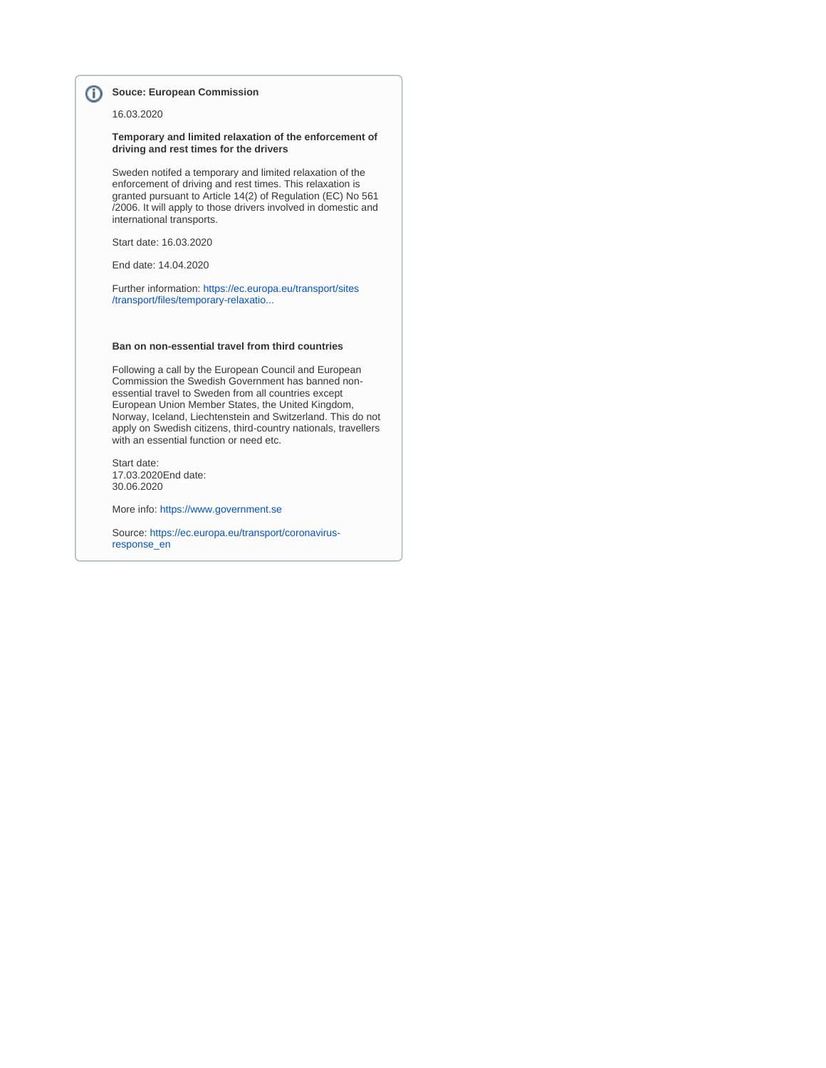**Souce: European Commission**

16.03.2020

**Temporary and limited relaxation of the enforcement of driving and rest times for the drivers**

Sweden notifed a temporary and limited relaxation of the enforcement of driving and rest times. This relaxation is granted pursuant to Article 14(2) of Regulation (EC) No 561 /2006. It will apply to those drivers involved in domestic and international transports.

Start date: 16.03.2020

End date: 14.04.2020

Further information: https://ec.europa.eu/transport/sites /transport/files/temporary-relaxatio...

**Ban on non-essential travel from third countries**

Following a call by the European Council and European Commission the Swedish Government has banned non-essential travel to Sweden from all countries except European Union Member States, the United Kingdom, Norway, Iceland, Liechtenstein and Switzerland. This do not apply on Swedish citizens, third-country nationals, travellers with an essential function or need etc.

Start date:
17.03.2020End date:
30.06.2020

More info: https://www.government.se

Source: https://ec.europa.eu/transport/coronavirus-response_en